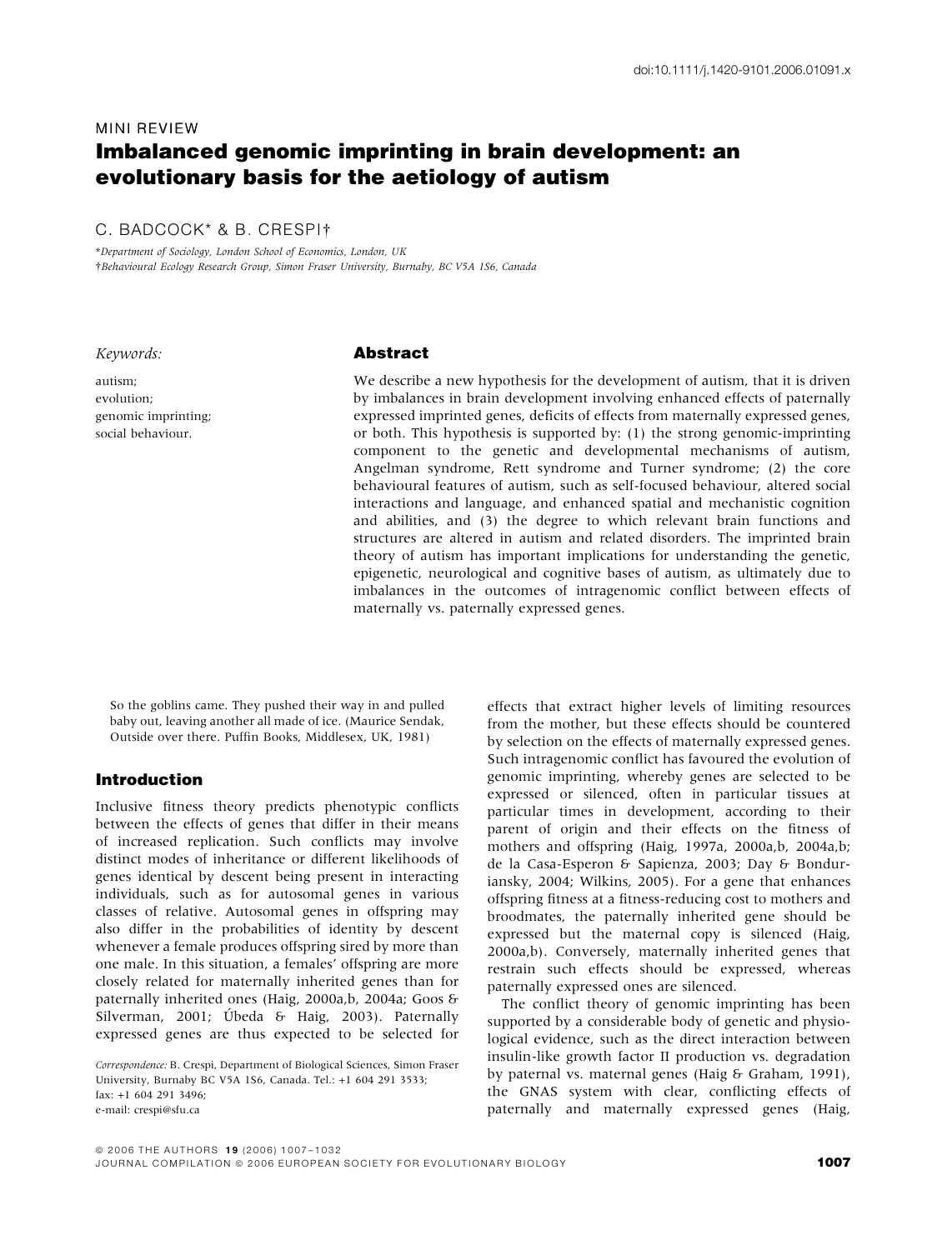doi:10.1111/j.1420-9101.2006.01091.x

MINI REVIEW

# Imbalanced genomic imprinting in brain development: an evolutionary basis for the aetiology of autism

C. BADCOCK* & B. CRESPI†

*Department of Sociology, London School of Economics, London, UK

†Behavioural Ecology Research Group, Simon Fraser University, Burnaby, BC V5A 1S6, Canada

*Keywords:*

autism;
evolution;
genomic imprinting;
social behaviour.

## Abstract

We describe a new hypothesis for the development of autism, that it is driven by imbalances in brain development involving enhanced effects of paternally expressed imprinted genes, deficits of effects from maternally expressed genes, or both. This hypothesis is supported by: (1) the strong genomic-imprinting component to the genetic and developmental mechanisms of autism, Angelman syndrome, Rett syndrome and Turner syndrome; (2) the core behavioural features of autism, such as self-focused behaviour, altered social interactions and language, and enhanced spatial and mechanistic cognition and abilities, and (3) the degree to which relevant brain functions and structures are altered in autism and related disorders. The imprinted brain theory of autism has important implications for understanding the genetic, epigenetic, neurological and cognitive bases of autism, as ultimately due to imbalances in the outcomes of intragenomic conflict between effects of maternally vs. paternally expressed genes.

So the goblins came. They pushed their way in and pulled baby out, leaving another all made of ice. (Maurice Sendak, Outside over there. Puffin Books, Middlesex, UK, 1981)

## Introduction

Inclusive fitness theory predicts phenotypic conflicts between the effects of genes that differ in their means of increased replication. Such conflicts may involve distinct modes of inheritance or different likelihoods of genes identical by descent being present in interacting individuals, such as for autosomal genes in various classes of relative. Autosomal genes in offspring may also differ in the probabilities of identity by descent whenever a female produces offspring sired by more than one male. In this situation, a females' offspring are more closely related for maternally inherited genes than for paternally inherited ones (Haig, 2000a,b, 2004a; Goos & Silverman, 2001; Úbeda & Haig, 2003). Paternally expressed genes are thus expected to be selected for effects that extract higher levels of limiting resources from the mother, but these effects should be countered by selection on the effects of maternally expressed genes. Such intragenomic conflict has favoured the evolution of genomic imprinting, whereby genes are selected to be expressed or silenced, often in particular tissues at particular times in development, according to their parent of origin and their effects on the fitness of mothers and offspring (Haig, 1997a, 2000a,b, 2004a,b; de la Casa-Esperon & Sapienza, 2003; Day & Bonduriansky, 2004; Wilkins, 2005). For a gene that enhances offspring fitness at a fitness-reducing cost to mothers and broodmates, the paternally inherited gene should be expressed but the maternal copy is silenced (Haig, 2000a,b). Conversely, maternally inherited genes that restrain such effects should be expressed, whereas paternally expressed ones are silenced.

The conflict theory of genomic imprinting has been supported by a considerable body of genetic and physiological evidence, such as the direct interaction between insulin-like growth factor II production vs. degradation by paternal vs. maternal genes (Haig & Graham, 1991), the GNAS system with clear, conflicting effects of paternally and maternally expressed genes (Haig,

*Correspondence:* B. Crespi, Department of Biological Sciences, Simon Fraser University, Burnaby BC V5A 1S6, Canada. Tel.: +1 604 291 3533; fax: +1 604 291 3496; e-mail: crespi@sfu.ca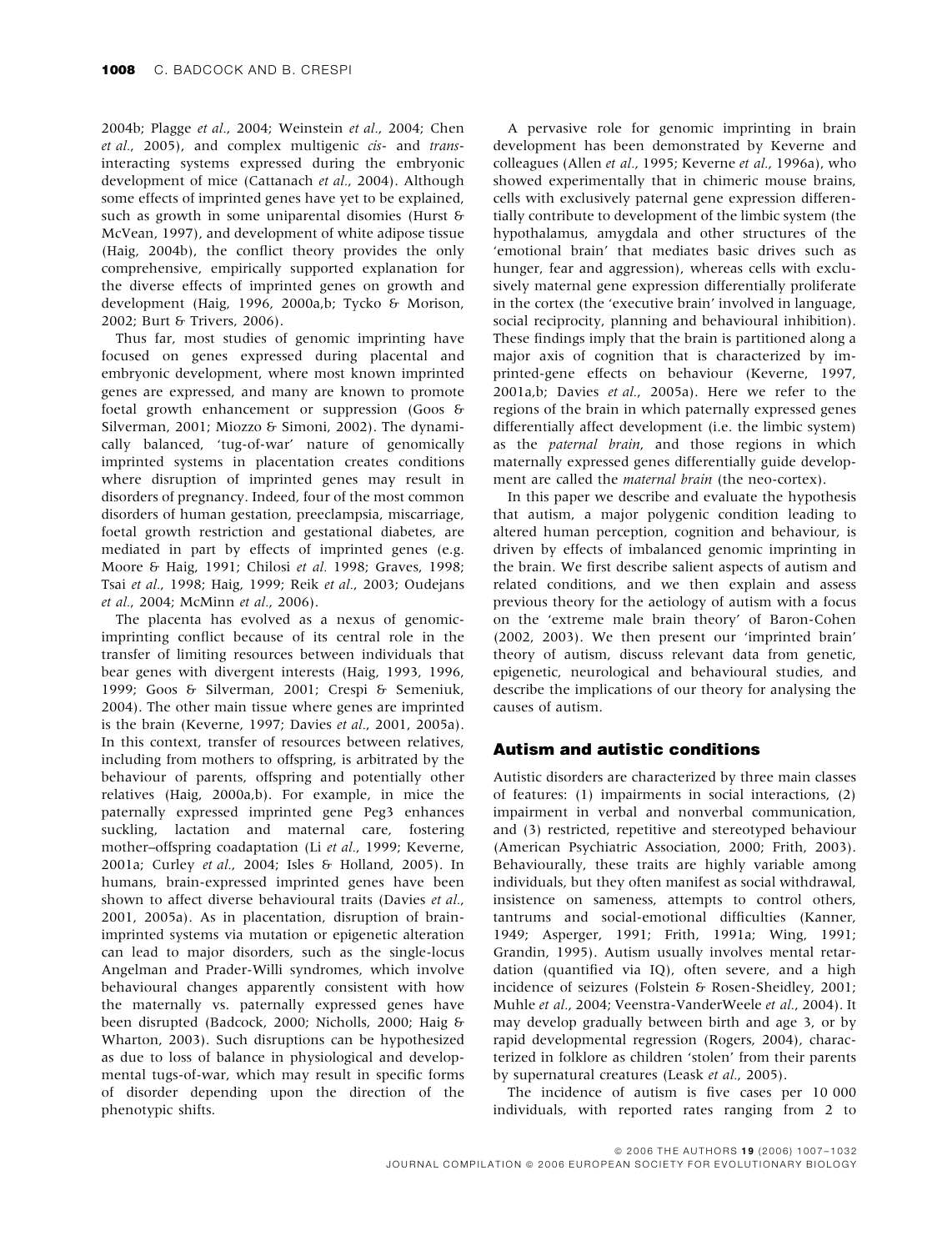2004b; Plagge *et al.*, 2004; Weinstein *et al.*, 2004; Chen *et al.*, 2005), and complex multigenic *cis*- and *trans*-interacting systems expressed during the embryonic development of mice (Cattanach *et al.*, 2004). Although some effects of imprinted genes have yet to be explained, such as growth in some uniparental disomies (Hurst & McVean, 1997), and development of white adipose tissue (Haig, 2004b), the conflict theory provides the only comprehensive, empirically supported explanation for the diverse effects of imprinted genes on growth and development (Haig, 1996, 2000a,b; Tycko & Morison, 2002; Burt & Trivers, 2006).

Thus far, most studies of genomic imprinting have focused on genes expressed during placental and embryonic development, where most known imprinted genes are expressed, and many are known to promote foetal growth enhancement or suppression (Goos & Silverman, 2001; Miozzo & Simoni, 2002). The dynamically balanced, 'tug-of-war' nature of genomically imprinted systems in placentation creates conditions where disruption of imprinted genes may result in disorders of pregnancy. Indeed, four of the most common disorders of human gestation, preeclampsia, miscarriage, foetal growth restriction and gestational diabetes, are mediated in part by effects of imprinted genes (e.g. Moore & Haig, 1991; Chilosi *et al.* 1998; Graves, 1998; Tsai *et al.*, 1998; Haig, 1999; Reik *et al.*, 2003; Oudejans *et al.*, 2004; McMinn *et al.*, 2006).

The placenta has evolved as a nexus of genomic-imprinting conflict because of its central role in the transfer of limiting resources between individuals that bear genes with divergent interests (Haig, 1993, 1996, 1999; Goos & Silverman, 2001; Crespi & Semeniuk, 2004). The other main tissue where genes are imprinted is the brain (Keverne, 1997; Davies *et al.*, 2001, 2005a). In this context, transfer of resources between relatives, including from mothers to offspring, is arbitrated by the behaviour of parents, offspring and potentially other relatives (Haig, 2000a,b). For example, in mice the paternally expressed imprinted gene Peg3 enhances suckling, lactation and maternal care, fostering mother–offspring coadaptation (Li *et al.*, 1999; Keverne, 2001a; Curley *et al.*, 2004; Isles & Holland, 2005). In humans, brain-expressed imprinted genes have been shown to affect diverse behavioural traits (Davies *et al.*, 2001, 2005a). As in placentation, disruption of brain-imprinted systems via mutation or epigenetic alteration can lead to major disorders, such as the single-locus Angelman and Prader-Willi syndromes, which involve behavioural changes apparently consistent with how the maternally vs. paternally expressed genes have been disrupted (Badcock, 2000; Nicholls, 2000; Haig & Wharton, 2003). Such disruptions can be hypothesized as due to loss of balance in physiological and developmental tugs-of-war, which may result in specific forms of disorder depending upon the direction of the phenotypic shifts.

A pervasive role for genomic imprinting in brain development has been demonstrated by Keverne and colleagues (Allen *et al.*, 1995; Keverne *et al.*, 1996a), who showed experimentally that in chimeric mouse brains, cells with exclusively paternal gene expression differentially contribute to development of the limbic system (the hypothalamus, amygdala and other structures of the 'emotional brain' that mediates basic drives such as hunger, fear and aggression), whereas cells with exclusively maternal gene expression differentially proliferate in the cortex (the 'executive brain' involved in language, social reciprocity, planning and behavioural inhibition). These findings imply that the brain is partitioned along a major axis of cognition that is characterized by imprinted-gene effects on behaviour (Keverne, 1997, 2001a,b; Davies *et al.*, 2005a). Here we refer to the regions of the brain in which paternally expressed genes differentially affect development (i.e. the limbic system) as the *paternal brain*, and those regions in which maternally expressed genes differentially guide development are called the *maternal brain* (the neo-cortex).

In this paper we describe and evaluate the hypothesis that autism, a major polygenic condition leading to altered human perception, cognition and behaviour, is driven by effects of imbalanced genomic imprinting in the brain. We first describe salient aspects of autism and related conditions, and we then explain and assess previous theory for the aetiology of autism with a focus on the 'extreme male brain theory' of Baron-Cohen (2002, 2003). We then present our 'imprinted brain' theory of autism, discuss relevant data from genetic, epigenetic, neurological and behavioural studies, and describe the implications of our theory for analysing the causes of autism.

## Autism and autistic conditions

Autistic disorders are characterized by three main classes of features: (1) impairments in social interactions, (2) impairment in verbal and nonverbal communication, and (3) restricted, repetitive and stereotyped behaviour (American Psychiatric Association, 2000; Frith, 2003). Behaviourally, these traits are highly variable among individuals, but they often manifest as social withdrawal, insistence on sameness, attempts to control others, tantrums and social-emotional difficulties (Kanner, 1949; Asperger, 1991; Frith, 1991a; Wing, 1991; Grandin, 1995). Autism usually involves mental retardation (quantified via IQ), often severe, and a high incidence of seizures (Folstein & Rosen-Sheidley, 2001; Muhle *et al.*, 2004; Veenstra-VanderWeele *et al.*, 2004). It may develop gradually between birth and age 3, or by rapid developmental regression (Rogers, 2004), characterized in folklore as children 'stolen' from their parents by supernatural creatures (Leask *et al.*, 2005).

The incidence of autism is five cases per 10 000 individuals, with reported rates ranging from 2 to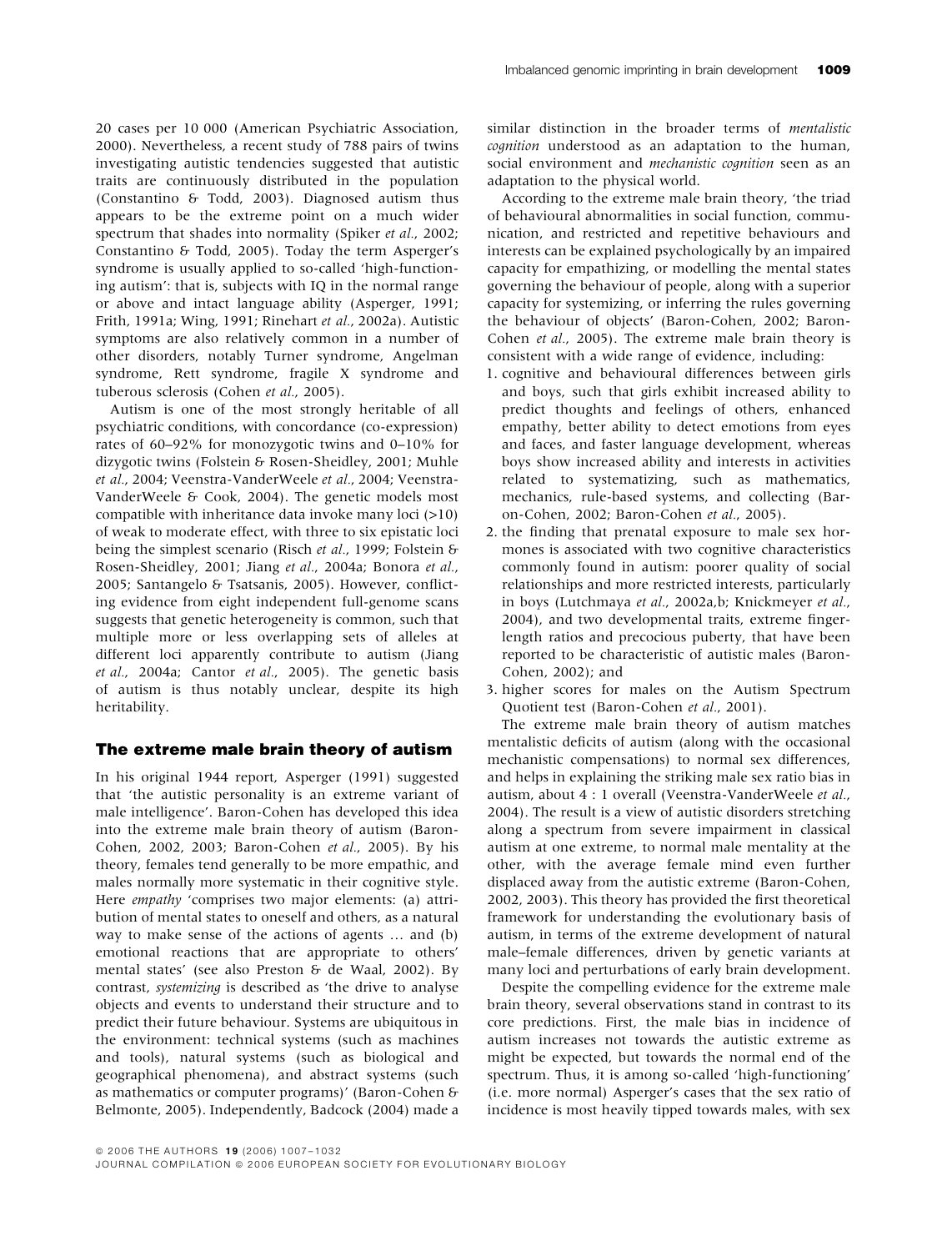20 cases per 10 000 (American Psychiatric Association, 2000). Nevertheless, a recent study of 788 pairs of twins investigating autistic tendencies suggested that autistic traits are continuously distributed in the population (Constantino & Todd, 2003). Diagnosed autism thus appears to be the extreme point on a much wider spectrum that shades into normality (Spiker *et al.*, 2002; Constantino & Todd, 2005). Today the term Asperger's syndrome is usually applied to so-called 'high-functioning autism': that is, subjects with IQ in the normal range or above and intact language ability (Asperger, 1991; Frith, 1991a; Wing, 1991; Rinehart *et al.*, 2002a). Autistic symptoms are also relatively common in a number of other disorders, notably Turner syndrome, Angelman syndrome, Rett syndrome, fragile X syndrome and tuberous sclerosis (Cohen *et al.*, 2005).

Autism is one of the most strongly heritable of all psychiatric conditions, with concordance (co-expression) rates of 60–92% for monozygotic twins and 0–10% for dizygotic twins (Folstein & Rosen-Sheidley, 2001; Muhle *et al.*, 2004; Veenstra-VanderWeele *et al.*, 2004; Veenstra-VanderWeele & Cook, 2004). The genetic models most compatible with inheritance data invoke many loci (>10) of weak to moderate effect, with three to six epistatic loci being the simplest scenario (Risch *et al.*, 1999; Folstein & Rosen-Sheidley, 2001; Jiang *et al.*, 2004a; Bonora *et al.*, 2005; Santangelo & Tsatsanis, 2005). However, conflicting evidence from eight independent full-genome scans suggests that genetic heterogeneity is common, such that multiple more or less overlapping sets of alleles at different loci apparently contribute to autism (Jiang *et al.*, 2004a; Cantor *et al.*, 2005). The genetic basis of autism is thus notably unclear, despite its high heritability.

## The extreme male brain theory of autism

In his original 1944 report, Asperger (1991) suggested that 'the autistic personality is an extreme variant of male intelligence'. Baron-Cohen has developed this idea into the extreme male brain theory of autism (Baron-Cohen, 2002, 2003; Baron-Cohen *et al.*, 2005). By his theory, females tend generally to be more empathic, and males normally more systematic in their cognitive style. Here *empathy* 'comprises two major elements: (a) attribution of mental states to oneself and others, as a natural way to make sense of the actions of agents … and (b) emotional reactions that are appropriate to others' mental states' (see also Preston & de Waal, 2002). By contrast, *systemizing* is described as 'the drive to analyse objects and events to understand their structure and to predict their future behaviour. Systems are ubiquitous in the environment: technical systems (such as machines and tools), natural systems (such as biological and geographical phenomena), and abstract systems (such as mathematics or computer programs)' (Baron-Cohen & Belmonte, 2005). Independently, Badcock (2004) made a similar distinction in the broader terms of *mentalistic cognition* understood as an adaptation to the human, social environment and *mechanistic cognition* seen as an adaptation to the physical world.

According to the extreme male brain theory, 'the triad of behavioural abnormalities in social function, communication, and restricted and repetitive behaviours and interests can be explained psychologically by an impaired capacity for empathizing, or modelling the mental states governing the behaviour of people, along with a superior capacity for systemizing, or inferring the rules governing the behaviour of objects' (Baron-Cohen, 2002; Baron-Cohen *et al.*, 2005). The extreme male brain theory is consistent with a wide range of evidence, including:

1. cognitive and behavioural differences between girls and boys, such that girls exhibit increased ability to predict thoughts and feelings of others, enhanced empathy, better ability to detect emotions from eyes and faces, and faster language development, whereas boys show increased ability and interests in activities related to systematizing, such as mathematics, mechanics, rule-based systems, and collecting (Baron-Cohen, 2002; Baron-Cohen *et al.*, 2005).
2. the finding that prenatal exposure to male sex hormones is associated with two cognitive characteristics commonly found in autism: poorer quality of social relationships and more restricted interests, particularly in boys (Lutchmaya *et al.*, 2002a,b; Knickmeyer *et al.*, 2004), and two developmental traits, extreme finger-length ratios and precocious puberty, that have been reported to be characteristic of autistic males (Baron-Cohen, 2002); and
3. higher scores for males on the Autism Spectrum Quotient test (Baron-Cohen *et al.*, 2001).

The extreme male brain theory of autism matches mentalistic deficits of autism (along with the occasional mechanistic compensations) to normal sex differences, and helps in explaining the striking male sex ratio bias in autism, about 4 : 1 overall (Veenstra-VanderWeele *et al.*, 2004). The result is a view of autistic disorders stretching along a spectrum from severe impairment in classical autism at one extreme, to normal male mentality at the other, with the average female mind even further displaced away from the autistic extreme (Baron-Cohen, 2002, 2003). This theory has provided the first theoretical framework for understanding the evolutionary basis of autism, in terms of the extreme development of natural male–female differences, driven by genetic variants at many loci and perturbations of early brain development.

Despite the compelling evidence for the extreme male brain theory, several observations stand in contrast to its core predictions. First, the male bias in incidence of autism increases not towards the autistic extreme as might be expected, but towards the normal end of the spectrum. Thus, it is among so-called 'high-functioning' (i.e. more normal) Asperger's cases that the sex ratio of incidence is most heavily tipped towards males, with sex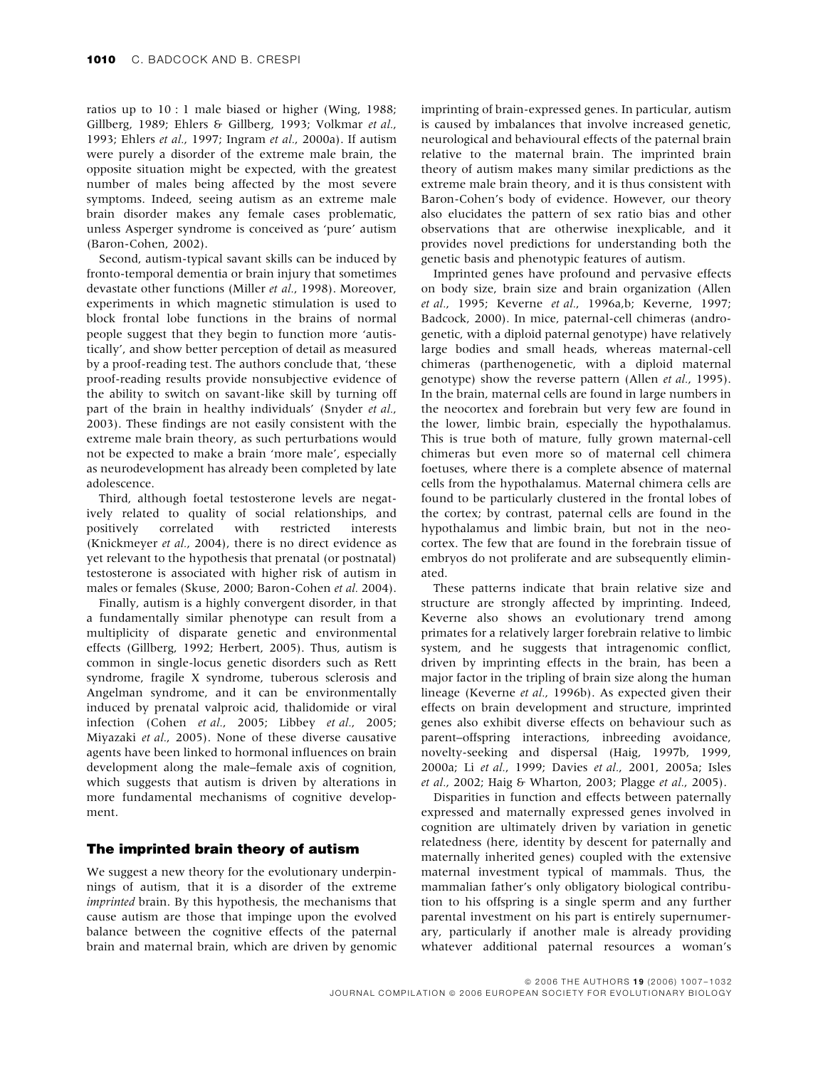ratios up to 10 : 1 male biased or higher (Wing, 1988; Gillberg, 1989; Ehlers & Gillberg, 1993; Volkmar *et al.*, 1993; Ehlers *et al.*, 1997; Ingram *et al.*, 2000a). If autism were purely a disorder of the extreme male brain, the opposite situation might be expected, with the greatest number of males being affected by the most severe symptoms. Indeed, seeing autism as an extreme male brain disorder makes any female cases problematic, unless Asperger syndrome is conceived as 'pure' autism (Baron-Cohen, 2002).

Second, autism-typical savant skills can be induced by fronto-temporal dementia or brain injury that sometimes devastate other functions (Miller *et al.*, 1998). Moreover, experiments in which magnetic stimulation is used to block frontal lobe functions in the brains of normal people suggest that they begin to function more 'autistically', and show better perception of detail as measured by a proof-reading test. The authors conclude that, 'these proof-reading results provide nonsubjective evidence of the ability to switch on savant-like skill by turning off part of the brain in healthy individuals' (Snyder *et al.*, 2003). These findings are not easily consistent with the extreme male brain theory, as such perturbations would not be expected to make a brain 'more male', especially as neurodevelopment has already been completed by late adolescence.

Third, although foetal testosterone levels are negatively related to quality of social relationships, and positively correlated with restricted interests (Knickmeyer *et al.*, 2004), there is no direct evidence as yet relevant to the hypothesis that prenatal (or postnatal) testosterone is associated with higher risk of autism in males or females (Skuse, 2000; Baron-Cohen *et al.* 2004).

Finally, autism is a highly convergent disorder, in that a fundamentally similar phenotype can result from a multiplicity of disparate genetic and environmental effects (Gillberg, 1992; Herbert, 2005). Thus, autism is common in single-locus genetic disorders such as Rett syndrome, fragile X syndrome, tuberous sclerosis and Angelman syndrome, and it can be environmentally induced by prenatal valproic acid, thalidomide or viral infection (Cohen *et al.*, 2005; Libbey *et al.*, 2005; Miyazaki *et al.*, 2005). None of these diverse causative agents have been linked to hormonal influences on brain development along the male–female axis of cognition, which suggests that autism is driven by alterations in more fundamental mechanisms of cognitive development.

## The imprinted brain theory of autism

We suggest a new theory for the evolutionary underpinnings of autism, that it is a disorder of the extreme *imprinted* brain. By this hypothesis, the mechanisms that cause autism are those that impinge upon the evolved balance between the cognitive effects of the paternal brain and maternal brain, which are driven by genomic imprinting of brain-expressed genes. In particular, autism is caused by imbalances that involve increased genetic, neurological and behavioural effects of the paternal brain relative to the maternal brain. The imprinted brain theory of autism makes many similar predictions as the extreme male brain theory, and it is thus consistent with Baron-Cohen's body of evidence. However, our theory also elucidates the pattern of sex ratio bias and other observations that are otherwise inexplicable, and it provides novel predictions for understanding both the genetic basis and phenotypic features of autism.

Imprinted genes have profound and pervasive effects on body size, brain size and brain organization (Allen *et al.*, 1995; Keverne *et al.*, 1996a,b; Keverne, 1997; Badcock, 2000). In mice, paternal-cell chimeras (androgenetic, with a diploid paternal genotype) have relatively large bodies and small heads, whereas maternal-cell chimeras (parthenogenetic, with a diploid maternal genotype) show the reverse pattern (Allen *et al.*, 1995). In the brain, maternal cells are found in large numbers in the neocortex and forebrain but very few are found in the lower, limbic brain, especially the hypothalamus. This is true both of mature, fully grown maternal-cell chimeras but even more so of maternal cell chimera foetuses, where there is a complete absence of maternal cells from the hypothalamus. Maternal chimera cells are found to be particularly clustered in the frontal lobes of the cortex; by contrast, paternal cells are found in the hypothalamus and limbic brain, but not in the neocortex. The few that are found in the forebrain tissue of embryos do not proliferate and are subsequently eliminated.

These patterns indicate that brain relative size and structure are strongly affected by imprinting. Indeed, Keverne also shows an evolutionary trend among primates for a relatively larger forebrain relative to limbic system, and he suggests that intragenomic conflict, driven by imprinting effects in the brain, has been a major factor in the tripling of brain size along the human lineage (Keverne *et al.*, 1996b). As expected given their effects on brain development and structure, imprinted genes also exhibit diverse effects on behaviour such as parent–offspring interactions, inbreeding avoidance, novelty-seeking and dispersal (Haig, 1997b, 1999, 2000a; Li *et al.*, 1999; Davies *et al.*, 2001, 2005a; Isles *et al.*, 2002; Haig & Wharton, 2003; Plagge *et al.*, 2005).

Disparities in function and effects between paternally expressed and maternally expressed genes involved in cognition are ultimately driven by variation in genetic relatedness (here, identity by descent for paternally and maternally inherited genes) coupled with the extensive maternal investment typical of mammals. Thus, the mammalian father's only obligatory biological contribution to his offspring is a single sperm and any further parental investment on his part is entirely supernumerary, particularly if another male is already providing whatever additional paternal resources a woman's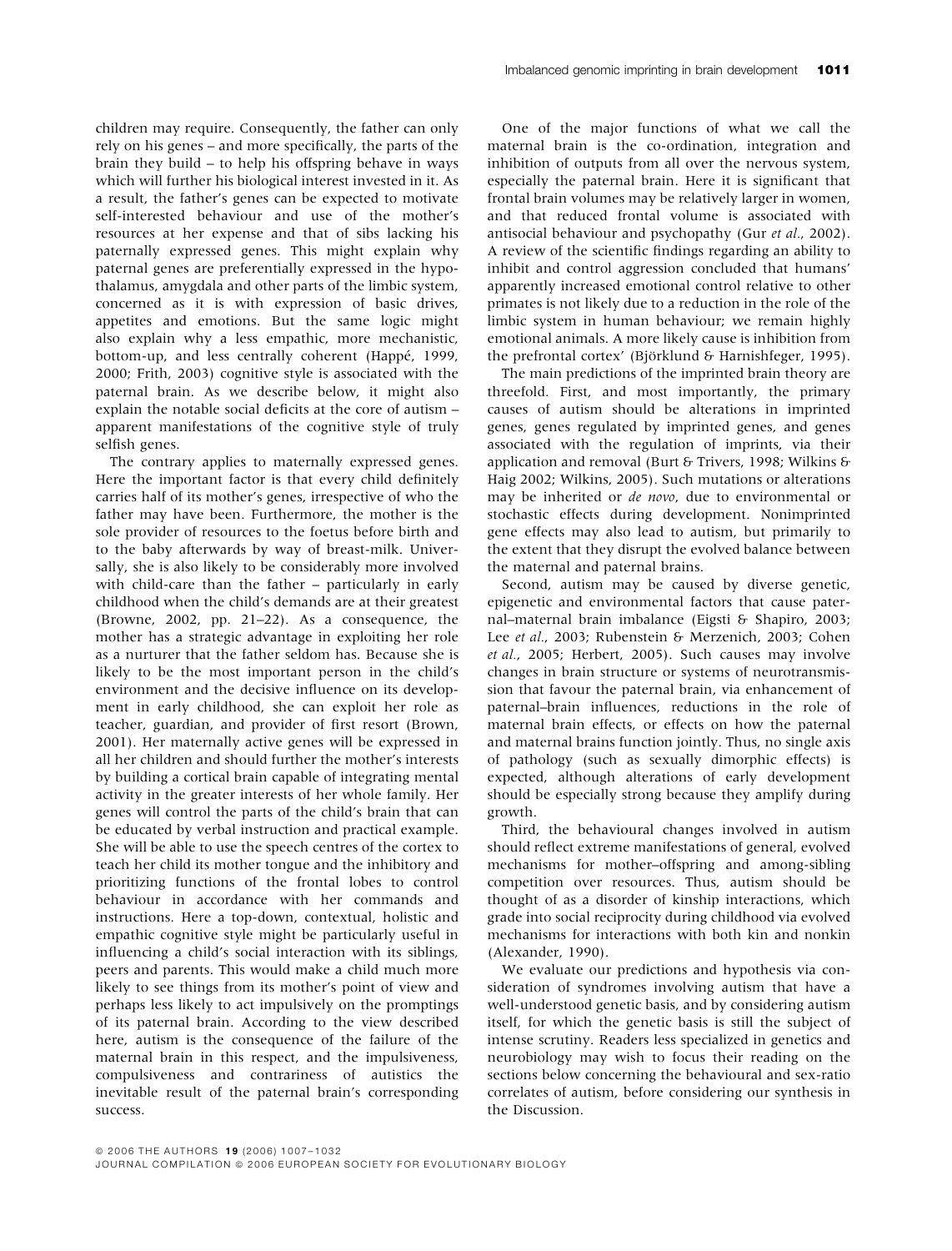children may require. Consequently, the father can only rely on his genes – and more specifically, the parts of the brain they build – to help his offspring behave in ways which will further his biological interest invested in it. As a result, the father's genes can be expected to motivate self-interested behaviour and use of the mother's resources at her expense and that of sibs lacking his paternally expressed genes. This might explain why paternal genes are preferentially expressed in the hypothalamus, amygdala and other parts of the limbic system, concerned as it is with expression of basic drives, appetites and emotions. But the same logic might also explain why a less empathic, more mechanistic, bottom-up, and less centrally coherent (Happé, 1999, 2000; Frith, 2003) cognitive style is associated with the paternal brain. As we describe below, it might also explain the notable social deficits at the core of autism – apparent manifestations of the cognitive style of truly selfish genes.

The contrary applies to maternally expressed genes. Here the important factor is that every child definitely carries half of its mother's genes, irrespective of who the father may have been. Furthermore, the mother is the sole provider of resources to the foetus before birth and to the baby afterwards by way of breast-milk. Universally, she is also likely to be considerably more involved with child-care than the father – particularly in early childhood when the child's demands are at their greatest (Browne, 2002, pp. 21–22). As a consequence, the mother has a strategic advantage in exploiting her role as a nurturer that the father seldom has. Because she is likely to be the most important person in the child's environment and the decisive influence on its development in early childhood, she can exploit her role as teacher, guardian, and provider of first resort (Brown, 2001). Her maternally active genes will be expressed in all her children and should further the mother's interests by building a cortical brain capable of integrating mental activity in the greater interests of her whole family. Her genes will control the parts of the child's brain that can be educated by verbal instruction and practical example. She will be able to use the speech centres of the cortex to teach her child its mother tongue and the inhibitory and prioritizing functions of the frontal lobes to control behaviour in accordance with her commands and instructions. Here a top-down, contextual, holistic and empathic cognitive style might be particularly useful in influencing a child's social interaction with its siblings, peers and parents. This would make a child much more likely to see things from its mother's point of view and perhaps less likely to act impulsively on the promptings of its paternal brain. According to the view described here, autism is the consequence of the failure of the maternal brain in this respect, and the impulsiveness, compulsiveness and contrariness of autistics the inevitable result of the paternal brain's corresponding success.

One of the major functions of what we call the maternal brain is the co-ordination, integration and inhibition of outputs from all over the nervous system, especially the paternal brain. Here it is significant that frontal brain volumes may be relatively larger in women, and that reduced frontal volume is associated with antisocial behaviour and psychopathy (Gur *et al.*, 2002). A review of the scientific findings regarding an ability to inhibit and control aggression concluded that humans' apparently increased emotional control relative to other primates is not likely due to a reduction in the role of the limbic system in human behaviour; we remain highly emotional animals. A more likely cause is inhibition from the prefrontal cortex' (Björklund & Harnishfeger, 1995).

The main predictions of the imprinted brain theory are threefold. First, and most importantly, the primary causes of autism should be alterations in imprinted genes, genes regulated by imprinted genes, and genes associated with the regulation of imprints, via their application and removal (Burt & Trivers, 1998; Wilkins & Haig 2002; Wilkins, 2005). Such mutations or alterations may be inherited or *de novo*, due to environmental or stochastic effects during development. Nonimprinted gene effects may also lead to autism, but primarily to the extent that they disrupt the evolved balance between the maternal and paternal brains.

Second, autism may be caused by diverse genetic, epigenetic and environmental factors that cause paternal–maternal brain imbalance (Eigsti & Shapiro, 2003; Lee *et al.*, 2003; Rubenstein & Merzenich, 2003; Cohen *et al.*, 2005; Herbert, 2005). Such causes may involve changes in brain structure or systems of neurotransmission that favour the paternal brain, via enhancement of paternal–brain influences, reductions in the role of maternal brain effects, or effects on how the paternal and maternal brains function jointly. Thus, no single axis of pathology (such as sexually dimorphic effects) is expected, although alterations of early development should be especially strong because they amplify during growth.

Third, the behavioural changes involved in autism should reflect extreme manifestations of general, evolved mechanisms for mother–offspring and among-sibling competition over resources. Thus, autism should be thought of as a disorder of kinship interactions, which grade into social reciprocity during childhood via evolved mechanisms for interactions with both kin and nonkin (Alexander, 1990).

We evaluate our predictions and hypothesis via consideration of syndromes involving autism that have a well-understood genetic basis, and by considering autism itself, for which the genetic basis is still the subject of intense scrutiny. Readers less specialized in genetics and neurobiology may wish to focus their reading on the sections below concerning the behavioural and sex-ratio correlates of autism, before considering our synthesis in the Discussion.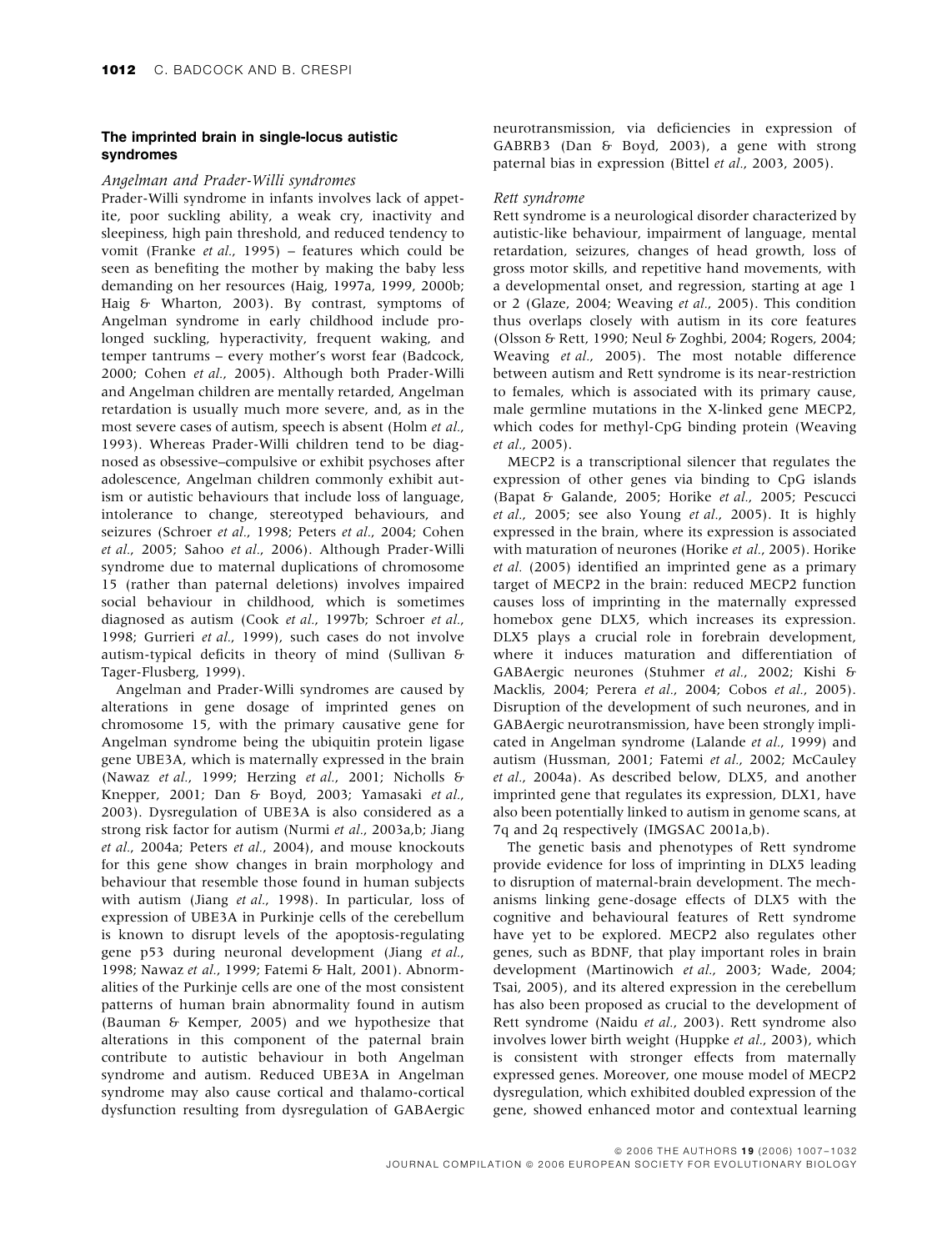### The imprinted brain in single-locus autistic syndromes

#### *Angelman and Prader-Willi syndromes*

Prader-Willi syndrome in infants involves lack of appetite, poor suckling ability, a weak cry, inactivity and sleepiness, high pain threshold, and reduced tendency to vomit (Franke *et al.*, 1995) – features which could be seen as benefiting the mother by making the baby less demanding on her resources (Haig, 1997a, 1999, 2000b; Haig & Wharton, 2003). By contrast, symptoms of Angelman syndrome in early childhood include prolonged suckling, hyperactivity, frequent waking, and temper tantrums – every mother's worst fear (Badcock, 2000; Cohen *et al.*, 2005). Although both Prader-Willi and Angelman children are mentally retarded, Angelman retardation is usually much more severe, and, as in the most severe cases of autism, speech is absent (Holm *et al.*, 1993). Whereas Prader-Willi children tend to be diagnosed as obsessive–compulsive or exhibit psychoses after adolescence, Angelman children commonly exhibit autism or autistic behaviours that include loss of language, intolerance to change, stereotyped behaviours, and seizures (Schroer *et al.*, 1998; Peters *et al.*, 2004; Cohen *et al.*, 2005; Sahoo *et al.*, 2006). Although Prader-Willi syndrome due to maternal duplications of chromosome 15 (rather than paternal deletions) involves impaired social behaviour in childhood, which is sometimes diagnosed as autism (Cook *et al.*, 1997b; Schroer *et al.*, 1998; Gurrieri *et al.*, 1999), such cases do not involve autism-typical deficits in theory of mind (Sullivan & Tager-Flusberg, 1999).

Angelman and Prader-Willi syndromes are caused by alterations in gene dosage of imprinted genes on chromosome 15, with the primary causative gene for Angelman syndrome being the ubiquitin protein ligase gene UBE3A, which is maternally expressed in the brain (Nawaz *et al.*, 1999; Herzing *et al.*, 2001; Nicholls & Knepper, 2001; Dan & Boyd, 2003; Yamasaki *et al.*, 2003). Dysregulation of UBE3A is also considered as a strong risk factor for autism (Nurmi *et al.*, 2003a,b; Jiang *et al.*, 2004a; Peters *et al.*, 2004), and mouse knockouts for this gene show changes in brain morphology and behaviour that resemble those found in human subjects with autism (Jiang *et al.*, 1998). In particular, loss of expression of UBE3A in Purkinje cells of the cerebellum is known to disrupt levels of the apoptosis-regulating gene p53 during neuronal development (Jiang *et al.*, 1998; Nawaz *et al.*, 1999; Fatemi & Halt, 2001). Abnormalities of the Purkinje cells are one of the most consistent patterns of human brain abnormality found in autism (Bauman & Kemper, 2005) and we hypothesize that alterations in this component of the paternal brain contribute to autistic behaviour in both Angelman syndrome and autism. Reduced UBE3A in Angelman syndrome may also cause cortical and thalamo-cortical dysfunction resulting from dysregulation of GABAergic neurotransmission, via deficiencies in expression of GABRB3 (Dan & Boyd, 2003), a gene with strong paternal bias in expression (Bittel *et al.*, 2003, 2005).

#### *Rett syndrome*

Rett syndrome is a neurological disorder characterized by autistic-like behaviour, impairment of language, mental retardation, seizures, changes of head growth, loss of gross motor skills, and repetitive hand movements, with a developmental onset, and regression, starting at age 1 or 2 (Glaze, 2004; Weaving *et al.*, 2005). This condition thus overlaps closely with autism in its core features (Olsson & Rett, 1990; Neul & Zoghbi, 2004; Rogers, 2004; Weaving *et al.*, 2005). The most notable difference between autism and Rett syndrome is its near-restriction to females, which is associated with its primary cause, male germline mutations in the X-linked gene MECP2, which codes for methyl-CpG binding protein (Weaving *et al.*, 2005).

MECP2 is a transcriptional silencer that regulates the expression of other genes via binding to CpG islands (Bapat & Galande, 2005; Horike *et al.*, 2005; Pescucci *et al.*, 2005; see also Young *et al.*, 2005). It is highly expressed in the brain, where its expression is associated with maturation of neurones (Horike *et al.*, 2005). Horike *et al.* (2005) identified an imprinted gene as a primary target of MECP2 in the brain: reduced MECP2 function causes loss of imprinting in the maternally expressed homebox gene DLX5, which increases its expression. DLX5 plays a crucial role in forebrain development, where it induces maturation and differentiation of GABAergic neurones (Stuhmer *et al.*, 2002; Kishi & Macklis, 2004; Perera *et al.*, 2004; Cobos *et al.*, 2005). Disruption of the development of such neurones, and in GABAergic neurotransmission, have been strongly implicated in Angelman syndrome (Lalande *et al.*, 1999) and autism (Hussman, 2001; Fatemi *et al.*, 2002; McCauley *et al.*, 2004a). As described below, DLX5, and another imprinted gene that regulates its expression, DLX1, have also been potentially linked to autism in genome scans, at 7q and 2q respectively (IMGSAC 2001a,b).

The genetic basis and phenotypes of Rett syndrome provide evidence for loss of imprinting in DLX5 leading to disruption of maternal-brain development. The mechanisms linking gene-dosage effects of DLX5 with the cognitive and behavioural features of Rett syndrome have yet to be explored. MECP2 also regulates other genes, such as BDNF, that play important roles in brain development (Martinowich *et al.*, 2003; Wade, 2004; Tsai, 2005), and its altered expression in the cerebellum has also been proposed as crucial to the development of Rett syndrome (Naidu *et al.*, 2003). Rett syndrome also involves lower birth weight (Huppke *et al.*, 2003), which is consistent with stronger effects from maternally expressed genes. Moreover, one mouse model of MECP2 dysregulation, which exhibited doubled expression of the gene, showed enhanced motor and contextual learning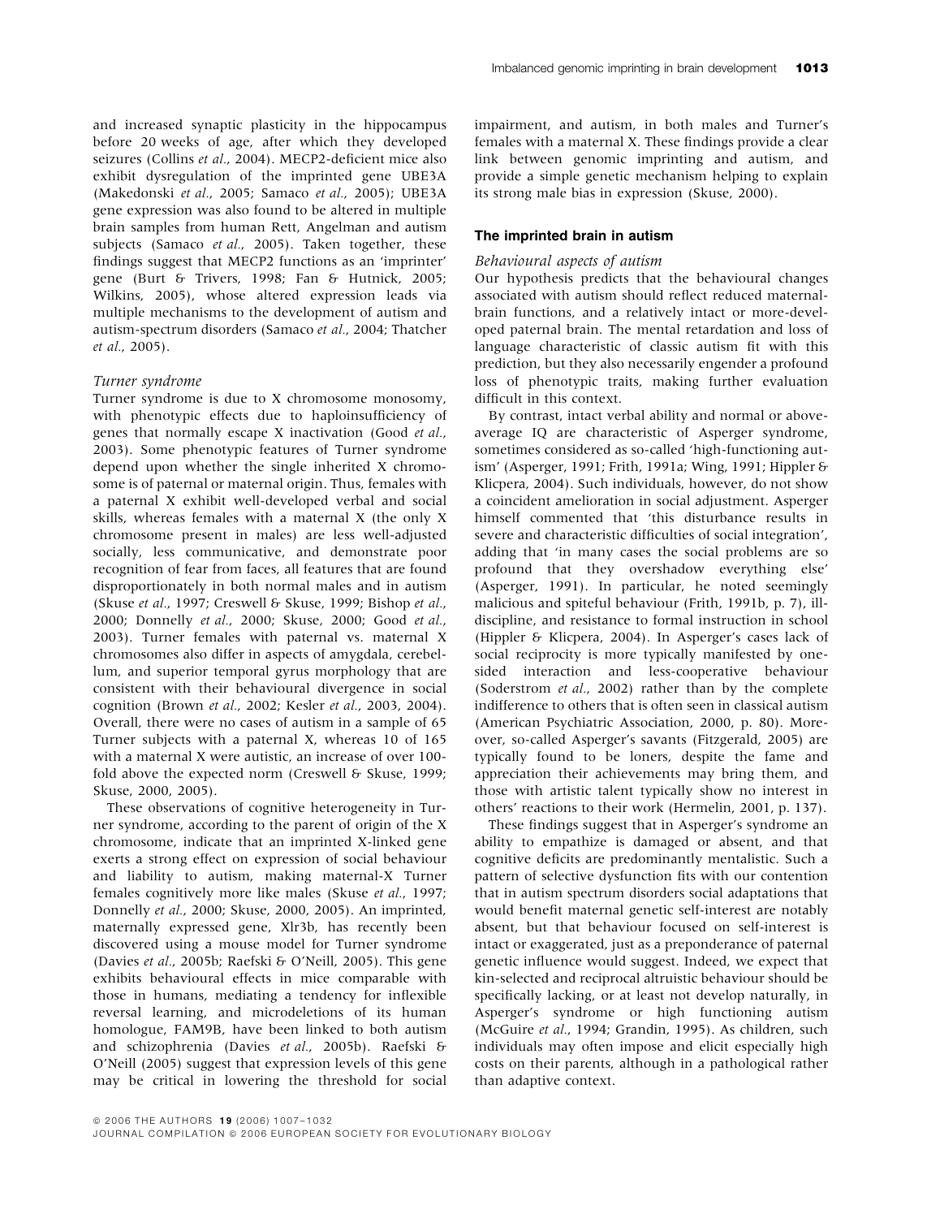and increased synaptic plasticity in the hippocampus before 20 weeks of age, after which they developed seizures (Collins *et al.*, 2004). MECP2-deficient mice also exhibit dysregulation of the imprinted gene UBE3A (Makedonski *et al.*, 2005; Samaco *et al.*, 2005); UBE3A gene expression was also found to be altered in multiple brain samples from human Rett, Angelman and autism subjects (Samaco *et al.*, 2005). Taken together, these findings suggest that MECP2 functions as an 'imprinter' gene (Burt & Trivers, 1998; Fan & Hutnick, 2005; Wilkins, 2005), whose altered expression leads via multiple mechanisms to the development of autism and autism-spectrum disorders (Samaco *et al.*, 2004; Thatcher *et al.*, 2005).

*Turner syndrome*

Turner syndrome is due to X chromosome monosomy, with phenotypic effects due to haploinsufficiency of genes that normally escape X inactivation (Good *et al.*, 2003). Some phenotypic features of Turner syndrome depend upon whether the single inherited X chromosome is of paternal or maternal origin. Thus, females with a paternal X exhibit well-developed verbal and social skills, whereas females with a maternal X (the only X chromosome present in males) are less well-adjusted socially, less communicative, and demonstrate poor recognition of fear from faces, all features that are found disproportionately in both normal males and in autism (Skuse *et al.*, 1997; Creswell & Skuse, 1999; Bishop *et al.*, 2000; Donnelly *et al.*, 2000; Skuse, 2000; Good *et al.*, 2003). Turner females with paternal vs. maternal X chromosomes also differ in aspects of amygdala, cerebellum, and superior temporal gyrus morphology that are consistent with their behavioural divergence in social cognition (Brown *et al.*, 2002; Kesler *et al.*, 2003, 2004). Overall, there were no cases of autism in a sample of 65 Turner subjects with a paternal X, whereas 10 of 165 with a maternal X were autistic, an increase of over 100-fold above the expected norm (Creswell & Skuse, 1999; Skuse, 2000, 2005).

These observations of cognitive heterogeneity in Turner syndrome, according to the parent of origin of the X chromosome, indicate that an imprinted X-linked gene exerts a strong effect on expression of social behaviour and liability to autism, making maternal-X Turner females cognitively more like males (Skuse *et al.*, 1997; Donnelly *et al.*, 2000; Skuse, 2000, 2005). An imprinted, maternally expressed gene, Xlr3b, has recently been discovered using a mouse model for Turner syndrome (Davies *et al.*, 2005b; Raefski & O'Neill, 2005). This gene exhibits behavioural effects in mice comparable with those in humans, mediating a tendency for inflexible reversal learning, and microdeletions of its human homologue, FAM9B, have been linked to both autism and schizophrenia (Davies *et al.*, 2005b). Raefski & O'Neill (2005) suggest that expression levels of this gene may be critical in lowering the threshold for social impairment, and autism, in both males and Turner's females with a maternal X. These findings provide a clear link between genomic imprinting and autism, and provide a simple genetic mechanism helping to explain its strong male bias in expression (Skuse, 2000).

## The imprinted brain in autism

*Behavioural aspects of autism*

Our hypothesis predicts that the behavioural changes associated with autism should reflect reduced maternal-brain functions, and a relatively intact or more-developed paternal brain. The mental retardation and loss of language characteristic of classic autism fit with this prediction, but they also necessarily engender a profound loss of phenotypic traits, making further evaluation difficult in this context.

By contrast, intact verbal ability and normal or above-average IQ are characteristic of Asperger syndrome, sometimes considered as so-called 'high-functioning autism' (Asperger, 1991; Frith, 1991a; Wing, 1991; Hippler & Klicpera, 2004). Such individuals, however, do not show a coincident amelioration in social adjustment. Asperger himself commented that 'this disturbance results in severe and characteristic difficulties of social integration', adding that 'in many cases the social problems are so profound that they overshadow everything else' (Asperger, 1991). In particular, he noted seemingly malicious and spiteful behaviour (Frith, 1991b, p. 7), ill-discipline, and resistance to formal instruction in school (Hippler & Klicpera, 2004). In Asperger's cases lack of social reciprocity is more typically manifested by one-sided interaction and less-cooperative behaviour (Soderstrom *et al.*, 2002) rather than by the complete indifference to others that is often seen in classical autism (American Psychiatric Association, 2000, p. 80). Moreover, so-called Asperger's savants (Fitzgerald, 2005) are typically found to be loners, despite the fame and appreciation their achievements may bring them, and those with artistic talent typically show no interest in others' reactions to their work (Hermelin, 2001, p. 137).

These findings suggest that in Asperger's syndrome an ability to empathize is damaged or absent, and that cognitive deficits are predominantly mentalistic. Such a pattern of selective dysfunction fits with our contention that in autism spectrum disorders social adaptations that would benefit maternal genetic self-interest are notably absent, but that behaviour focused on self-interest is intact or exaggerated, just as a preponderance of paternal genetic influence would suggest. Indeed, we expect that kin-selected and reciprocal altruistic behaviour should be specifically lacking, or at least not develop naturally, in Asperger's syndrome or high functioning autism (McGuire *et al.*, 1994; Grandin, 1995). As children, such individuals may often impose and elicit especially high costs on their parents, although in a pathological rather than adaptive context.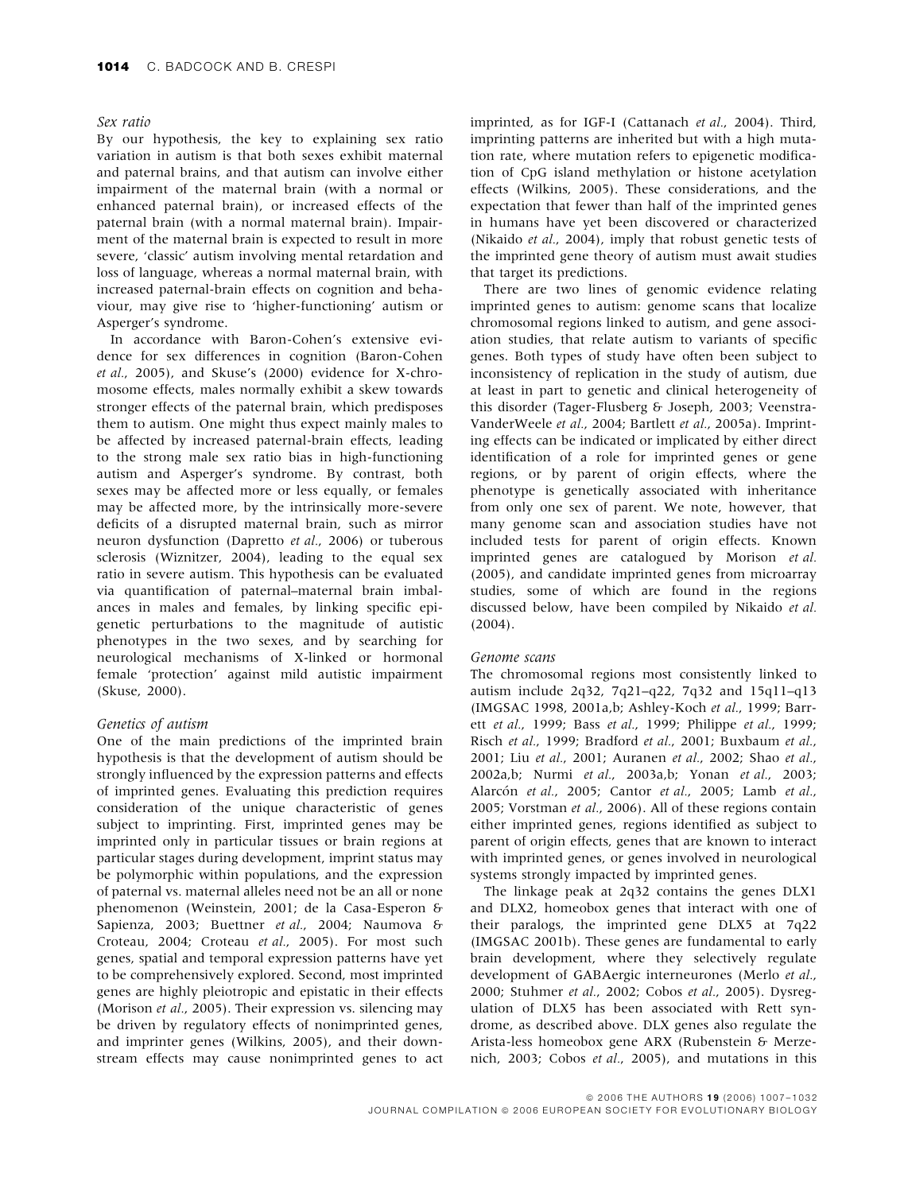*Sex ratio*

By our hypothesis, the key to explaining sex ratio variation in autism is that both sexes exhibit maternal and paternal brains, and that autism can involve either impairment of the maternal brain (with a normal or enhanced paternal brain), or increased effects of the paternal brain (with a normal maternal brain). Impairment of the maternal brain is expected to result in more severe, 'classic' autism involving mental retardation and loss of language, whereas a normal maternal brain, with increased paternal-brain effects on cognition and behaviour, may give rise to 'higher-functioning' autism or Asperger's syndrome.

In accordance with Baron-Cohen's extensive evidence for sex differences in cognition (Baron-Cohen *et al.*, 2005), and Skuse's (2000) evidence for X-chromosome effects, males normally exhibit a skew towards stronger effects of the paternal brain, which predisposes them to autism. One might thus expect mainly males to be affected by increased paternal-brain effects, leading to the strong male sex ratio bias in high-functioning autism and Asperger's syndrome. By contrast, both sexes may be affected more or less equally, or females may be affected more, by the intrinsically more-severe deficits of a disrupted maternal brain, such as mirror neuron dysfunction (Dapretto *et al.*, 2006) or tuberous sclerosis (Wiznitzer, 2004), leading to the equal sex ratio in severe autism. This hypothesis can be evaluated via quantification of paternal–maternal brain imbalances in males and females, by linking specific epigenetic perturbations to the magnitude of autistic phenotypes in the two sexes, and by searching for neurological mechanisms of X-linked or hormonal female 'protection' against mild autistic impairment (Skuse, 2000).

*Genetics of autism*

One of the main predictions of the imprinted brain hypothesis is that the development of autism should be strongly influenced by the expression patterns and effects of imprinted genes. Evaluating this prediction requires consideration of the unique characteristic of genes subject to imprinting. First, imprinted genes may be imprinted only in particular tissues or brain regions at particular stages during development, imprint status may be polymorphic within populations, and the expression of paternal vs. maternal alleles need not be an all or none phenomenon (Weinstein, 2001; de la Casa-Esperon & Sapienza, 2003; Buettner *et al.*, 2004; Naumova & Croteau, 2004; Croteau *et al.*, 2005). For most such genes, spatial and temporal expression patterns have yet to be comprehensively explored. Second, most imprinted genes are highly pleiotropic and epistatic in their effects (Morison *et al.*, 2005). Their expression vs. silencing may be driven by regulatory effects of nonimprinted genes, and imprinter genes (Wilkins, 2005), and their downstream effects may cause nonimprinted genes to act imprinted, as for IGF-I (Cattanach *et al.*, 2004). Third, imprinting patterns are inherited but with a high mutation rate, where mutation refers to epigenetic modification of CpG island methylation or histone acetylation effects (Wilkins, 2005). These considerations, and the expectation that fewer than half of the imprinted genes in humans have yet been discovered or characterized (Nikaido *et al.*, 2004), imply that robust genetic tests of the imprinted gene theory of autism must await studies that target its predictions.

There are two lines of genomic evidence relating imprinted genes to autism: genome scans that localize chromosomal regions linked to autism, and gene association studies, that relate autism to variants of specific genes. Both types of study have often been subject to inconsistency of replication in the study of autism, due at least in part to genetic and clinical heterogeneity of this disorder (Tager-Flusberg & Joseph, 2003; Veenstra-VanderWeele *et al.*, 2004; Bartlett *et al.*, 2005a). Imprinting effects can be indicated or implicated by either direct identification of a role for imprinted genes or gene regions, or by parent of origin effects, where the phenotype is genetically associated with inheritance from only one sex of parent. We note, however, that many genome scan and association studies have not included tests for parent of origin effects. Known imprinted genes are catalogued by Morison *et al.* (2005), and candidate imprinted genes from microarray studies, some of which are found in the regions discussed below, have been compiled by Nikaido *et al.* (2004).

*Genome scans*

The chromosomal regions most consistently linked to autism include 2q32, 7q21–q22, 7q32 and 15q11–q13 (IMGSAC 1998, 2001a,b; Ashley-Koch *et al.*, 1999; Barrett *et al.*, 1999; Bass *et al.*, 1999; Philippe *et al.*, 1999; Risch *et al.*, 1999; Bradford *et al.*, 2001; Buxbaum *et al.*, 2001; Liu *et al.*, 2001; Auranen *et al.*, 2002; Shao *et al.*, 2002a,b; Nurmi *et al.*, 2003a,b; Yonan *et al.*, 2003; Alarcón *et al.*, 2005; Cantor *et al.*, 2005; Lamb *et al.*, 2005; Vorstman *et al.*, 2006). All of these regions contain either imprinted genes, regions identified as subject to parent of origin effects, genes that are known to interact with imprinted genes, or genes involved in neurological systems strongly impacted by imprinted genes.

The linkage peak at 2q32 contains the genes DLX1 and DLX2, homeobox genes that interact with one of their paralogs, the imprinted gene DLX5 at 7q22 (IMGSAC 2001b). These genes are fundamental to early brain development, where they selectively regulate development of GABAergic interneurones (Merlo *et al.*, 2000; Stuhmer *et al.*, 2002; Cobos *et al.*, 2005). Dysregulation of DLX5 has been associated with Rett syndrome, as described above. DLX genes also regulate the Arista-less homeobox gene ARX (Rubenstein & Merzenich, 2003; Cobos *et al.*, 2005), and mutations in this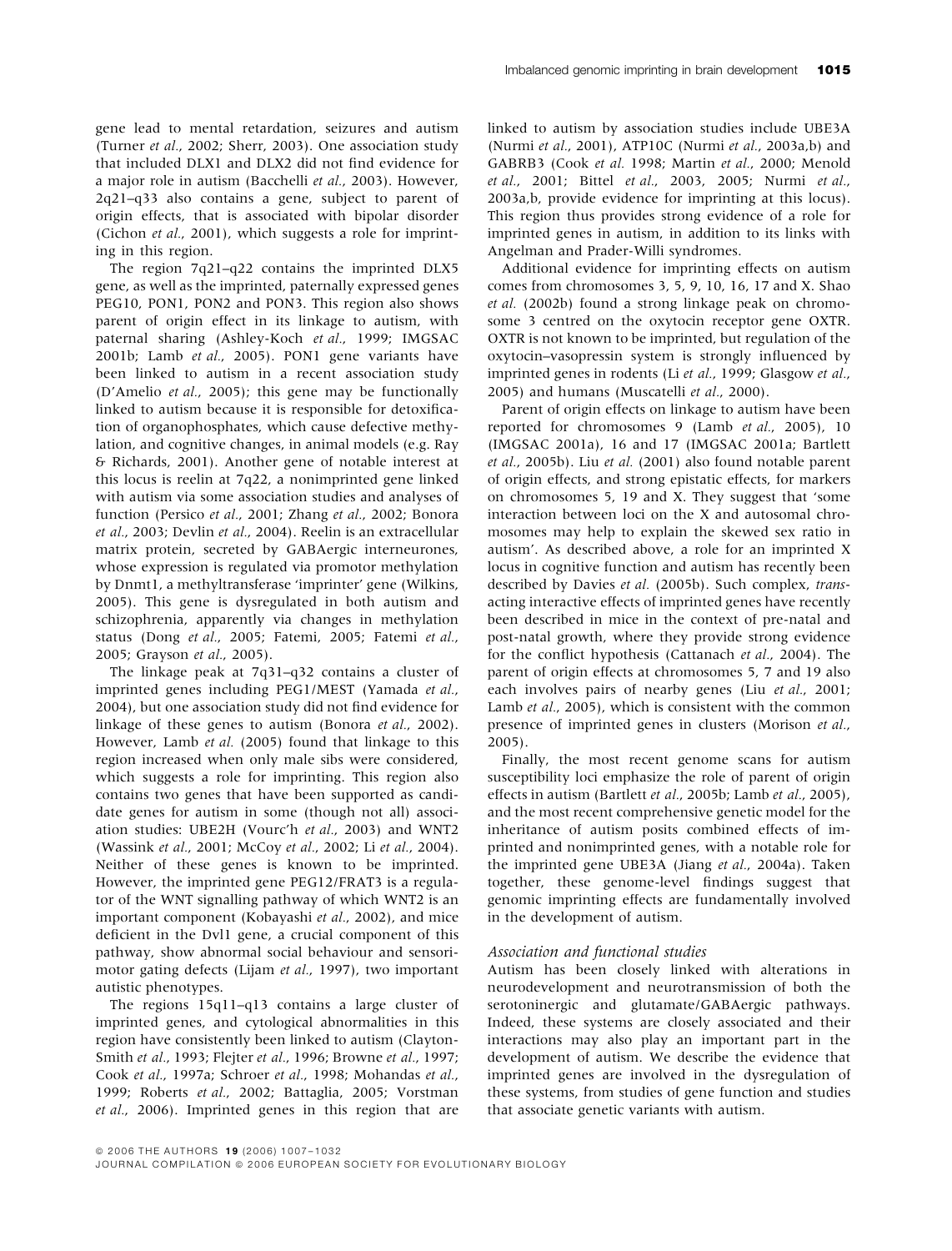gene lead to mental retardation, seizures and autism (Turner *et al.*, 2002; Sherr, 2003). One association study that included DLX1 and DLX2 did not find evidence for a major role in autism (Bacchelli *et al.*, 2003). However, 2q21–q33 also contains a gene, subject to parent of origin effects, that is associated with bipolar disorder (Cichon *et al.*, 2001), which suggests a role for imprinting in this region.

The region 7q21–q22 contains the imprinted DLX5 gene, as well as the imprinted, paternally expressed genes PEG10, PON1, PON2 and PON3. This region also shows parent of origin effect in its linkage to autism, with paternal sharing (Ashley-Koch *et al.*, 1999; IMGSAC 2001b; Lamb *et al.*, 2005). PON1 gene variants have been linked to autism in a recent association study (D'Amelio *et al.*, 2005); this gene may be functionally linked to autism because it is responsible for detoxification of organophosphates, which cause defective methylation, and cognitive changes, in animal models (e.g. Ray & Richards, 2001). Another gene of notable interest at this locus is reelin at 7q22, a nonimprinted gene linked with autism via some association studies and analyses of function (Persico *et al.*, 2001; Zhang *et al.*, 2002; Bonora *et al.*, 2003; Devlin *et al.*, 2004). Reelin is an extracellular matrix protein, secreted by GABAergic interneurones, whose expression is regulated via promoter methylation by Dnmt1, a methyltransferase 'imprinter' gene (Wilkins, 2005). This gene is dysregulated in both autism and schizophrenia, apparently via changes in methylation status (Dong *et al.*, 2005; Fatemi, 2005; Fatemi *et al.*, 2005; Grayson *et al.*, 2005).

The linkage peak at 7q31–q32 contains a cluster of imprinted genes including PEG1/MEST (Yamada *et al.*, 2004), but one association study did not find evidence for linkage of these genes to autism (Bonora *et al.*, 2002). However, Lamb *et al.* (2005) found that linkage to this region increased when only male sibs were considered, which suggests a role for imprinting. This region also contains two genes that have been supported as candidate genes for autism in some (though not all) association studies: UBE2H (Vourc'h *et al.*, 2003) and WNT2 (Wassink *et al.*, 2001; McCoy *et al.*, 2002; Li *et al.*, 2004). Neither of these genes is known to be imprinted. However, the imprinted gene PEG12/FRAT3 is a regulator of the WNT signalling pathway of which WNT2 is an important component (Kobayashi *et al.*, 2002), and mice deficient in the Dvl1 gene, a crucial component of this pathway, show abnormal social behaviour and sensorimotor gating defects (Lijam *et al.*, 1997), two important autistic phenotypes.

The regions 15q11–q13 contains a large cluster of imprinted genes, and cytological abnormalities in this region have consistently been linked to autism (Clayton-Smith *et al.*, 1993; Flejter *et al.*, 1996; Browne *et al.*, 1997; Cook *et al.*, 1997a; Schroer *et al.*, 1998; Mohandas *et al.*, 1999; Roberts *et al.*, 2002; Battaglia, 2005; Vorstman *et al.*, 2006). Imprinted genes in this region that are linked to autism by association studies include UBE3A (Nurmi *et al.*, 2001), ATP10C (Nurmi *et al.*, 2003a,b) and GABRB3 (Cook *et al.* 1998; Martin *et al.*, 2000; Menold *et al.*, 2001; Bittel *et al.*, 2003, 2005; Nurmi *et al.*, 2003a,b, provide evidence for imprinting at this locus). This region thus provides strong evidence of a role for imprinted genes in autism, in addition to its links with Angelman and Prader-Willi syndromes.

Additional evidence for imprinting effects on autism comes from chromosomes 3, 5, 9, 10, 16, 17 and X. Shao *et al.* (2002b) found a strong linkage peak on chromosome 3 centred on the oxytocin receptor gene OXTR. OXTR is not known to be imprinted, but regulation of the oxytocin–vasopressin system is strongly influenced by imprinted genes in rodents (Li *et al.*, 1999; Glasgow *et al.*, 2005) and humans (Muscatelli *et al.*, 2000).

Parent of origin effects on linkage to autism have been reported for chromosomes 9 (Lamb *et al.*, 2005), 10 (IMGSAC 2001a), 16 and 17 (IMGSAC 2001a; Bartlett *et al.*, 2005b). Liu *et al.* (2001) also found notable parent of origin effects, and strong epistatic effects, for markers on chromosomes 5, 19 and X. They suggest that 'some interaction between loci on the X and autosomal chromosomes may help to explain the skewed sex ratio in autism'. As described above, a role for an imprinted X locus in cognitive function and autism has recently been described by Davies *et al.* (2005b). Such complex, *trans*-acting interactive effects of imprinted genes have recently been described in mice in the context of pre-natal and post-natal growth, where they provide strong evidence for the conflict hypothesis (Cattanach *et al.*, 2004). The parent of origin effects at chromosomes 5, 7 and 19 also each involves pairs of nearby genes (Liu *et al.*, 2001; Lamb *et al.*, 2005), which is consistent with the common presence of imprinted genes in clusters (Morison *et al.*, 2005).

Finally, the most recent genome scans for autism susceptibility loci emphasize the role of parent of origin effects in autism (Bartlett *et al.*, 2005b; Lamb *et al.*, 2005), and the most recent comprehensive genetic model for the inheritance of autism posits combined effects of imprinted and nonimprinted genes, with a notable role for the imprinted gene UBE3A (Jiang *et al.*, 2004a). Taken together, these genome-level findings suggest that genomic imprinting effects are fundamentally involved in the development of autism.

### *Association and functional studies*

Autism has been closely linked with alterations in neurodevelopment and neurotransmission of both the serotoninergic and glutamate/GABAergic pathways. Indeed, these systems are closely associated and their interactions may also play an important part in the development of autism. We describe the evidence that imprinted genes are involved in the dysregulation of these systems, from studies of gene function and studies that associate genetic variants with autism.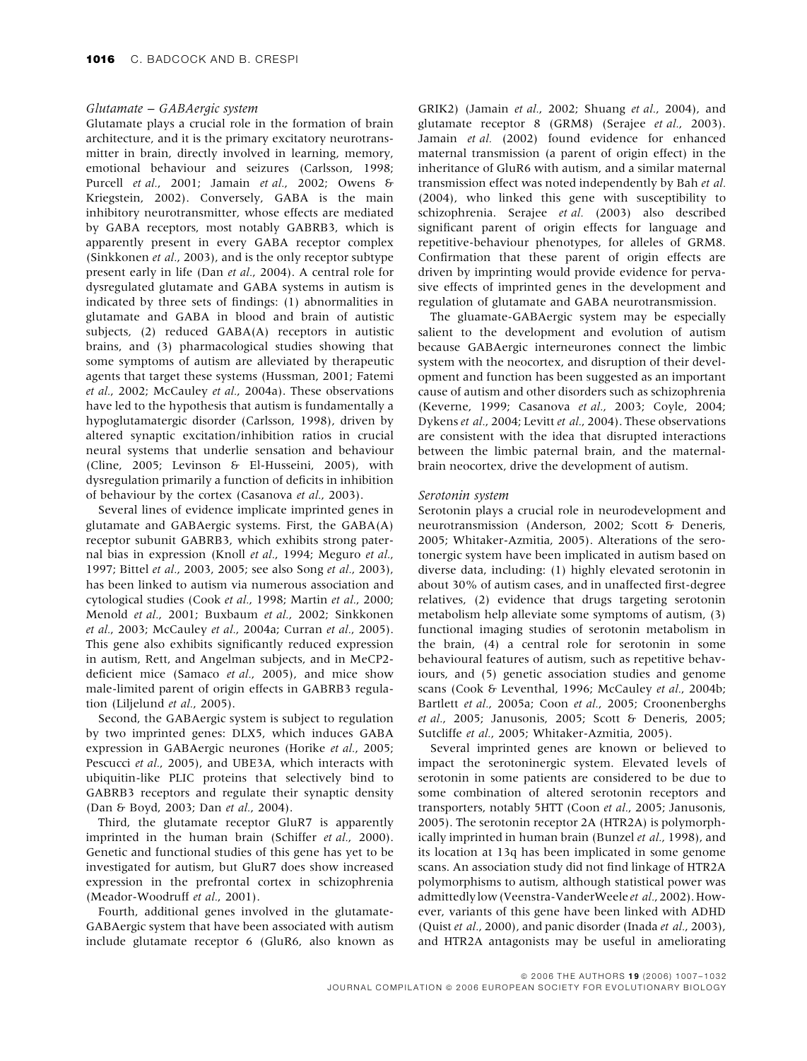*Glutamate – GABAergic system*

Glutamate plays a crucial role in the formation of brain architecture, and it is the primary excitatory neurotransmitter in brain, directly involved in learning, memory, emotional behaviour and seizures (Carlsson, 1998; Purcell *et al.*, 2001; Jamain *et al.*, 2002; Owens & Kriegstein, 2002). Conversely, GABA is the main inhibitory neurotransmitter, whose effects are mediated by GABA receptors, most notably GABRB3, which is apparently present in every GABA receptor complex (Sinkkonen *et al.*, 2003), and is the only receptor subtype present early in life (Dan *et al.*, 2004). A central role for dysregulated glutamate and GABA systems in autism is indicated by three sets of findings: (1) abnormalities in glutamate and GABA in blood and brain of autistic subjects, (2) reduced GABA(A) receptors in autistic brains, and (3) pharmacological studies showing that some symptoms of autism are alleviated by therapeutic agents that target these systems (Hussman, 2001; Fatemi *et al.*, 2002; McCauley *et al.*, 2004a). These observations have led to the hypothesis that autism is fundamentally a hypoglutamatergic disorder (Carlsson, 1998), driven by altered synaptic excitation/inhibition ratios in crucial neural systems that underlie sensation and behaviour (Cline, 2005; Levinson & El-Husseini, 2005), with dysregulation primarily a function of deficits in inhibition of behaviour by the cortex (Casanova *et al.*, 2003).

Several lines of evidence implicate imprinted genes in glutamate and GABAergic systems. First, the GABA(A) receptor subunit GABRB3, which exhibits strong paternal bias in expression (Knoll *et al.*, 1994; Meguro *et al.*, 1997; Bittel *et al.*, 2003, 2005; see also Song *et al.*, 2003), has been linked to autism via numerous association and cytological studies (Cook *et al.*, 1998; Martin *et al.*, 2000; Menold *et al.*, 2001; Buxbaum *et al.*, 2002; Sinkkonen *et al.*, 2003; McCauley *et al.*, 2004a; Curran *et al.*, 2005). This gene also exhibits significantly reduced expression in autism, Rett, and Angelman subjects, and in MeCP2-deficient mice (Samaco *et al.*, 2005), and mice show male-limited parent of origin effects in GABRB3 regulation (Liljelund *et al.*, 2005).

Second, the GABAergic system is subject to regulation by two imprinted genes: DLX5, which induces GABA expression in GABAergic neurones (Horike *et al.*, 2005; Pescucci *et al.*, 2005), and UBE3A, which interacts with ubiquitin-like PLIC proteins that selectively bind to GABRB3 receptors and regulate their synaptic density (Dan & Boyd, 2003; Dan *et al.*, 2004).

Third, the glutamate receptor GluR7 is apparently imprinted in the human brain (Schiffer *et al.*, 2000). Genetic and functional studies of this gene has yet to be investigated for autism, but GluR7 does show increased expression in the prefrontal cortex in schizophrenia (Meador-Woodruff *et al.*, 2001).

Fourth, additional genes involved in the glutamate-GABAergic system that have been associated with autism include glutamate receptor 6 (GluR6, also known as GRIK2) (Jamain *et al.*, 2002; Shuang *et al.*, 2004), and glutamate receptor 8 (GRM8) (Serajee *et al.*, 2003). Jamain *et al.* (2002) found evidence for enhanced maternal transmission (a parent of origin effect) in the inheritance of GluR6 with autism, and a similar maternal transmission effect was noted independently by Bah *et al.* (2004), who linked this gene with susceptibility to schizophrenia. Serajee *et al.* (2003) also described significant parent of origin effects for language and repetitive-behaviour phenotypes, for alleles of GRM8. Confirmation that these parent of origin effects are driven by imprinting would provide evidence for pervasive effects of imprinted genes in the development and regulation of glutamate and GABA neurotransmission.

The gluamate-GABAergic system may be especially salient to the development and evolution of autism because GABAergic interneurones connect the limbic system with the neocortex, and disruption of their development and function has been suggested as an important cause of autism and other disorders such as schizophrenia (Keverne, 1999; Casanova *et al.*, 2003; Coyle, 2004; Dykens *et al.*, 2004; Levitt *et al.*, 2004). These observations are consistent with the idea that disrupted interactions between the limbic paternal brain, and the maternal-brain neocortex, drive the development of autism.

*Serotonin system*

Serotonin plays a crucial role in neurodevelopment and neurotransmission (Anderson, 2002; Scott & Deneris, 2005; Whitaker-Azmitia, 2005). Alterations of the serotonergic system have been implicated in autism based on diverse data, including: (1) highly elevated serotonin in about 30% of autism cases, and in unaffected first-degree relatives, (2) evidence that drugs targeting serotonin metabolism help alleviate some symptoms of autism, (3) functional imaging studies of serotonin metabolism in the brain, (4) a central role for serotonin in some behavioural features of autism, such as repetitive behaviours, and (5) genetic association studies and genome scans (Cook & Leventhal, 1996; McCauley *et al.*, 2004b; Bartlett *et al.*, 2005a; Coon *et al.*, 2005; Croonenberghs *et al.*, 2005; Janusonis, 2005; Scott & Deneris, 2005; Sutcliffe *et al.*, 2005; Whitaker-Azmitia, 2005).

Several imprinted genes are known or believed to impact the serotoninergic system. Elevated levels of serotonin in some patients are considered to be due to some combination of altered serotonin receptors and transporters, notably 5HTT (Coon *et al.*, 2005; Janusonis, 2005). The serotonin receptor 2A (HTR2A) is polymorphically imprinted in human brain (Bunzel *et al.*, 1998), and its location at 13q has been implicated in some genome scans. An association study did not find linkage of HTR2A polymorphisms to autism, although statistical power was admittedly low (Veenstra-VanderWeele *et al.*, 2002). However, variants of this gene have been linked with ADHD (Quist *et al.*, 2000), and panic disorder (Inada *et al.*, 2003), and HTR2A antagonists may be useful in ameliorating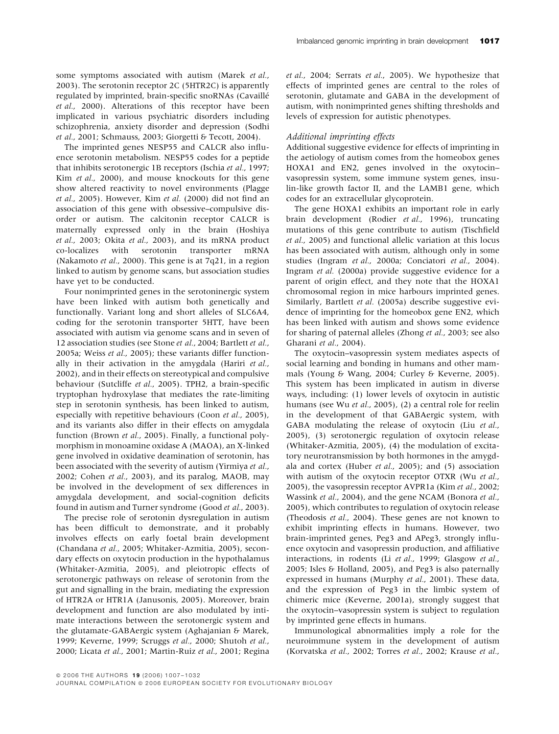some symptoms associated with autism (Marek *et al.*, 2003). The serotonin receptor 2C (5HTR2C) is apparently regulated by imprinted, brain-specific snoRNAs (Cavaillé *et al.*, 2000). Alterations of this receptor have been implicated in various psychiatric disorders including schizophrenia, anxiety disorder and depression (Sodhi *et al.*, 2001; Schmauss, 2003; Giorgetti & Tecott, 2004).

The imprinted genes NESP55 and CALCR also influence serotonin metabolism. NESP55 codes for a peptide that inhibits serotonergic 1B receptors (Ischia *et al.*, 1997; Kim *et al.*, 2000), and mouse knockouts for this gene show altered reactivity to novel environments (Plagge *et al.*, 2005). However, Kim *et al.* (2000) did not find an association of this gene with obsessive–compulsive disorder or autism. The calcitonin receptor CALCR is maternally expressed only in the brain (Hoshiya *et al.*, 2003; Okita *et al.*, 2003), and its mRNA product co-localizes with serotonin transporter mRNA (Nakamoto *et al.*, 2000). This gene is at 7q21, in a region linked to autism by genome scans, but association studies have yet to be conducted.

Four nonimprinted genes in the serotoninergic system have been linked with autism both genetically and functionally. Variant long and short alleles of SLC6A4, coding for the serotonin transporter 5HTT, have been associated with autism via genome scans and in seven of 12 association studies (see Stone *et al.*, 2004; Bartlett *et al.*, 2005a; Weiss *et al.*, 2005); these variants differ functionally in their activation in the amygdala (Hariri *et al.*, 2002), and in their effects on stereotypical and compulsive behaviour (Sutcliffe *et al.*, 2005). TPH2, a brain-specific tryptophan hydroxylase that mediates the rate-limiting step in serotonin synthesis, has been linked to autism, especially with repetitive behaviours (Coon *et al.*, 2005), and its variants also differ in their effects on amygdala function (Brown *et al.*, 2005). Finally, a functional polymorphism in monoamine oxidase A (MAOA), an X-linked gene involved in oxidative deamination of serotonin, has been associated with the severity of autism (Yirmiya *et al.*, 2002; Cohen *et al.*, 2003), and its paralog, MAOB, may be involved in the development of sex differences in amygdala development, and social-cognition deficits found in autism and Turner syndrome (Good *et al.*, 2003).

The precise role of serotonin dysregulation in autism has been difficult to demonstrate, and it probably involves effects on early foetal brain development (Chandana *et al.*, 2005; Whitaker-Azmitia, 2005), secondary effects on oxytocin production in the hypothalamus (Whitaker-Azmitia, 2005), and pleiotropic effects of serotonergic pathways on release of serotonin from the gut and signalling in the brain, mediating the expression of HTR2A or HTR1A (Janusonis, 2005). Moreover, brain development and function are also modulated by intimate interactions between the serotonergic system and the glutamate-GABAergic system (Aghajanian & Marek, 1999; Keverne, 1999; Scruggs *et al.*, 2000; Shutoh *et al.*, 2000; Licata *et al.*, 2001; Martin-Ruiz *et al.*, 2001; Regina *et al.*, 2004; Serrats *et al.*, 2005). We hypothesize that effects of imprinted genes are central to the roles of serotonin, glutamate and GABA in the development of autism, with nonimprinted genes shifting thresholds and levels of expression for autistic phenotypes.

### *Additional imprinting effects*

Additional suggestive evidence for effects of imprinting in the aetiology of autism comes from the homeobox genes HOXA1 and EN2, genes involved in the oxytocin–vasopressin system, some immune system genes, insulin-like growth factor II, and the LAMB1 gene, which codes for an extracellular glycoprotein.

The gene HOXA1 exhibits an important role in early brain development (Rodier *et al.*, 1996), truncating mutations of this gene contribute to autism (Tischfield *et al.*, 2005) and functional allelic variation at this locus has been associated with autism, although only in some studies (Ingram *et al.*, 2000a; Conciatori *et al.*, 2004). Ingram *et al.* (2000a) provide suggestive evidence for a parent of origin effect, and they note that the HOXA1 chromosomal region in mice harbours imprinted genes. Similarly, Bartlett *et al.* (2005a) describe suggestive evidence of imprinting for the homeobox gene EN2, which has been linked with autism and shows some evidence for sharing of paternal alleles (Zhong *et al.*, 2003; see also Gharani *et al.*, 2004).

The oxytocin–vasopressin system mediates aspects of social learning and bonding in humans and other mammals (Young & Wang, 2004; Curley & Keverne, 2005). This system has been implicated in autism in diverse ways, including: (1) lower levels of oxytocin in autistic humans (see Wu *et al.*, 2005), (2) a central role for reelin in the development of that GABAergic system, with GABA modulating the release of oxytocin (Liu *et al.*, 2005), (3) serotonergic regulation of oxytocin release (Whitaker-Azmitia, 2005), (4) the modulation of excitatory neurotransmission by both hormones in the amygdala and cortex (Huber *et al.*, 2005); and (5) association with autism of the oxytocin receptor OTXR (Wu *et al.*, 2005), the vasopressin receptor AVPR1a (Kim *et al.*, 2002; Wassink *et al.*, 2004), and the gene NCAM (Bonora *et al.*, 2005), which contributes to regulation of oxytocin release (Theodosis *et al.*, 2004). These genes are not known to exhibit imprinting effects in humans. However, two brain-imprinted genes, Peg3 and APeg3, strongly influence oxytocin and vasopressin production, and affiliative interactions, in rodents (Li *et al.*, 1999; Glasgow *et al.*, 2005; Isles & Holland, 2005), and Peg3 is also paternally expressed in humans (Murphy *et al.*, 2001). These data, and the expression of Peg3 in the limbic system of chimeric mice (Keverne, 2001a), strongly suggest that the oxytocin–vasopressin system is subject to regulation by imprinted gene effects in humans.

Immunological abnormalities imply a role for the neuroimmune system in the development of autism (Korvatska *et al.*, 2002; Torres *et al.*, 2002; Krause *et al.*,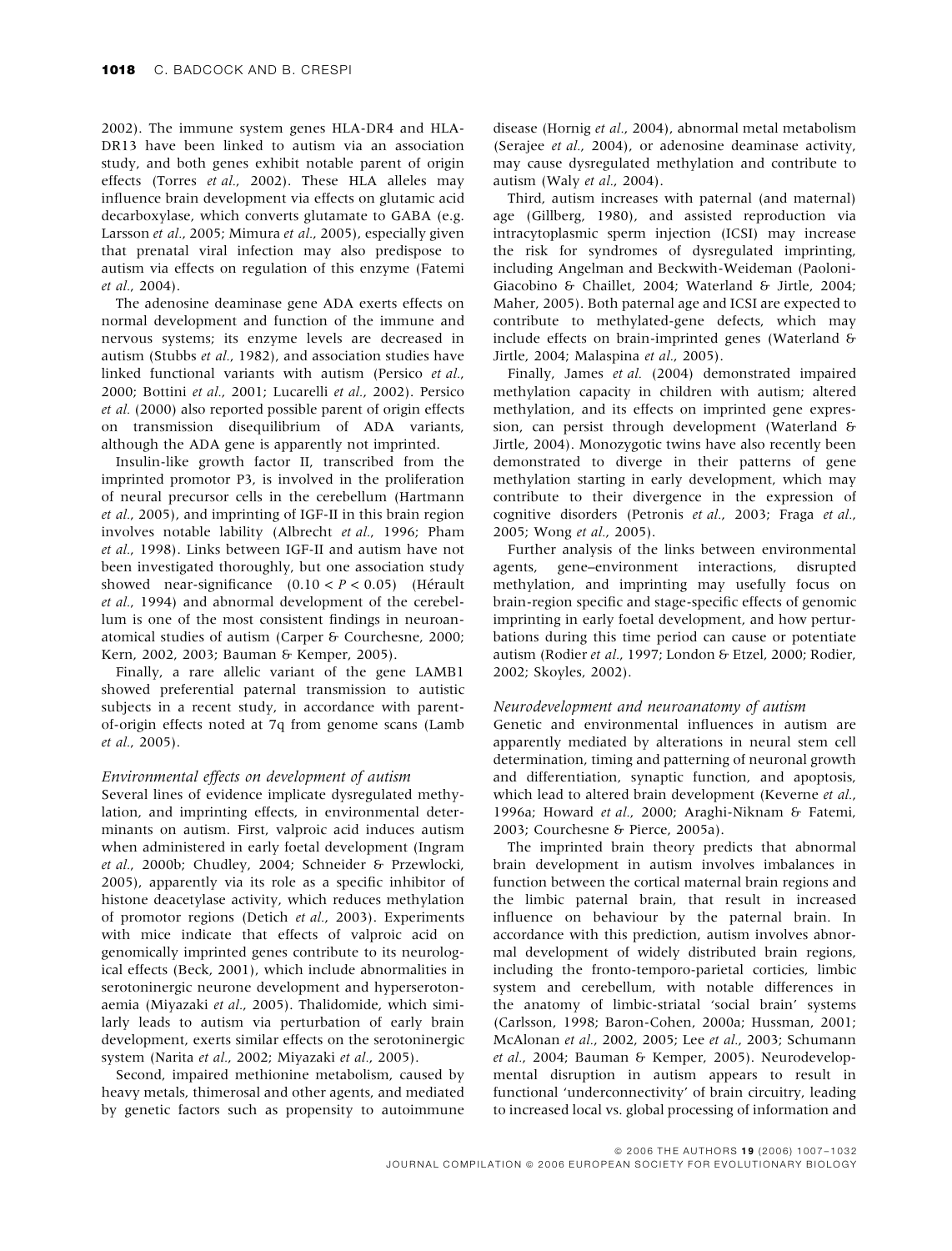2002). The immune system genes HLA-DR4 and HLA-DR13 have been linked to autism via an association study, and both genes exhibit notable parent of origin effects (Torres *et al.*, 2002). These HLA alleles may influence brain development via effects on glutamic acid decarboxylase, which converts glutamate to GABA (e.g. Larsson *et al.*, 2005; Mimura *et al.*, 2005), especially given that prenatal viral infection may also predispose to autism via effects on regulation of this enzyme (Fatemi *et al.*, 2004).

The adenosine deaminase gene ADA exerts effects on normal development and function of the immune and nervous systems; its enzyme levels are decreased in autism (Stubbs *et al.*, 1982), and association studies have linked functional variants with autism (Persico *et al.*, 2000; Bottini *et al.*, 2001; Lucarelli *et al.*, 2002). Persico *et al.* (2000) also reported possible parent of origin effects on transmission disequilibrium of ADA variants, although the ADA gene is apparently not imprinted.

Insulin-like growth factor II, transcribed from the imprinted promotor P3, is involved in the proliferation of neural precursor cells in the cerebellum (Hartmann *et al.*, 2005), and imprinting of IGF-II in this brain region involves notable lability (Albrecht *et al.*, 1996; Pham *et al.*, 1998). Links between IGF-II and autism have not been investigated thoroughly, but one association study showed near-significance ($0.10 < P < 0.05$) (Hérault *et al.*, 1994) and abnormal development of the cerebellum is one of the most consistent findings in neuroanatomical studies of autism (Carper & Courchesne, 2000; Kern, 2002, 2003; Bauman & Kemper, 2005).

Finally, a rare allelic variant of the gene LAMB1 showed preferential paternal transmission to autistic subjects in a recent study, in accordance with parent-of-origin effects noted at 7q from genome scans (Lamb *et al.*, 2005).

### *Environmental effects on development of autism*

Several lines of evidence implicate dysregulated methylation, and imprinting effects, in environmental determinants on autism. First, valproic acid induces autism when administered in early foetal development (Ingram *et al.*, 2000b; Chudley, 2004; Schneider & Przewlocki, 2005), apparently via its role as a specific inhibitor of histone deacetylase activity, which reduces methylation of promoter regions (Detich *et al.*, 2003). Experiments with mice indicate that effects of valproic acid on genomically imprinted genes contribute to its neurological effects (Beck, 2001), which include abnormalities in serotoninergic neurone development and hyperserotonaemia (Miyazaki *et al.*, 2005). Thalidomide, which similarly leads to autism via perturbation of early brain development, exerts similar effects on the serotoninergic system (Narita *et al.*, 2002; Miyazaki *et al.*, 2005).

Second, impaired methionine metabolism, caused by heavy metals, thimerosal and other agents, and mediated by genetic factors such as propensity to autoimmune disease (Hornig *et al.*, 2004), abnormal metal metabolism (Serajee *et al.*, 2004), or adenosine deaminase activity, may cause dysregulated methylation and contribute to autism (Waly *et al.*, 2004).

Third, autism increases with paternal (and maternal) age (Gillberg, 1980), and assisted reproduction via intracytoplasmic sperm injection (ICSI) may increase the risk for syndromes of dysregulated imprinting, including Angelman and Beckwith-Weideman (Paoloni-Giacobino & Chaillet, 2004; Waterland & Jirtle, 2004; Maher, 2005). Both paternal age and ICSI are expected to contribute to methylated-gene defects, which may include effects on brain-imprinted genes (Waterland & Jirtle, 2004; Malaspina *et al.*, 2005).

Finally, James *et al.* (2004) demonstrated impaired methylation capacity in children with autism; altered methylation, and its effects on imprinted gene expression, can persist through development (Waterland & Jirtle, 2004). Monozygotic twins have also recently been demonstrated to diverge in their patterns of gene methylation starting in early development, which may contribute to their divergence in the expression of cognitive disorders (Petronis *et al.*, 2003; Fraga *et al.*, 2005; Wong *et al.*, 2005).

Further analysis of the links between environmental agents, gene–environment interactions, disrupted methylation, and imprinting may usefully focus on brain-region specific and stage-specific effects of genomic imprinting in early foetal development, and how perturbations during this time period can cause or potentiate autism (Rodier *et al.*, 1997; London & Etzel, 2000; Rodier, 2002; Skoyles, 2002).

### *Neurodevelopment and neuroanatomy of autism*

Genetic and environmental influences in autism are apparently mediated by alterations in neural stem cell determination, timing and patterning of neuronal growth and differentiation, synaptic function, and apoptosis, which lead to altered brain development (Keverne *et al.*, 1996a; Howard *et al.*, 2000; Araghi-Niknam & Fatemi, 2003; Courchesne & Pierce, 2005a).

The imprinted brain theory predicts that abnormal brain development in autism involves imbalances in function between the cortical maternal brain regions and the limbic paternal brain, that result in increased influence on behaviour by the paternal brain. In accordance with this prediction, autism involves abnormal development of widely distributed brain regions, including the fronto-temporo-parietal corticies, limbic system and cerebellum, with notable differences in the anatomy of limbic-striatal 'social brain' systems (Carlsson, 1998; Baron-Cohen, 2000a; Hussman, 2001; McAlonan *et al.*, 2002, 2005; Lee *et al.*, 2003; Schumann *et al.*, 2004; Bauman & Kemper, 2005). Neurodevelopmental disruption in autism appears to result in functional 'underconnectivity' of brain circuitry, leading to increased local vs. global processing of information and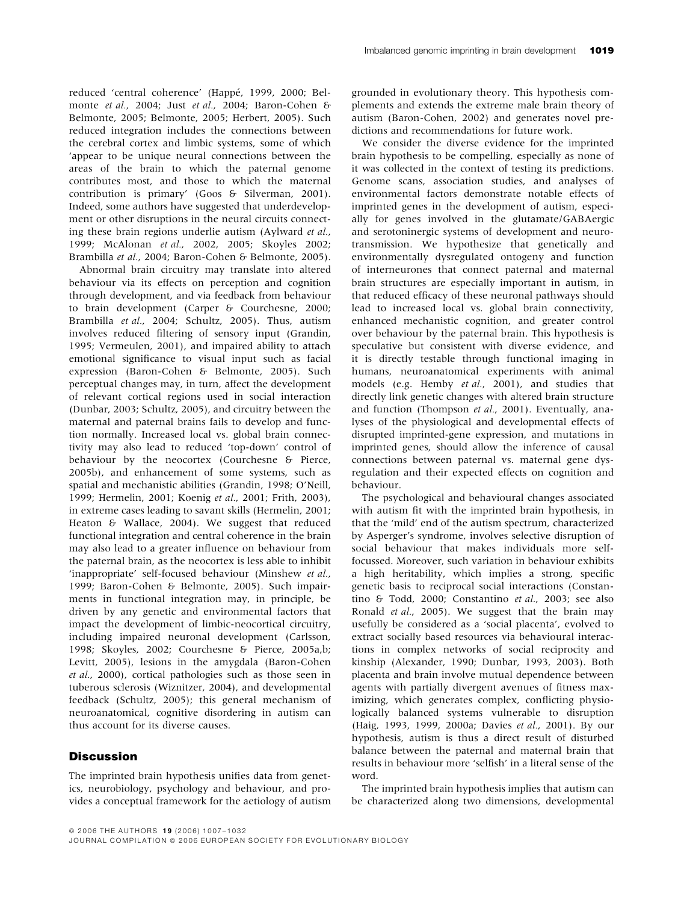reduced 'central coherence' (Happé, 1999, 2000; Belmonte *et al.*, 2004; Just *et al.*, 2004; Baron-Cohen & Belmonte, 2005; Belmonte, 2005; Herbert, 2005). Such reduced integration includes the connections between the cerebral cortex and limbic systems, some of which 'appear to be unique neural connections between the areas of the brain to which the paternal genome contributes most, and those to which the maternal contribution is primary' (Goos & Silverman, 2001). Indeed, some authors have suggested that underdevelopment or other disruptions in the neural circuits connecting these brain regions underlie autism (Aylward *et al.*, 1999; McAlonan *et al.*, 2002, 2005; Skoyles 2002; Brambilla *et al.*, 2004; Baron-Cohen & Belmonte, 2005).

Abnormal brain circuitry may translate into altered behaviour via its effects on perception and cognition through development, and via feedback from behaviour to brain development (Carper & Courchesne, 2000; Brambilla *et al.*, 2004; Schultz, 2005). Thus, autism involves reduced filtering of sensory input (Grandin, 1995; Vermeulen, 2001), and impaired ability to attach emotional significance to visual input such as facial expression (Baron-Cohen & Belmonte, 2005). Such perceptual changes may, in turn, affect the development of relevant cortical regions used in social interaction (Dunbar, 2003; Schultz, 2005), and circuitry between the maternal and paternal brains fails to develop and function normally. Increased local vs. global brain connectivity may also lead to reduced 'top-down' control of behaviour by the neocortex (Courchesne & Pierce, 2005b), and enhancement of some systems, such as spatial and mechanistic abilities (Grandin, 1998; O'Neill, 1999; Hermelin, 2001; Koenig *et al.*, 2001; Frith, 2003), in extreme cases leading to savant skills (Hermelin, 2001; Heaton & Wallace, 2004). We suggest that reduced functional integration and central coherence in the brain may also lead to a greater influence on behaviour from the paternal brain, as the neocortex is less able to inhibit 'inappropriate' self-focused behaviour (Minshew *et al.*, 1999; Baron-Cohen & Belmonte, 2005). Such impairments in functional integration may, in principle, be driven by any genetic and environmental factors that impact the development of limbic-neocortical circuitry, including impaired neuronal development (Carlsson, 1998; Skoyles, 2002; Courchesne & Pierce, 2005a,b; Levitt, 2005), lesions in the amygdala (Baron-Cohen *et al.*, 2000), cortical pathologies such as those seen in tuberous sclerosis (Wiznitzer, 2004), and developmental feedback (Schultz, 2005); this general mechanism of neuroanatomical, cognitive disordering in autism can thus account for its diverse causes.

## Discussion

The imprinted brain hypothesis unifies data from genetics, neurobiology, psychology and behaviour, and provides a conceptual framework for the aetiology of autism grounded in evolutionary theory. This hypothesis complements and extends the extreme male brain theory of autism (Baron-Cohen, 2002) and generates novel predictions and recommendations for future work.

We consider the diverse evidence for the imprinted brain hypothesis to be compelling, especially as none of it was collected in the context of testing its predictions. Genome scans, association studies, and analyses of environmental factors demonstrate notable effects of imprinted genes in the development of autism, especially for genes involved in the glutamate/GABAergic and serotoninergic systems of development and neurotransmission. We hypothesize that genetically and environmentally dysregulated ontogeny and function of interneurones that connect paternal and maternal brain structures are especially important in autism, in that reduced efficacy of these neuronal pathways should lead to increased local vs. global brain connectivity, enhanced mechanistic cognition, and greater control over behaviour by the paternal brain. This hypothesis is speculative but consistent with diverse evidence, and it is directly testable through functional imaging in humans, neuroanatomical experiments with animal models (e.g. Hemby *et al.*, 2001), and studies that directly link genetic changes with altered brain structure and function (Thompson *et al.*, 2001). Eventually, analyses of the physiological and developmental effects of disrupted imprinted-gene expression, and mutations in imprinted genes, should allow the inference of causal connections between paternal vs. maternal gene dysregulation and their expected effects on cognition and behaviour.

The psychological and behavioural changes associated with autism fit with the imprinted brain hypothesis, in that the 'mild' end of the autism spectrum, characterized by Asperger's syndrome, involves selective disruption of social behaviour that makes individuals more self-focussed. Moreover, such variation in behaviour exhibits a high heritability, which implies a strong, specific genetic basis to reciprocal social interactions (Constantino & Todd, 2000; Constantino *et al.*, 2003; see also Ronald *et al.*, 2005). We suggest that the brain may usefully be considered as a 'social placenta', evolved to extract socially based resources via behavioural interactions in complex networks of social reciprocity and kinship (Alexander, 1990; Dunbar, 1993, 2003). Both placenta and brain involve mutual dependence between agents with partially divergent avenues of fitness maximizing, which generates complex, conflicting physiologically balanced systems vulnerable to disruption (Haig, 1993, 1999, 2000a; Davies *et al.*, 2001). By our hypothesis, autism is thus a direct result of disturbed balance between the paternal and maternal brain that results in behaviour more 'selfish' in a literal sense of the word.

The imprinted brain hypothesis implies that autism can be characterized along two dimensions, developmental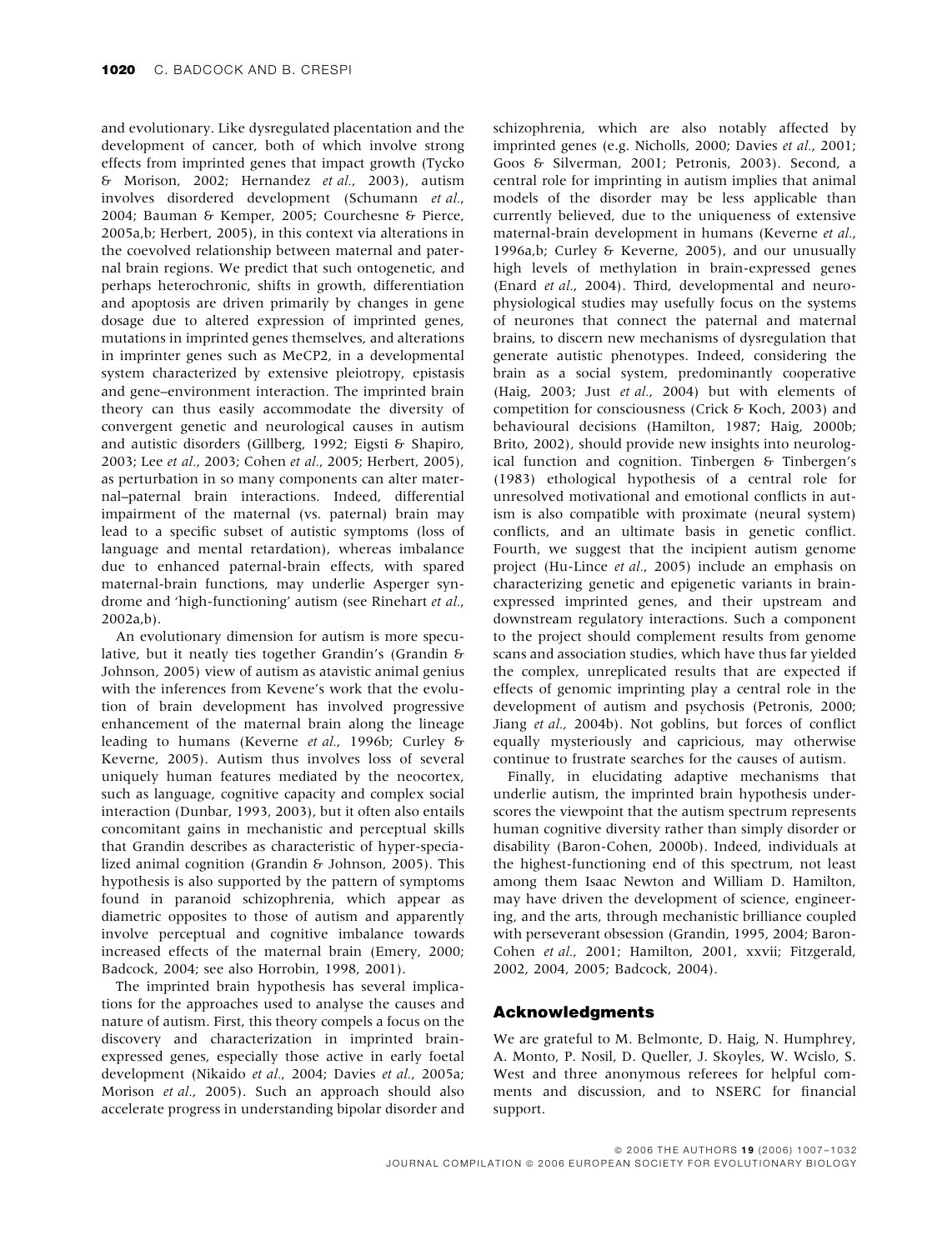and evolutionary. Like dysregulated placentation and the development of cancer, both of which involve strong effects from imprinted genes that impact growth (Tycko & Morison, 2002; Hernandez *et al.*, 2003), autism involves disordered development (Schumann *et al.*, 2004; Bauman & Kemper, 2005; Courchesne & Pierce, 2005a,b; Herbert, 2005), in this context via alterations in the coevolved relationship between maternal and paternal brain regions. We predict that such ontogenetic, and perhaps heterochronic, shifts in growth, differentiation and apoptosis are driven primarily by changes in gene dosage due to altered expression of imprinted genes, mutations in imprinted genes themselves, and alterations in imprinter genes such as MeCP2, in a developmental system characterized by extensive pleiotropy, epistasis and gene–environment interaction. The imprinted brain theory can thus easily accommodate the diversity of convergent genetic and neurological causes in autism and autistic disorders (Gillberg, 1992; Eigsti & Shapiro, 2003; Lee *et al.*, 2003; Cohen *et al.*, 2005; Herbert, 2005), as perturbation in so many components can alter maternal–paternal brain interactions. Indeed, differential impairment of the maternal (vs. paternal) brain may lead to a specific subset of autistic symptoms (loss of language and mental retardation), whereas imbalance due to enhanced paternal-brain effects, with spared maternal-brain functions, may underlie Asperger syndrome and 'high-functioning' autism (see Rinehart *et al.*, 2002a,b).

An evolutionary dimension for autism is more speculative, but it neatly ties together Grandin's (Grandin & Johnson, 2005) view of autism as atavistic animal genius with the inferences from Kevene's work that the evolution of brain development has involved progressive enhancement of the maternal brain along the lineage leading to humans (Keverne *et al.*, 1996b; Curley & Keverne, 2005). Autism thus involves loss of several uniquely human features mediated by the neocortex, such as language, cognitive capacity and complex social interaction (Dunbar, 1993, 2003), but it often also entails concomitant gains in mechanistic and perceptual skills that Grandin describes as characteristic of hyper-specialized animal cognition (Grandin & Johnson, 2005). This hypothesis is also supported by the pattern of symptoms found in paranoid schizophrenia, which appear as diametric opposites to those of autism and apparently involve perceptual and cognitive imbalance towards increased effects of the maternal brain (Emery, 2000; Badcock, 2004; see also Horrobin, 1998, 2001).

The imprinted brain hypothesis has several implications for the approaches used to analyse the causes and nature of autism. First, this theory compels a focus on the discovery and characterization in imprinted brain-expressed genes, especially those active in early foetal development (Nikaido *et al.*, 2004; Davies *et al.*, 2005a; Morison *et al.*, 2005). Such an approach should also accelerate progress in understanding bipolar disorder and schizophrenia, which are also notably affected by imprinted genes (e.g. Nicholls, 2000; Davies *et al.*, 2001; Goos & Silverman, 2001; Petronis, 2003). Second, a central role for imprinting in autism implies that animal models of the disorder may be less applicable than currently believed, due to the uniqueness of extensive maternal-brain development in humans (Keverne *et al.*, 1996a,b; Curley & Keverne, 2005), and our unusually high levels of methylation in brain-expressed genes (Enard *et al.*, 2004). Third, developmental and neurophysiological studies may usefully focus on the systems of neurones that connect the paternal and maternal brains, to discern new mechanisms of dysregulation that generate autistic phenotypes. Indeed, considering the brain as a social system, predominantly cooperative (Haig, 2003; Just *et al.*, 2004) but with elements of competition for consciousness (Crick & Koch, 2003) and behavioural decisions (Hamilton, 1987; Haig, 2000b; Brito, 2002), should provide new insights into neurological function and cognition. Tinbergen & Tinbergen's (1983) ethological hypothesis of a central role for unresolved motivational and emotional conflicts in autism is also compatible with proximate (neural system) conflicts, and an ultimate basis in genetic conflict. Fourth, we suggest that the incipient autism genome project (Hu-Lince *et al.*, 2005) include an emphasis on characterizing genetic and epigenetic variants in brain-expressed imprinted genes, and their upstream and downstream regulatory interactions. Such a component to the project should complement results from genome scans and association studies, which have thus far yielded the complex, unreplicated results that are expected if effects of genomic imprinting play a central role in the development of autism and psychosis (Petronis, 2000; Jiang *et al.*, 2004b). Not goblins, but forces of conflict equally mysteriously and capriciously, may otherwise continue to frustrate searches for the causes of autism.

Finally, in elucidating adaptive mechanisms that underlie autism, the imprinted brain hypothesis underscores the viewpoint that the autism spectrum represents human cognitive diversity rather than simply disorder or disability (Baron-Cohen, 2000b). Indeed, individuals at the highest-functioning end of this spectrum, not least among them Isaac Newton and William D. Hamilton, may have driven the development of science, engineering, and the arts, through mechanistic brilliance coupled with perseverant obsession (Grandin, 1995, 2004; Baron-Cohen *et al.*, 2001; Hamilton, 2001, xxvii; Fitzgerald, 2002, 2004, 2005; Badcock, 2004).

## Acknowledgments

We are grateful to M. Belmonte, D. Haig, N. Humphrey, A. Monto, P. Nosil, D. Queller, J. Skoyles, W. Wcislo, S. West and three anonymous referees for helpful comments and discussion, and to NSERC for financial support.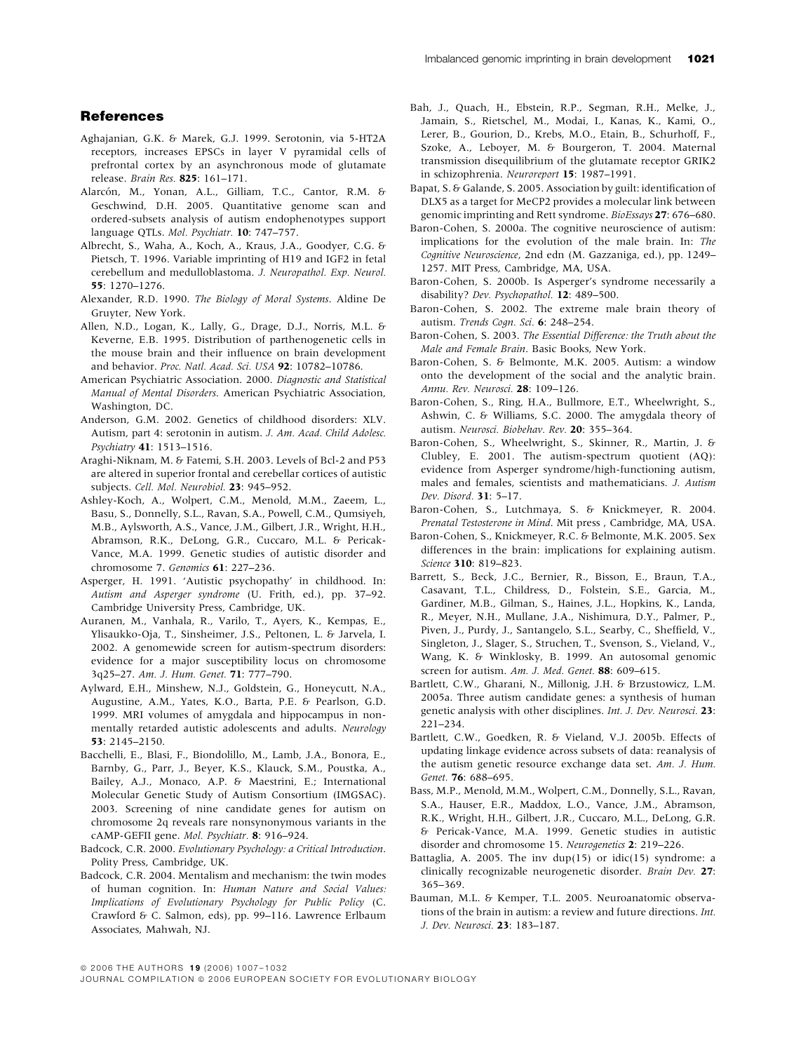## References

Aghajanian, G.K. & Marek, G.J. 1999. Serotonin, via 5-HT2A receptors, increases EPSCs in layer V pyramidal cells of prefrontal cortex by an asynchronous mode of glutamate release. *Brain Res.* **825**: 161–171.

Alarcón, M., Yonan, A.L., Gilliam, T.C., Cantor, R.M. & Geschwind, D.H. 2005. Quantitative genome scan and ordered-subsets analysis of autism endophenotypes support language QTLs. *Mol. Psychiatr.* **10**: 747–757.

Albrecht, S., Waha, A., Koch, A., Kraus, J.A., Goodyer, C.G. & Pietsch, T. 1996. Variable imprinting of H19 and IGF2 in fetal cerebellum and medulloblastoma. *J. Neuropathol. Exp. Neurol.* **55**: 1270–1276.

Alexander, R.D. 1990. *The Biology of Moral Systems*. Aldine De Gruyter, New York.

Allen, N.D., Logan, K., Lally, G., Drage, D.J., Norris, M.L. & Keverne, E.B. 1995. Distribution of parthenogenetic cells in the mouse brain and their influence on brain development and behavior. *Proc. Natl. Acad. Sci. USA* **92**: 10782–10786.

American Psychiatric Association. 2000. *Diagnostic and Statistical Manual of Mental Disorders*. American Psychiatric Association, Washington, DC.

Anderson, G.M. 2002. Genetics of childhood disorders: XLV. Autism, part 4: serotonin in autism. *J. Am. Acad. Child Adolesc. Psychiatry* **41**: 1513–1516.

Araghi-Niknam, M. & Fatemi, S.H. 2003. Levels of Bcl-2 and P53 are altered in superior frontal and cerebellar cortices of autistic subjects. *Cell. Mol. Neurobiol.* **23**: 945–952.

Ashley-Koch, A., Wolpert, C.M., Menold, M.M., Zaeem, L., Basu, S., Donnelly, S.L., Ravan, S.A., Powell, C.M., Qumsiyeh, M.B., Aylsworth, A.S., Vance, J.M., Gilbert, J.R., Wright, H.H., Abramson, R.K., DeLong, G.R., Cuccaro, M.L. & Pericak-Vance, M.A. 1999. Genetic studies of autistic disorder and chromosome 7. *Genomics* **61**: 227–236.

Asperger, H. 1991. 'Autistic psychopathy' in childhood. In: *Autism and Asperger syndrome* (U. Frith, ed.), pp. 37–92. Cambridge University Press, Cambridge, UK.

Auranen, M., Vanhala, R., Varilo, T., Ayers, K., Kempas, E., Ylisaukko-Oja, T., Sinsheimer, J.S., Peltonen, L. & Jarvela, I. 2002. A genomewide screen for autism-spectrum disorders: evidence for a major susceptibility locus on chromosome 3q25–27. *Am. J. Hum. Genet.* **71**: 777–790.

Aylward, E.H., Minshew, N.J., Goldstein, G., Honeycutt, N.A., Augustine, A.M., Yates, K.O., Barta, P.E. & Pearlson, G.D. 1999. MRI volumes of amygdala and hippocampus in non-mentally retarded autistic adolescents and adults. *Neurology* **53**: 2145–2150.

Bacchelli, E., Blasi, F., Biondolillo, M., Lamb, J.A., Bonora, E., Barnby, G., Parr, J., Beyer, K.S., Klauck, S.M., Poustka, A., Bailey, A.J., Monaco, A.P. & Maestrini, E.; International Molecular Genetic Study of Autism Consortium (IMGSAC). 2003. Screening of nine candidate genes for autism on chromosome 2q reveals rare nonsynonymous variants in the cAMP-GEFII gene. *Mol. Psychiatr.* **8**: 916–924.

Badcock, C.R. 2000. *Evolutionary Psychology: a Critical Introduction*. Polity Press, Cambridge, UK.

Badcock, C.R. 2004. Mentalism and mechanism: the twin modes of human cognition. In: *Human Nature and Social Values: Implications of Evolutionary Psychology for Public Policy* (C. Crawford & C. Salmon, eds), pp. 99–116. Lawrence Erlbaum Associates, Mahwah, NJ.

Bah, J., Quach, H., Ebstein, R.P., Segman, R.H., Melke, J., Jamain, S., Rietschel, M., Modai, I., Kanas, K., Kami, O., Lerer, B., Gourion, D., Krebs, M.O., Etain, B., Schurhoff, F., Szoke, A., Leboyer, M. & Bourgeron, T. 2004. Maternal transmission disequilibrium of the glutamate receptor GRIK2 in schizophrenia. *Neuroreport* **15**: 1987–1991.

Bapat, S. & Galande, S. 2005. Association by guilt: identification of DLX5 as a target for MeCP2 provides a molecular link between genomic imprinting and Rett syndrome. *BioEssays* **27**: 676–680.

Baron-Cohen, S. 2000a. The cognitive neuroscience of autism: implications for the evolution of the male brain. In: *The Cognitive Neuroscience*, 2nd edn (M. Gazzaniga, ed.), pp. 1249–1257. MIT Press, Cambridge, MA, USA.

Baron-Cohen, S. 2000b. Is Asperger's syndrome necessarily a disability? *Dev. Psychopathol.* **12**: 489–500.

Baron-Cohen, S. 2002. The extreme male brain theory of autism. *Trends Cogn. Sci.* **6**: 248–254.

Baron-Cohen, S. 2003. *The Essential Difference: the Truth about the Male and Female Brain*. Basic Books, New York.

Baron-Cohen, S. & Belmonte, M.K. 2005. Autism: a window onto the development of the social and the analytic brain. *Annu. Rev. Neurosci.* **28**: 109–126.

Baron-Cohen, S., Ring, H.A., Bullmore, E.T., Wheelwright, S., Ashwin, C. & Williams, S.C. 2000. The amygdala theory of autism. *Neurosci. Biobehav. Rev.* **20**: 355–364.

Baron-Cohen, S., Wheelwright, S., Skinner, R., Martin, J. & Clubley, E. 2001. The autism-spectrum quotient (AQ): evidence from Asperger syndrome/high-functioning autism, males and females, scientists and mathematicians. *J. Autism Dev. Disord.* **31**: 5–17.

Baron-Cohen, S., Lutchmaya, S. & Knickmeyer, R. 2004. *Prenatal Testosterone in Mind*. Mit press , Cambridge, MA, USA.

Baron-Cohen, S., Knickmeyer, R.C. & Belmonte, M.K. 2005. Sex differences in the brain: implications for explaining autism. *Science* **310**: 819–823.

Barrett, S., Beck, J.C., Bernier, R., Bisson, E., Braun, T.A., Casavant, T.L., Childress, D., Folstein, S.E., Garcia, M., Gardiner, M.B., Gilman, S., Haines, J.L., Hopkins, K., Landa, R., Meyer, N.H., Mullane, J.A., Nishimura, D.Y., Palmer, P., Piven, J., Purdy, J., Santangelo, S.L., Searby, C., Sheffield, V., Singleton, J., Slager, S., Struchen, T., Svenson, S., Vieland, V., Wang, K. & Winklosky, B. 1999. An autosomal genomic screen for autism. *Am. J. Med. Genet.* **88**: 609–615.

Bartlett, C.W., Gharani, N., Millonig, J.H. & Brzustowicz, L.M. 2005a. Three autism candidate genes: a synthesis of human genetic analysis with other disciplines. *Int. J. Dev. Neurosci.* **23**: 221–234.

Bartlett, C.W., Goedken, R. & Vieland, V.J. 2005b. Effects of updating linkage evidence across subsets of data: reanalysis of the autism genetic resource exchange data set. *Am. J. Hum. Genet.* **76**: 688–695.

Bass, M.P., Menold, M.M., Wolpert, C.M., Donnelly, S.L., Ravan, S.A., Hauser, E.R., Maddox, L.O., Vance, J.M., Abramson, R.K., Wright, H.H., Gilbert, J.R., Cuccaro, M.L., DeLong, G.R. & Pericak-Vance, M.A. 1999. Genetic studies in autistic disorder and chromosome 15. *Neurogenetics* **2**: 219–226.

Battaglia, A. 2005. The inv dup(15) or idic(15) syndrome: a clinically recognizable neurogenetic disorder. *Brain Dev.* **27**: 365–369.

Bauman, M.L. & Kemper, T.L. 2005. Neuroanatomic observations of the brain in autism: a review and future directions. *Int. J. Dev. Neurosci.* **23**: 183–187.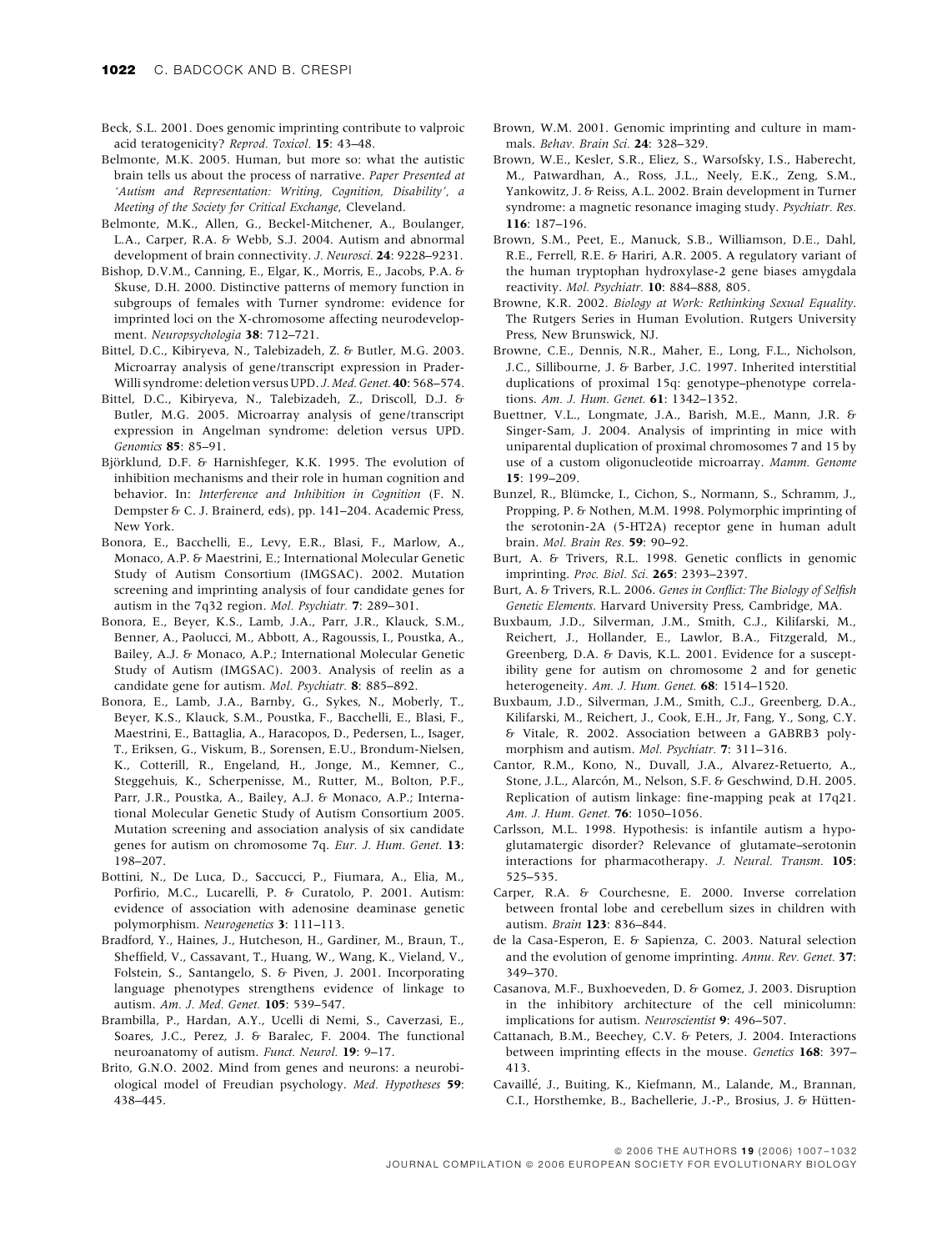Beck, S.L. 2001. Does genomic imprinting contribute to valproic acid teratogenicity? *Reprod. Toxicol.* **15**: 43–48.

Belmonte, M.K. 2005. Human, but more so: what the autistic brain tells us about the process of narrative. *Paper Presented at 'Autism and Representation: Writing, Cognition, Disability', a Meeting of the Society for Critical Exchange*, Cleveland.

Belmonte, M.K., Allen, G., Beckel-Mitchener, A., Boulanger, L.A., Carper, R.A. & Webb, S.J. 2004. Autism and abnormal development of brain connectivity. *J. Neurosci.* **24**: 9228–9231.

Bishop, D.V.M., Canning, E., Elgar, K., Morris, E., Jacobs, P.A. & Skuse, D.H. 2000. Distinctive patterns of memory function in subgroups of females with Turner syndrome: evidence for imprinted loci on the X-chromosome affecting neurodevelopment. *Neuropsychologia* **38**: 712–721.

Bittel, D.C., Kibiryeva, N., Talebizadeh, Z. & Butler, M.G. 2003. Microarray analysis of gene/transcript expression in Prader-Willi syndrome: deletion versus UPD. *J. Med. Genet.* **40**: 568–574.

Bittel, D.C., Kibiryeva, N., Talebizadeh, Z., Driscoll, D.J. & Butler, M.G. 2005. Microarray analysis of gene/transcript expression in Angelman syndrome: deletion versus UPD. *Genomics* **85**: 85–91.

Björklund, D.F. & Harnishfeger, K.K. 1995. The evolution of inhibition mechanisms and their role in human cognition and behavior. In: *Interference and Inhibition in Cognition* (F. N. Dempster & C. J. Brainerd, eds), pp. 141–204. Academic Press, New York.

Bonora, E., Bacchelli, E., Levy, E.R., Blasi, F., Marlow, A., Monaco, A.P. & Maestrini, E.; International Molecular Genetic Study of Autism Consortium (IMGSAC). 2002. Mutation screening and imprinting analysis of four candidate genes for autism in the 7q32 region. *Mol. Psychiatr.* **7**: 289–301.

Bonora, E., Beyer, K.S., Lamb, J.A., Parr, J.R., Klauck, S.M., Benner, A., Paolucci, M., Abbott, A., Ragoussis, I., Poustka, A., Bailey, A.J. & Monaco, A.P.; International Molecular Genetic Study of Autism (IMGSAC). 2003. Analysis of reelin as a candidate gene for autism. *Mol. Psychiatr.* **8**: 885–892.

Bonora, E., Lamb, J.A., Barnby, G., Sykes, N., Moberly, T., Beyer, K.S., Klauck, S.M., Poustka, F., Bacchelli, E., Blasi, F., Maestrini, E., Battaglia, A., Haracopos, D., Pedersen, L., Isager, T., Eriksen, G., Viskum, B., Sorensen, E.U., Brondum-Nielsen, K., Cotterill, R., Engeland, H., Jonge, M., Kemner, C., Steggehuis, K., Scherpenisse, M., Rutter, M., Bolton, P.F., Parr, J.R., Poustka, A., Bailey, A.J. & Monaco, A.P.; International Molecular Genetic Study of Autism Consortium 2005. Mutation screening and association analysis of six candidate genes for autism on chromosome 7q. *Eur. J. Hum. Genet.* **13**: 198–207.

Bottini, N., De Luca, D., Saccucci, P., Fiumara, A., Elia, M., Porfirio, M.C., Lucarelli, P. & Curatolo, P. 2001. Autism: evidence of association with adenosine deaminase genetic polymorphism. *Neurogenetics* **3**: 111–113.

Bradford, Y., Haines, J., Hutcheson, H., Gardiner, M., Braun, T., Sheffield, V., Cassavant, T., Huang, W., Wang, K., Vieland, V., Folstein, S., Santangelo, S. & Piven, J. 2001. Incorporating language phenotypes strengthens evidence of linkage to autism. *Am. J. Med. Genet.* **105**: 539–547.

Brambilla, P., Hardan, A.Y., Ucelli di Nemi, S., Caverzasi, E., Soares, J.C., Perez, J. & Baralec, F. 2004. The functional neuroanatomy of autism. *Funct. Neurol.* **19**: 9–17.

Brito, G.N.O. 2002. Mind from genes and neurons: a neurobiological model of Freudian psychology. *Med. Hypotheses* **59**: 438–445.

Brown, W.M. 2001. Genomic imprinting and culture in mammals. *Behav. Brain Sci.* **24**: 328–329.

Brown, W.E., Kesler, S.R., Eliez, S., Warsofsky, I.S., Haberecht, M., Patwardhan, A., Ross, J.L., Neely, E.K., Zeng, S.M., Yankowitz, J. & Reiss, A.L. 2002. Brain development in Turner syndrome: a magnetic resonance imaging study. *Psychiatr. Res.* **116**: 187–196.

Brown, S.M., Peet, E., Manuck, S.B., Williamson, D.E., Dahl, R.E., Ferrell, R.E. & Hariri, A.R. 2005. A regulatory variant of the human tryptophan hydroxylase-2 gene biases amygdala reactivity. *Mol. Psychiatr.* **10**: 884–888, 805.

Browne, K.R. 2002. *Biology at Work: Rethinking Sexual Equality*. The Rutgers Series in Human Evolution. Rutgers University Press, New Brunswick, NJ.

Browne, C.E., Dennis, N.R., Maher, E., Long, F.L., Nicholson, J.C., Sillibourne, J. & Barber, J.C. 1997. Inherited interstitial duplications of proximal 15q: genotype–phenotype correlations. *Am. J. Hum. Genet.* **61**: 1342–1352.

Buettner, V.L., Longmate, J.A., Barish, M.E., Mann, J.R. & Singer-Sam, J. 2004. Analysis of imprinting in mice with uniparental duplication of proximal chromosomes 7 and 15 by use of a custom oligonucleotide microarray. *Mamm. Genome* **15**: 199–209.

Bunzel, R., Blümcke, I., Cichon, S., Normann, S., Schramm, J., Propping, P. & Nothen, M.M. 1998. Polymorphic imprinting of the serotonin-2A (5-HT2A) receptor gene in human adult brain. *Mol. Brain Res.* **59**: 90–92.

Burt, A. & Trivers, R.L. 1998. Genetic conflicts in genomic imprinting. *Proc. Biol. Sci.* **265**: 2393–2397.

Burt, A. & Trivers, R.L. 2006. *Genes in Conflict: The Biology of Selfish Genetic Elements*. Harvard University Press, Cambridge, MA.

Buxbaum, J.D., Silverman, J.M., Smith, C.J., Kilifarski, M., Reichert, J., Hollander, E., Lawlor, B.A., Fitzgerald, M., Greenberg, D.A. & Davis, K.L. 2001. Evidence for a susceptibility gene for autism on chromosome 2 and for genetic heterogeneity. *Am. J. Hum. Genet.* **68**: 1514–1520.

Buxbaum, J.D., Silverman, J.M., Smith, C.J., Greenberg, D.A., Kilifarski, M., Reichert, J., Cook, E.H., Jr, Fang, Y., Song, C.Y. & Vitale, R. 2002. Association between a GABRB3 polymorphism and autism. *Mol. Psychiatr.* **7**: 311–316.

Cantor, R.M., Kono, N., Duvall, J.A., Alvarez-Retuerto, A., Stone, J.L., Alarcón, M., Nelson, S.F. & Geschwind, D.H. 2005. Replication of autism linkage: fine-mapping peak at 17q21. *Am. J. Hum. Genet.* **76**: 1050–1056.

Carlsson, M.L. 1998. Hypothesis: is infantile autism a hypoglutamatergic disorder? Relevance of glutamate–serotonin interactions for pharmacotherapy. *J. Neural. Transm.* **105**: 525–535.

Carper, R.A. & Courchesne, E. 2000. Inverse correlation between frontal lobe and cerebellum sizes in children with autism. *Brain* **123**: 836–844.

de la Casa-Esperon, E. & Sapienza, C. 2003. Natural selection and the evolution of genome imprinting. *Annu. Rev. Genet.* **37**: 349–370.

Casanova, M.F., Buxhoeveden, D. & Gomez, J. 2003. Disruption in the inhibitory architecture of the cell minicolumn: implications for autism. *Neuroscientist* **9**: 496–507.

Cattanach, B.M., Beechey, C.V. & Peters, J. 2004. Interactions between imprinting effects in the mouse. *Genetics* **168**: 397–413.

Cavaillé, J., Buiting, K., Kiefmann, M., Lalande, M., Brannan, C.I., Horsthemke, B., Bachellerie, J.-P., Brosius, J. & Hütten-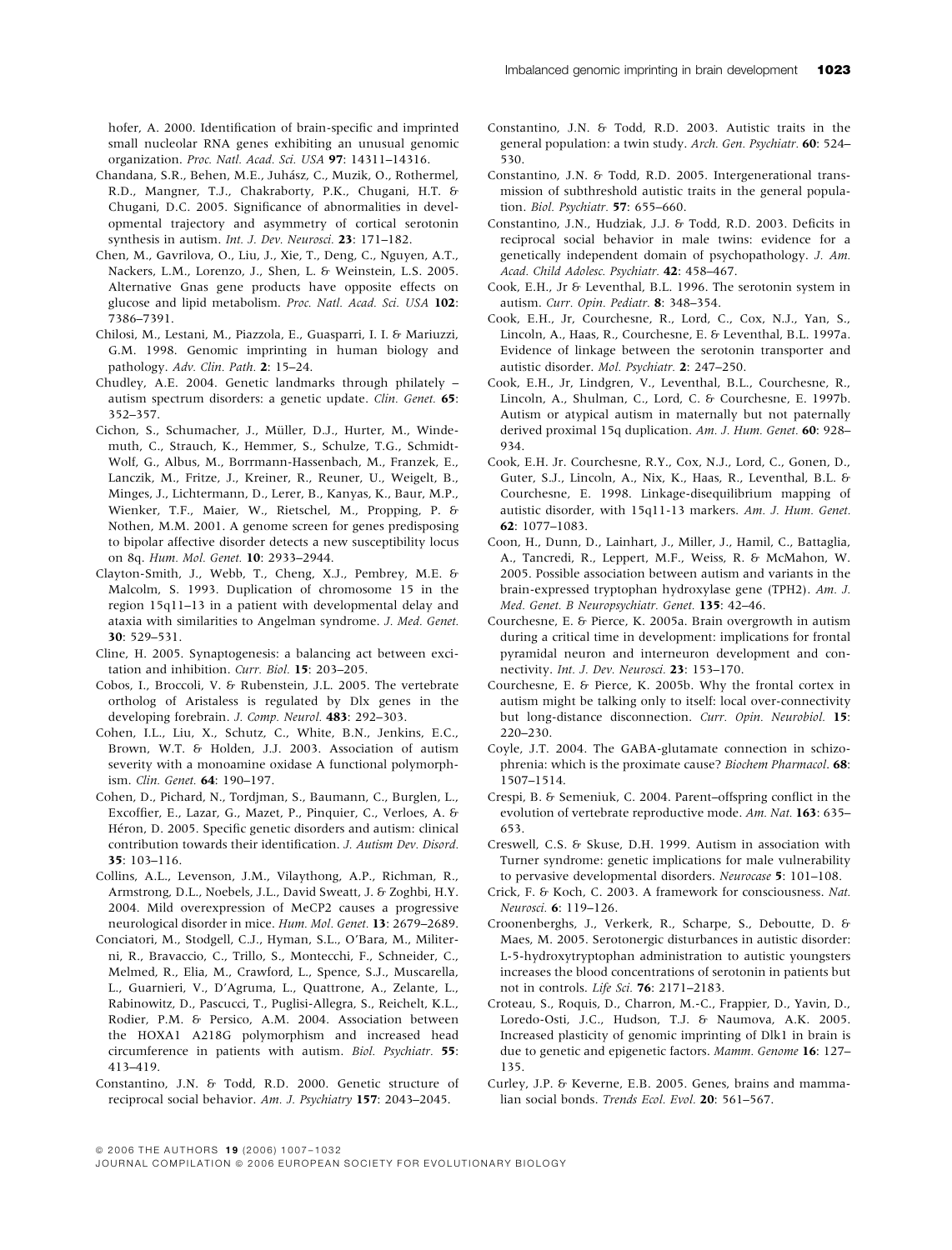hofer, A. 2000. Identification of brain-specific and imprinted small nucleolar RNA genes exhibiting an unusual genomic organization. *Proc. Natl. Acad. Sci. USA* **97**: 14311–14316.

Chandana, S.R., Behen, M.E., Juhász, C., Muzik, O., Rothermel, R.D., Mangner, T.J., Chakraborty, P.K., Chugani, H.T. & Chugani, D.C. 2005. Significance of abnormalities in developmental trajectory and asymmetry of cortical serotonin synthesis in autism. *Int. J. Dev. Neurosci.* **23**: 171–182.

Chen, M., Gavrilova, O., Liu, J., Xie, T., Deng, C., Nguyen, A.T., Nackers, L.M., Lorenzo, J., Shen, L. & Weinstein, L.S. 2005. Alternative Gnas gene products have opposite effects on glucose and lipid metabolism. *Proc. Natl. Acad. Sci. USA* **102**: 7386–7391.

Chilosi, M., Lestani, M., Piazzola, E., Guasparri, I. I. & Mariuzzi, G.M. 1998. Genomic imprinting in human biology and pathology. *Adv. Clin. Path.* **2**: 15–24.

Chudley, A.E. 2004. Genetic landmarks through philately – autism spectrum disorders: a genetic update. *Clin. Genet.* **65**: 352–357.

Cichon, S., Schumacher, J., Müller, D.J., Hurter, M., Windemuth, C., Strauch, K., Hemmer, S., Schulze, T.G., Schmidt-Wolf, G., Albus, M., Borrmann-Hassenbach, M., Franzek, E., Lanczik, M., Fritze, J., Kreiner, R., Reuner, U., Weigelt, B., Minges, J., Lichtermann, D., Lerer, B., Kanyas, K., Baur, M.P., Wienker, T.F., Maier, W., Rietschel, M., Propping, P. & Nothen, M.M. 2001. A genome screen for genes predisposing to bipolar affective disorder detects a new susceptibility locus on 8q. *Hum. Mol. Genet.* **10**: 2933–2944.

Clayton-Smith, J., Webb, T., Cheng, X.J., Pembrey, M.E. & Malcolm, S. 1993. Duplication of chromosome 15 in the region 15q11–13 in a patient with developmental delay and ataxia with similarities to Angelman syndrome. *J. Med. Genet.* **30**: 529–531.

Cline, H. 2005. Synaptogenesis: a balancing act between excitation and inhibition. *Curr. Biol.* **15**: 203–205.

Cobos, I., Broccoli, V. & Rubenstein, J.L. 2005. The vertebrate ortholog of Aristaless is regulated by Dlx genes in the developing forebrain. *J. Comp. Neurol.* **483**: 292–303.

Cohen, I.L., Liu, X., Schutz, C., White, B.N., Jenkins, E.C., Brown, W.T. & Holden, J.J. 2003. Association of autism severity with a monoamine oxidase A functional polymorphism. *Clin. Genet.* **64**: 190–197.

Cohen, D., Pichard, N., Tordjman, S., Baumann, C., Burglen, L., Excoffier, E., Lazar, G., Mazet, P., Pinquier, C., Verloes, A. & Héron, D. 2005. Specific genetic disorders and autism: clinical contribution towards their identification. *J. Autism Dev. Disord.* **35**: 103–116.

Collins, A.L., Levenson, J.M., Vilaythong, A.P., Richman, R., Armstrong, D.L., Noebels, J.L., David Sweatt, J. & Zoghbi, H.Y. 2004. Mild overexpression of MeCP2 causes a progressive neurological disorder in mice. *Hum. Mol. Genet.* **13**: 2679–2689.

Conciatori, M., Stodgell, C.J., Hyman, S.L., O'Bara, M., Militerni, R., Bravaccio, C., Trillo, S., Montecchi, F., Schneider, C., Melmed, R., Elia, M., Crawford, L., Spence, S.J., Muscarella, L., Guarnieri, V., D'Agruma, L., Quattrone, A., Zelante, L., Rabinowitz, D., Pascucci, T., Puglisi-Allegra, S., Reichelt, K.L., Rodier, P.M. & Persico, A.M. 2004. Association between the HOXA1 A218G polymorphism and increased head circumference in patients with autism. *Biol. Psychiatr.* **55**: 413–419.

Constantino, J.N. & Todd, R.D. 2000. Genetic structure of reciprocal social behavior. *Am. J. Psychiatry* **157**: 2043–2045.

Constantino, J.N. & Todd, R.D. 2003. Autistic traits in the general population: a twin study. *Arch. Gen. Psychiatr.* **60**: 524–530.

Constantino, J.N. & Todd, R.D. 2005. Intergenerational transmission of subthreshold autistic traits in the general population. *Biol. Psychiatr.* **57**: 655–660.

Constantino, J.N., Hudziak, J.J. & Todd, R.D. 2003. Deficits in reciprocal social behavior in male twins: evidence for a genetically independent domain of psychopathology. *J. Am. Acad. Child Adolesc. Psychiatr.* **42**: 458–467.

Cook, E.H., Jr & Leventhal, B.L. 1996. The serotonin system in autism. *Curr. Opin. Pediatr.* **8**: 348–354.

Cook, E.H., Jr, Courchesne, R., Lord, C., Cox, N.J., Yan, S., Lincoln, A., Haas, R., Courchesne, E. & Leventhal, B.L. 1997a. Evidence of linkage between the serotonin transporter and autistic disorder. *Mol. Psychiatr.* **2**: 247–250.

Cook, E.H., Jr, Lindgren, V., Leventhal, B.L., Courchesne, R., Lincoln, A., Shulman, C., Lord, C. & Courchesne, E. 1997b. Autism or atypical autism in maternally but not paternally derived proximal 15q duplication. *Am. J. Hum. Genet.* **60**: 928–934.

Cook, E.H. Jr. Courchesne, R.Y., Cox, N.J., Lord, C., Gonen, D., Guter, S.J., Lincoln, A., Nix, K., Haas, R., Leventhal, B.L. & Courchesne, E. 1998. Linkage-disequilibrium mapping of autistic disorder, with 15q11-13 markers. *Am. J. Hum. Genet.* **62**: 1077–1083.

Coon, H., Dunn, D., Lainhart, J., Miller, J., Hamil, C., Battaglia, A., Tancredi, R., Leppert, M.F., Weiss, R. & McMahon, W. 2005. Possible association between autism and variants in the brain-expressed tryptophan hydroxylase gene (TPH2). *Am. J. Med. Genet. B Neuropsychiatr. Genet.* **135**: 42–46.

Courchesne, E. & Pierce, K. 2005a. Brain overgrowth in autism during a critical time in development: implications for frontal pyramidal neuron and interneuron development and connectivity. *Int. J. Dev. Neurosci.* **23**: 153–170.

Courchesne, E. & Pierce, K. 2005b. Why the frontal cortex in autism might be talking only to itself: local over-connectivity but long-distance disconnection. *Curr. Opin. Neurobiol.* **15**: 220–230.

Coyle, J.T. 2004. The GABA-glutamate connection in schizophrenia: which is the proximate cause? *Biochem Pharmacol.* **68**: 1507–1514.

Crespi, B. & Semeniuk, C. 2004. Parent–offspring conflict in the evolution of vertebrate reproductive mode. *Am. Nat.* **163**: 635–653.

Creswell, C.S. & Skuse, D.H. 1999. Autism in association with Turner syndrome: genetic implications for male vulnerability to pervasive developmental disorders. *Neurocase* **5**: 101–108.

Crick, F. & Koch, C. 2003. A framework for consciousness. *Nat. Neurosci.* **6**: 119–126.

Croonenberghs, J., Verkerk, R., Scharpe, S., Deboutte, D. & Maes, M. 2005. Serotonergic disturbances in autistic disorder: L-5-hydroxytryptophan administration to autistic youngsters increases the blood concentrations of serotonin in patients but not in controls. *Life Sci.* **76**: 2171–2183.

Croteau, S., Roquis, D., Charron, M.-C., Frappier, D., Yavin, D., Loredo-Osti, J.C., Hudson, T.J. & Naumova, A.K. 2005. Increased plasticity of genomic imprinting of Dlk1 in brain is due to genetic and epigenetic factors. *Mamm. Genome* **16**: 127–135.

Curley, J.P. & Keverne, E.B. 2005. Genes, brains and mammalian social bonds. *Trends Ecol. Evol.* **20**: 561–567.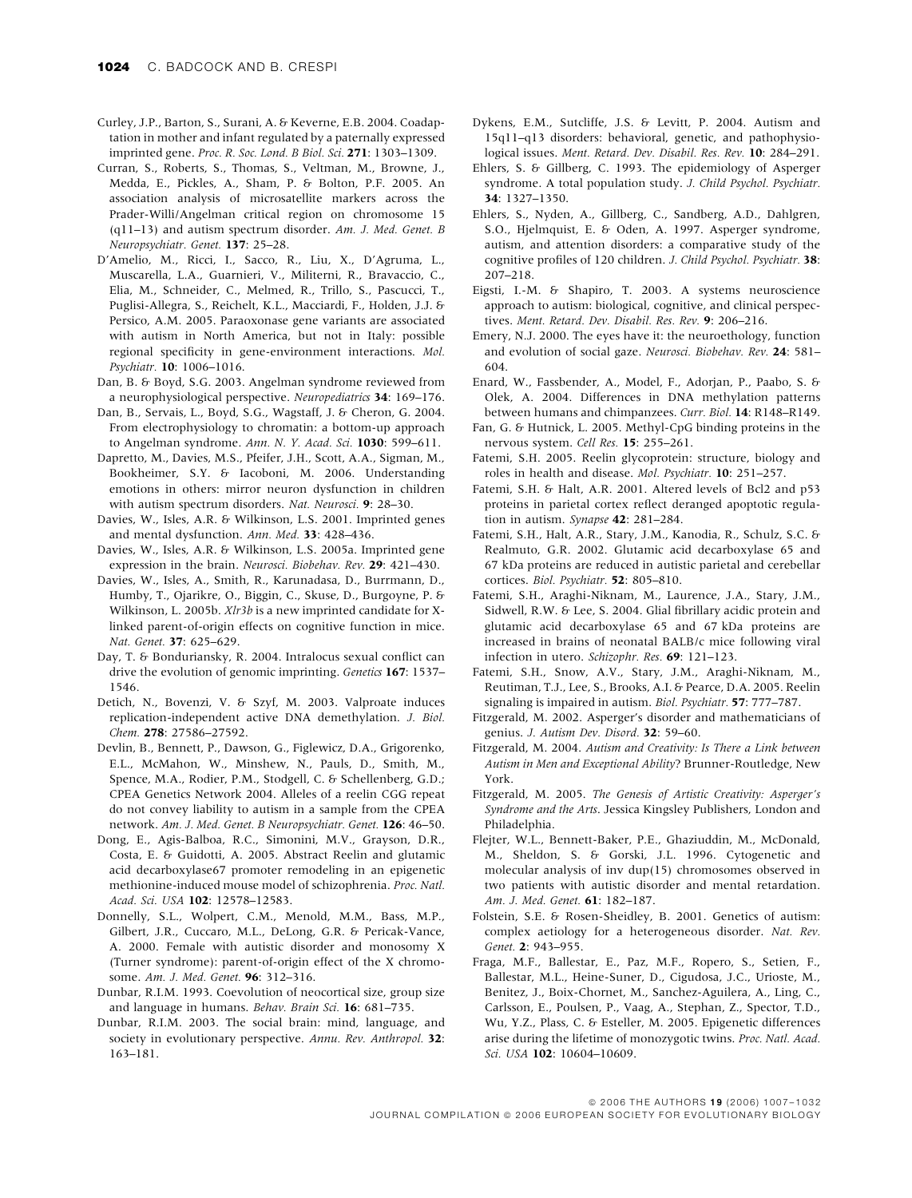Curley, J.P., Barton, S., Surani, A. & Keverne, E.B. 2004. Coadaptation in mother and infant regulated by a paternally expressed imprinted gene. *Proc. R. Soc. Lond. B Biol. Sci.* **271**: 1303–1309.

Curran, S., Roberts, S., Thomas, S., Veltman, M., Browne, J., Medda, E., Pickles, A., Sham, P. & Bolton, P.F. 2005. An association analysis of microsatellite markers across the Prader-Willi/Angelman critical region on chromosome 15 (q11–13) and autism spectrum disorder. *Am. J. Med. Genet. B Neuropsychiatr. Genet.* **137**: 25–28.

D'Amelio, M., Ricci, I., Sacco, R., Liu, X., D'Agruma, L., Muscarella, L.A., Guarnieri, V., Militerni, R., Bravaccio, C., Elia, M., Schneider, C., Melmed, R., Trillo, S., Pascucci, T., Puglisi-Allegra, S., Reichelt, K.L., Macciardi, F., Holden, J.J. & Persico, A.M. 2005. Paraoxonase gene variants are associated with autism in North America, but not in Italy: possible regional specificity in gene-environment interactions. *Mol. Psychiatr.* **10**: 1006–1016.

Dan, B. & Boyd, S.G. 2003. Angelman syndrome reviewed from a neurophysiological perspective. *Neuropediatrics* **34**: 169–176.

Dan, B., Servais, L., Boyd, S.G., Wagstaff, J. & Cheron, G. 2004. From electrophysiology to chromatin: a bottom-up approach to Angelman syndrome. *Ann. N. Y. Acad. Sci.* **1030**: 599–611.

Dapretto, M., Davies, M.S., Pfeifer, J.H., Scott, A.A., Sigman, M., Bookheimer, S.Y. & Iacoboni, M. 2006. Understanding emotions in others: mirror neuron dysfunction in children with autism spectrum disorders. *Nat. Neurosci.* **9**: 28–30.

Davies, W., Isles, A.R. & Wilkinson, L.S. 2001. Imprinted genes and mental dysfunction. *Ann. Med.* **33**: 428–436.

Davies, W., Isles, A.R. & Wilkinson, L.S. 2005a. Imprinted gene expression in the brain. *Neurosci. Biobehav. Rev.* **29**: 421–430.

Davies, W., Isles, A., Smith, R., Karunadasa, D., Burrmann, D., Humby, T., Ojarikre, O., Biggin, C., Skuse, D., Burgoyne, P. & Wilkinson, L. 2005b. *Xlr3b* is a new imprinted candidate for X-linked parent-of-origin effects on cognitive function in mice. *Nat. Genet.* **37**: 625–629.

Day, T. & Bonduriansky, R. 2004. Intralocus sexual conflict can drive the evolution of genomic imprinting. *Genetics* **167**: 1537–1546.

Detich, N., Bovenzi, V. & Szyf, M. 2003. Valproate induces replication-independent active DNA demethylation. *J. Biol. Chem.* **278**: 27586–27592.

Devlin, B., Bennett, P., Dawson, G., Figlewicz, D.A., Grigorenko, E.L., McMahon, W., Minshew, N., Pauls, D., Smith, M., Spence, M.A., Rodier, P.M., Stodgell, C. & Schellenberg, G.D.; CPEA Genetics Network 2004. Alleles of a reelin CGG repeat do not convey liability to autism in a sample from the CPEA network. *Am. J. Med. Genet. B Neuropsychiatr. Genet.* **126**: 46–50.

Dong, E., Agis-Balboa, R.C., Simonini, M.V., Grayson, D.R., Costa, E. & Guidotti, A. 2005. Abstract Reelin and glutamic acid decarboxylase67 promoter remodeling in an epigenetic methionine-induced mouse model of schizophrenia. *Proc. Natl. Acad. Sci. USA* **102**: 12578–12583.

Donnelly, S.L., Wolpert, C.M., Menold, M.M., Bass, M.P., Gilbert, J.R., Cuccaro, M.L., DeLong, G.R. & Pericak-Vance, A. 2000. Female with autistic disorder and monosomy X (Turner syndrome): parent-of-origin effect of the X chromosome. *Am. J. Med. Genet.* **96**: 312–316.

Dunbar, R.I.M. 1993. Coevolution of neocortical size, group size and language in humans. *Behav. Brain Sci.* **16**: 681–735.

Dunbar, R.I.M. 2003. The social brain: mind, language, and society in evolutionary perspective. *Annu. Rev. Anthropol.* **32**: 163–181.

Dykens, E.M., Sutcliffe, J.S. & Levitt, P. 2004. Autism and 15q11–q13 disorders: behavioral, genetic, and pathophysiological issues. *Ment. Retard. Dev. Disabil. Res. Rev.* **10**: 284–291.

Ehlers, S. & Gillberg, C. 1993. The epidemiology of Asperger syndrome. A total population study. *J. Child Psychol. Psychiatr.* **34**: 1327–1350.

Ehlers, S., Nyden, A., Gillberg, C., Sandberg, A.D., Dahlgren, S.O., Hjelmquist, E. & Oden, A. 1997. Asperger syndrome, autism, and attention disorders: a comparative study of the cognitive profiles of 120 children. *J. Child Psychol. Psychiatr.* **38**: 207–218.

Eigsti, I.-M. & Shapiro, T. 2003. A systems neuroscience approach to autism: biological, cognitive, and clinical perspectives. *Ment. Retard. Dev. Disabil. Res. Rev.* **9**: 206–216.

Emery, N.J. 2000. The eyes have it: the neuroethology, function and evolution of social gaze. *Neurosci. Biobehav. Rev.* **24**: 581–604.

Enard, W., Fassbender, A., Model, F., Adorjan, P., Paabo, S. & Olek, A. 2004. Differences in DNA methylation patterns between humans and chimpanzees. *Curr. Biol.* **14**: R148–R149.

Fan, G. & Hutnick, L. 2005. Methyl-CpG binding proteins in the nervous system. *Cell Res.* **15**: 255–261.

Fatemi, S.H. 2005. Reelin glycoprotein: structure, biology and roles in health and disease. *Mol. Psychiatr.* **10**: 251–257.

Fatemi, S.H. & Halt, A.R. 2001. Altered levels of Bcl2 and p53 proteins in parietal cortex reflect deranged apoptotic regulation in autism. *Synapse* **42**: 281–284.

Fatemi, S.H., Halt, A.R., Stary, J.M., Kanodia, R., Schulz, S.C. & Realmuto, G.R. 2002. Glutamic acid decarboxylase 65 and 67 kDa proteins are reduced in autistic parietal and cerebellar cortices. *Biol. Psychiatr.* **52**: 805–810.

Fatemi, S.H., Araghi-Niknam, M., Laurence, J.A., Stary, J.M., Sidwell, R.W. & Lee, S. 2004. Glial fibrillary acidic protein and glutamic acid decarboxylase 65 and 67 kDa proteins are increased in brains of neonatal BALB/c mice following viral infection in utero. *Schizophr. Res.* **69**: 121–123.

Fatemi, S.H., Snow, A.V., Stary, J.M., Araghi-Niknam, M., Reutiman, T.J., Lee, S., Brooks, A.I. & Pearce, D.A. 2005. Reelin signaling is impaired in autism. *Biol. Psychiatr.* **57**: 777–787.

Fitzgerald, M. 2002. Asperger's disorder and mathematicians of genius. *J. Autism Dev. Disord.* **32**: 59–60.

Fitzgerald, M. 2004. *Autism and Creativity: Is There a Link between Autism in Men and Exceptional Ability*? Brunner-Routledge, New York.

Fitzgerald, M. 2005. *The Genesis of Artistic Creativity: Asperger's Syndrome and the Arts*. Jessica Kingsley Publishers, London and Philadelphia.

Flejter, W.L., Bennett-Baker, P.E., Ghaziuddin, M., McDonald, M., Sheldon, S. & Gorski, J.L. 1996. Cytogenetic and molecular analysis of inv dup(15) chromosomes observed in two patients with autistic disorder and mental retardation. *Am. J. Med. Genet.* **61**: 182–187.

Folstein, S.E. & Rosen-Sheidley, B. 2001. Genetics of autism: complex aetiology for a heterogeneous disorder. *Nat. Rev. Genet.* **2**: 943–955.

Fraga, M.F., Ballestar, E., Paz, M.F., Ropero, S., Setien, F., Ballestar, M.L., Heine-Suner, D., Cigudosa, J.C., Urioste, M., Benitez, J., Boix-Chornet, M., Sanchez-Aguilera, A., Ling, C., Carlsson, E., Poulsen, P., Vaag, A., Stephan, Z., Spector, T.D., Wu, Y.Z., Plass, C. & Esteller, M. 2005. Epigenetic differences arise during the lifetime of monozygotic twins. *Proc. Natl. Acad. Sci. USA* **102**: 10604–10609.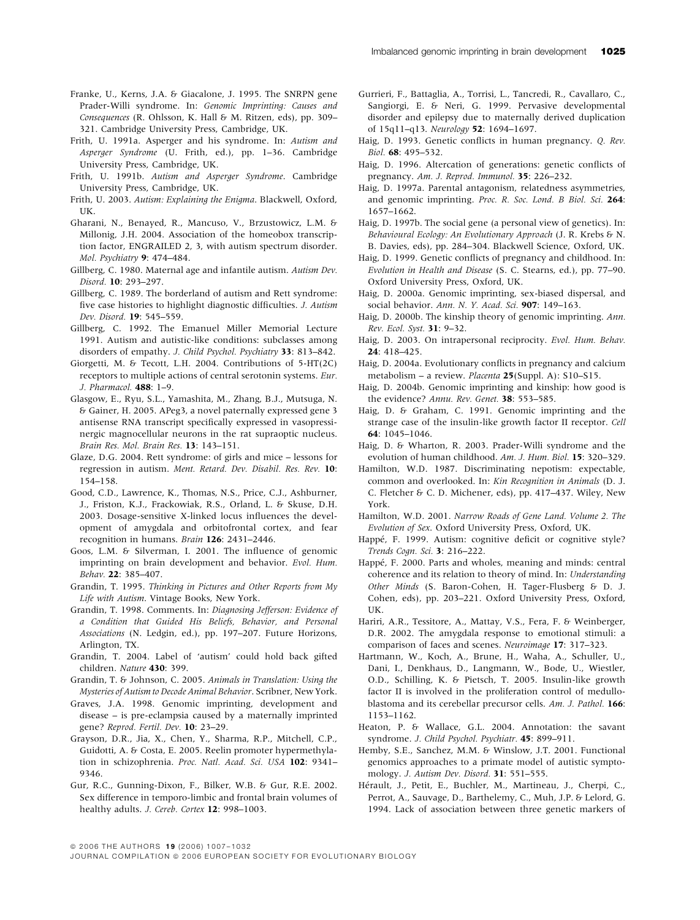Franke, U., Kerns, J.A. & Giacalone, J. 1995. The SNRPN gene Prader-Willi syndrome. In: *Genomic Imprinting: Causes and Consequences* (R. Ohlsson, K. Hall & M. Ritzen, eds), pp. 309–321. Cambridge University Press, Cambridge, UK.

Frith, U. 1991a. Asperger and his syndrome. In: *Autism and Asperger Syndrome* (U. Frith, ed.), pp. 1–36. Cambridge University Press, Cambridge, UK.

Frith, U. 1991b. *Autism and Asperger Syndrome*. Cambridge University Press, Cambridge, UK.

Frith, U. 2003. *Autism: Explaining the Enigma*. Blackwell, Oxford, UK.

Gharani, N., Benayed, R., Mancuso, V., Brzustowicz, L.M. & Millonig, J.H. 2004. Association of the homeobox transcription factor, ENGRAILED 2, 3, with autism spectrum disorder. *Mol. Psychiatry* **9**: 474–484.

Gillberg, C. 1980. Maternal age and infantile autism. *Autism Dev. Disord.* **10**: 293–297.

Gillberg, C. 1989. The borderland of autism and Rett syndrome: five case histories to highlight diagnostic difficulties. *J. Autism Dev. Disord.* **19**: 545–559.

Gillberg, C. 1992. The Emanuel Miller Memorial Lecture 1991. Autism and autistic-like conditions: subclasses among disorders of empathy. *J. Child Psychol. Psychiatry* **33**: 813–842.

Giorgetti, M. & Tecott, L.H. 2004. Contributions of 5-HT(2C) receptors to multiple actions of central serotonin systems. *Eur. J. Pharmacol.* **488**: 1–9.

Glasgow, E., Ryu, S.L., Yamashita, M., Zhang, B.J., Mutsuga, N. & Gainer, H. 2005. APeg3, a novel paternally expressed gene 3 antisense RNA transcript specifically expressed in vasopressinergic magnocellular neurons in the rat supraoptic nucleus. *Brain Res. Mol. Brain Res.* **13**: 143–151.

Glaze, D.G. 2004. Rett syndrome: of girls and mice – lessons for regression in autism. *Ment. Retard. Dev. Disabil. Res. Rev.* **10**: 154–158.

Good, C.D., Lawrence, K., Thomas, N.S., Price, C.J., Ashburner, J., Friston, K.J., Frackowiak, R.S., Orland, L. & Skuse, D.H. 2003. Dosage-sensitive X-linked locus influences the development of amygdala and orbitofrontal cortex, and fear recognition in humans. *Brain* **126**: 2431–2446.

Goos, L.M. & Silverman, I. 2001. The influence of genomic imprinting on brain development and behavior. *Evol. Hum. Behav.* **22**: 385–407.

Grandin, T. 1995. *Thinking in Pictures and Other Reports from My Life with Autism*. Vintage Books, New York.

Grandin, T. 1998. Comments. In: *Diagnosing Jefferson: Evidence of a Condition that Guided His Beliefs, Behavior, and Personal Associations* (N. Ledgin, ed.), pp. 197–207. Future Horizons, Arlington, TX.

Grandin, T. 2004. Label of 'autism' could hold back gifted children. *Nature* **430**: 399.

Grandin, T. & Johnson, C. 2005. *Animals in Translation: Using the Mysteries of Autism to Decode Animal Behavior*. Scribner, New York.

Graves, J.A. 1998. Genomic imprinting, development and disease – is pre-eclampsia caused by a maternally imprinted gene? *Reprod. Fertil. Dev.* **10**: 23–29.

Grayson, D.R., Jia, X., Chen, Y., Sharma, R.P., Mitchell, C.P., Guidotti, A. & Costa, E. 2005. Reelin promoter hypermethylation in schizophrenia. *Proc. Natl. Acad. Sci. USA* **102**: 9341–9346.

Gur, R.C., Gunning-Dixon, F., Bilker, W.B. & Gur, R.E. 2002. Sex difference in temporo-limbic and frontal brain volumes of healthy adults. *J. Cereb. Cortex* **12**: 998–1003.

Gurrieri, F., Battaglia, A., Torrisi, L., Tancredi, R., Cavallaro, C., Sangiorgi, E. & Neri, G. 1999. Pervasive developmental disorder and epilepsy due to maternally derived duplication of 15q11–q13. *Neurology* **52**: 1694–1697.

Haig, D. 1993. Genetic conflicts in human pregnancy. *Q. Rev. Biol.* **68**: 495–532.

Haig, D. 1996. Altercation of generations: genetic conflicts of pregnancy. *Am. J. Reprod. Immunol.* **35**: 226–232.

Haig, D. 1997a. Parental antagonism, relatedness asymmetries, and genomic imprinting. *Proc. R. Soc. Lond. B Biol. Sci.* **264**: 1657–1662.

Haig, D. 1997b. The social gene (a personal view of genetics). In: *Behavioural Ecology: An Evolutionary Approach* (J. R. Krebs & N. B. Davies, eds), pp. 284–304. Blackwell Science, Oxford, UK.

Haig, D. 1999. Genetic conflicts of pregnancy and childhood. In: *Evolution in Health and Disease* (S. C. Stearns, ed.), pp. 77–90. Oxford University Press, Oxford, UK.

Haig, D. 2000a. Genomic imprinting, sex-biased dispersal, and social behavior. *Ann. N. Y. Acad. Sci.* **907**: 149–163.

Haig, D. 2000b. The kinship theory of genomic imprinting. *Ann. Rev. Ecol. Syst.* **31**: 9–32.

Haig, D. 2003. On intrapersonal reciprocity. *Evol. Hum. Behav.* **24**: 418–425.

Haig, D. 2004a. Evolutionary conflicts in pregnancy and calcium metabolism – a review. *Placenta* **25**(Suppl. A): S10–S15.

Haig, D. 2004b. Genomic imprinting and kinship: how good is the evidence? *Annu. Rev. Genet.* **38**: 553–585.

Haig, D. & Graham, C. 1991. Genomic imprinting and the strange case of the insulin-like growth factor II receptor. *Cell* **64**: 1045–1046.

Haig, D. & Wharton, R. 2003. Prader-Willi syndrome and the evolution of human childhood. *Am. J. Hum. Biol.* **15**: 320–329.

Hamilton, W.D. 1987. Discriminating nepotism: expectable, common and overlooked. In: *Kin Recognition in Animals* (D. J. C. Fletcher & C. D. Michener, eds), pp. 417–437. Wiley, New York.

Hamilton, W.D. 2001. *Narrow Roads of Gene Land. Volume 2. The Evolution of Sex*. Oxford University Press, Oxford, UK.

Happé, F. 1999. Autism: cognitive deficit or cognitive style? *Trends Cogn. Sci.* **3**: 216–222.

Happé, F. 2000. Parts and wholes, meaning and minds: central coherence and its relation to theory of mind. In: *Understanding Other Minds* (S. Baron-Cohen, H. Tager-Flusberg & D. J. Cohen, eds), pp. 203–221. Oxford University Press, Oxford, UK.

Hariri, A.R., Tessitore, A., Mattay, V.S., Fera, F. & Weinberger, D.R. 2002. The amygdala response to emotional stimuli: a comparison of faces and scenes. *Neuroimage* **17**: 317–323.

Hartmann, W., Koch, A., Brune, H., Waha, A., Schuller, U., Dani, I., Denkhaus, D., Langmann, W., Bode, U., Wiestler, O.D., Schilling, K. & Pietsch, T. 2005. Insulin-like growth factor II is involved in the proliferation control of medulloblastoma and its cerebellar precursor cells. *Am. J. Pathol.* **166**: 1153–1162.

Heaton, P. & Wallace, G.L. 2004. Annotation: the savant syndrome. *J. Child Psychol. Psychiatr.* **45**: 899–911.

Hemby, S.E., Sanchez, M.M. & Winslow, J.T. 2001. Functional genomics approaches to a primate model of autistic symptomology. *J. Autism Dev. Disord.* **31**: 551–555.

Hérault, J., Petit, E., Buchler, M., Martineau, J., Cherpi, C., Perrot, A., Sauvage, D., Barthelemy, C., Muh, J.P. & Lelord, G. 1994. Lack of association between three genetic markers of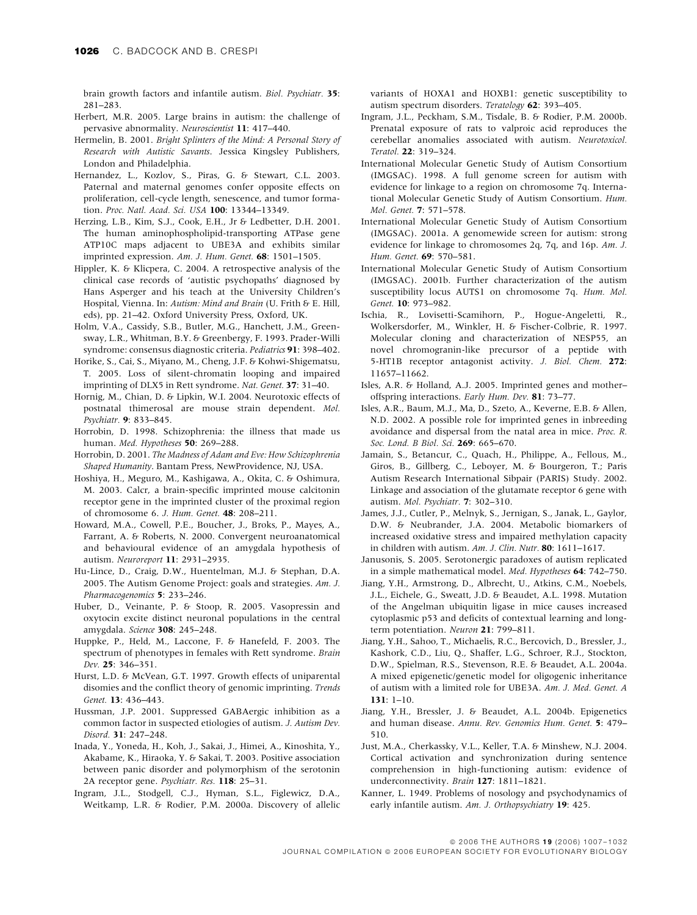brain growth factors and infantile autism. *Biol. Psychiatr.* **35**: 281–283.

Herbert, M.R. 2005. Large brains in autism: the challenge of pervasive abnormality. *Neuroscientist* **11**: 417–440.

Hermelin, B. 2001. *Bright Splinters of the Mind: A Personal Story of Research with Autistic Savants*. Jessica Kingsley Publishers, London and Philadelphia.

Hernandez, L., Kozlov, S., Piras, G. & Stewart, C.L. 2003. Paternal and maternal genomes confer opposite effects on proliferation, cell-cycle length, senescence, and tumor formation. *Proc. Natl. Acad. Sci. USA* **100**: 13344–13349.

Herzing, L.B., Kim, S.J., Cook, E.H., Jr & Ledbetter, D.H. 2001. The human aminophospholipid-transporting ATPase gene ATP10C maps adjacent to UBE3A and exhibits similar imprinted expression. *Am. J. Hum. Genet.* **68**: 1501–1505.

Hippler, K. & Klicpera, C. 2004. A retrospective analysis of the clinical case records of 'autistic psychopaths' diagnosed by Hans Asperger and his teach at the University Children's Hospital, Vienna. In: *Autism: Mind and Brain* (U. Frith & E. Hill, eds), pp. 21–42. Oxford University Press, Oxford, UK.

Holm, V.A., Cassidy, S.B., Butler, M.G., Hanchett, J.M., Greenswag, L.R., Whitman, B.Y. & Greenbergy, F. 1993. Prader-Willi syndrome: consensus diagnostic criteria. *Pediatrics* **91**: 398–402.

Horike, S., Cai, S., Miyano, M., Cheng, J.F. & Kohwi-Shigematsu, T. 2005. Loss of silent-chromatin looping and impaired imprinting of DLX5 in Rett syndrome. *Nat. Genet.* **37**: 31–40.

Hornig, M., Chian, D. & Lipkin, W.I. 2004. Neurotoxic effects of postnatal thimerosal are mouse strain dependent. *Mol. Psychiatr.* **9**: 833–845.

Horrobin, D. 1998. Schizophrenia: the illness that made us human. *Med. Hypotheses* **50**: 269–288.

Horrobin, D. 2001. *The Madness of Adam and Eve: How Schizophrenia Shaped Humanity*. Bantam Press, NewProvidence, NJ, USA.

Hoshiya, H., Meguro, M., Kashigawa, A., Okita, C. & Oshimura, M. 2003. Calcr, a brain-specific imprinted mouse calcitonin receptor gene in the imprinted cluster of the proximal region of chromosome 6. *J. Hum. Genet.* **48**: 208–211.

Howard, M.A., Cowell, P.E., Boucher, J., Broks, P., Mayes, A., Farrant, A. & Roberts, N. 2000. Convergent neuroanatomical and behavioural evidence of an amygdala hypothesis of autism. *Neuroreport* **11**: 2931–2935.

Hu-Lince, D., Craig, D.W., Huentelman, M.J. & Stephan, D.A. 2005. The Autism Genome Project: goals and strategies. *Am. J. Pharmacogenomics* **5**: 233–246.

Huber, D., Veinante, P. & Stoop, R. 2005. Vasopressin and oxytocin excite distinct neuronal populations in the central amygdala. *Science* **308**: 245–248.

Huppke, P., Held, M., Laccone, F. & Hanefeld, F. 2003. The spectrum of phenotypes in females with Rett syndrome. *Brain Dev.* **25**: 346–351.

Hurst, L.D. & McVean, G.T. 1997. Growth effects of uniparental disomies and the conflict theory of genomic imprinting. *Trends Genet.* **13**: 436–443.

Hussman, J.P. 2001. Suppressed GABAergic inhibition as a common factor in suspected etiologies of autism. *J. Autism Dev. Disord.* **31**: 247–248.

Inada, Y., Yoneda, H., Koh, J., Sakai, J., Himei, A., Kinoshita, Y., Akabame, K., Hiraoka, Y. & Sakai, T. 2003. Positive association between panic disorder and polymorphism of the serotonin 2A receptor gene. *Psychiatr. Res.* **118**: 25–31.

Ingram, J.L., Stodgell, C.J., Hyman, S.L., Figlewicz, D.A., Weitkamp, L.R. & Rodier, P.M. 2000a. Discovery of allelic variants of HOXA1 and HOXB1: genetic susceptibility to autism spectrum disorders. *Teratology* **62**: 393–405.

Ingram, J.L., Peckham, S.M., Tisdale, B. & Rodier, P.M. 2000b. Prenatal exposure of rats to valproic acid reproduces the cerebellar anomalies associated with autism. *Neurotoxicol. Teratol.* **22**: 319–324.

International Molecular Genetic Study of Autism Consortium (IMGSAC). 1998. A full genome screen for autism with evidence for linkage to a region on chromosome 7q. International Molecular Genetic Study of Autism Consortium. *Hum. Mol. Genet.* **7**: 571–578.

International Molecular Genetic Study of Autism Consortium (IMGSAC). 2001a. A genomewide screen for autism: strong evidence for linkage to chromosomes 2q, 7q, and 16p. *Am. J. Hum. Genet.* **69**: 570–581.

International Molecular Genetic Study of Autism Consortium (IMGSAC). 2001b. Further characterization of the autism susceptibility locus AUTS1 on chromosome 7q. *Hum. Mol. Genet.* **10**: 973–982.

Ischia, R., Lovisetti-Scamihorn, P., Hogue-Angeletti, R., Wolkersdorfer, M., Winkler, H. & Fischer-Colbrie, R. 1997. Molecular cloning and characterization of NESP55, an novel chromogranin-like precursor of a peptide with 5-HT1B receptor antagonist activity. *J. Biol. Chem.* **272**: 11657–11662.

Isles, A.R. & Holland, A.J. 2005. Imprinted genes and mother–offspring interactions. *Early Hum. Dev.* **81**: 73–77.

Isles, A.R., Baum, M.J., Ma, D., Szeto, A., Keverne, E.B. & Allen, N.D. 2002. A possible role for imprinted genes in inbreeding avoidance and dispersal from the natal area in mice. *Proc. R. Soc. Lond. B Biol. Sci.* **269**: 665–670.

Jamain, S., Betancur, C., Quach, H., Philippe, A., Fellous, M., Giros, B., Gillberg, C., Leboyer, M. & Bourgeron, T.; Paris Autism Research International Sibpair (PARIS) Study. 2002. Linkage and association of the glutamate receptor 6 gene with autism. *Mol. Psychiatr.* **7**: 302–310.

James, J.J., Cutler, P., Melnyk, S., Jernigan, S., Janak, L., Gaylor, D.W. & Neubrander, J.A. 2004. Metabolic biomarkers of increased oxidative stress and impaired methylation capacity in children with autism. *Am. J. Clin. Nutr.* **80**: 1611–1617.

Janusonis, S. 2005. Serotonergic paradoxes of autism replicated in a simple mathematical model. *Med. Hypotheses* **64**: 742–750.

Jiang, Y.H., Armstrong, D., Albrecht, U., Atkins, C.M., Noebels, J.L., Eichele, G., Sweatt, J.D. & Beaudet, A.L. 1998. Mutation of the Angelman ubiquitin ligase in mice causes increased cytoplasmic p53 and deficits of contextual learning and long-term potentiation. *Neuron* **21**: 799–811.

Jiang, Y.H., Sahoo, T., Michaelis, R.C., Bercovich, D., Bressler, J., Kashork, C.D., Liu, Q., Shaffer, L.G., Schroer, R.J., Stockton, D.W., Spielman, R.S., Stevenson, R.E. & Beaudet, A.L. 2004a. A mixed epigenetic/genetic model for oligogenic inheritance of autism with a limited role for UBE3A. *Am. J. Med. Genet. A* **131**: 1–10.

Jiang, Y.H., Bressler, J. & Beaudet, A.L. 2004b. Epigenetics and human disease. *Annu. Rev. Genomics Hum. Genet.* **5**: 479–510.

Just, M.A., Cherkassky, V.L., Keller, T.A. & Minshew, N.J. 2004. Cortical activation and synchronization during sentence comprehension in high-functioning autism: evidence of underconnectivity. *Brain* **127**: 1811–1821.

Kanner, L. 1949. Problems of nosology and psychodynamics of early infantile autism. *Am. J. Orthopsychiatry* **19**: 425.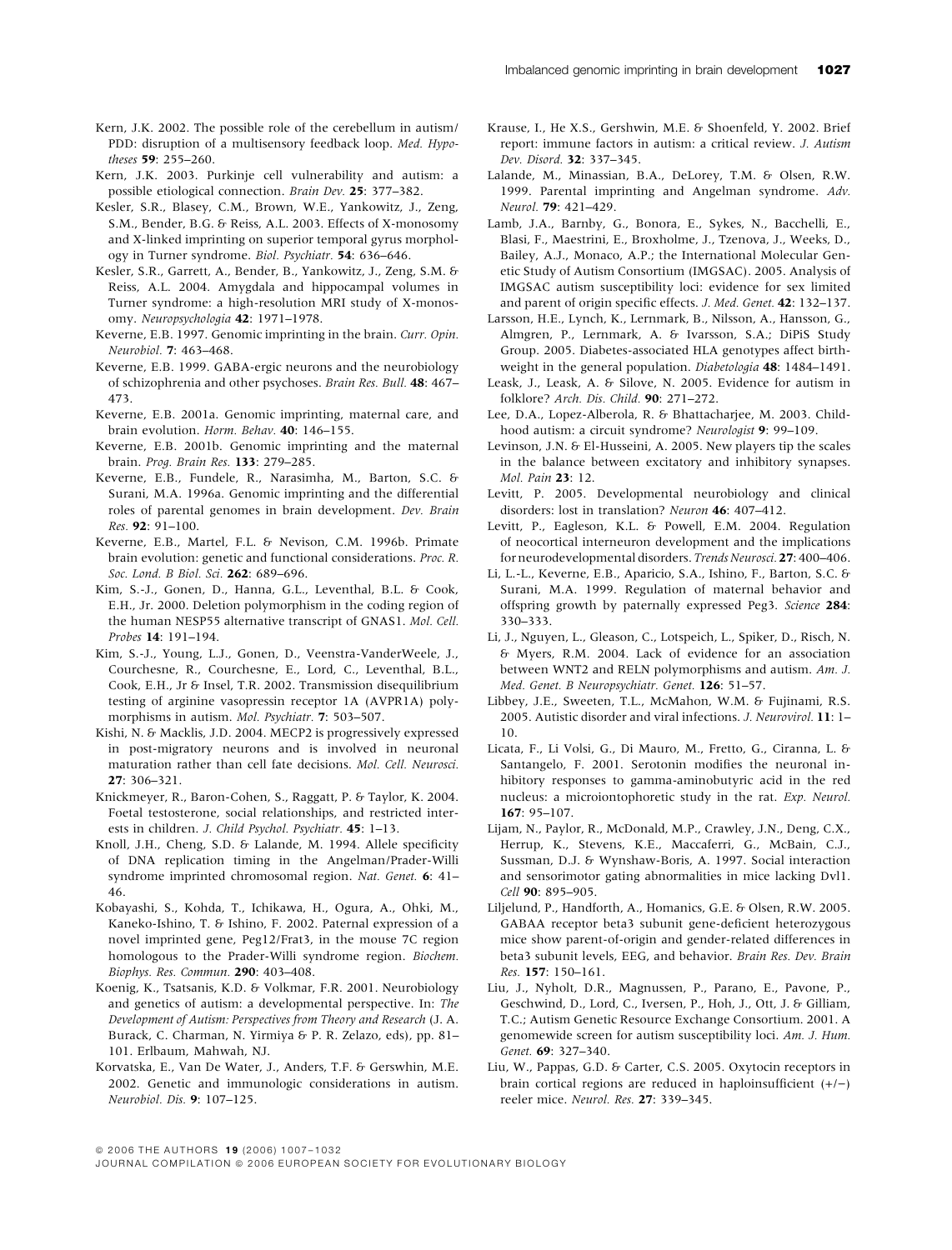Kern, J.K. 2002. The possible role of the cerebellum in autism/PDD: disruption of a multisensory feedback loop. *Med. Hypotheses* **59**: 255–260.

Kern, J.K. 2003. Purkinje cell vulnerability and autism: a possible etiological connection. *Brain Dev.* **25**: 377–382.

Kesler, S.R., Blasey, C.M., Brown, W.E., Yankowitz, J., Zeng, S.M., Bender, B.G. & Reiss, A.L. 2003. Effects of X-monosomy and X-linked imprinting on superior temporal gyrus morphology in Turner syndrome. *Biol. Psychiatr.* **54**: 636–646.

Kesler, S.R., Garrett, A., Bender, B., Yankowitz, J., Zeng, S.M. & Reiss, A.L. 2004. Amygdala and hippocampal volumes in Turner syndrome: a high-resolution MRI study of X-monosomy. *Neuropsychologia* **42**: 1971–1978.

Keverne, E.B. 1997. Genomic imprinting in the brain. *Curr. Opin. Neurobiol.* **7**: 463–468.

Keverne, E.B. 1999. GABA-ergic neurons and the neurobiology of schizophrenia and other psychoses. *Brain Res. Bull.* **48**: 467–473.

Keverne, E.B. 2001a. Genomic imprinting, maternal care, and brain evolution. *Horm. Behav.* **40**: 146–155.

Keverne, E.B. 2001b. Genomic imprinting and the maternal brain. *Prog. Brain Res.* **133**: 279–285.

Keverne, E.B., Fundele, R., Narasimha, M., Barton, S.C. & Surani, M.A. 1996a. Genomic imprinting and the differential roles of parental genomes in brain development. *Dev. Brain Res.* **92**: 91–100.

Keverne, E.B., Martel, F.L. & Nevison, C.M. 1996b. Primate brain evolution: genetic and functional considerations. *Proc. R. Soc. Lond. B Biol. Sci.* **262**: 689–696.

Kim, S.-J., Gonen, D., Hanna, G.L., Leventhal, B.L. & Cook, E.H., Jr. 2000. Deletion polymorphism in the coding region of the human NESP55 alternative transcript of GNAS1. *Mol. Cell. Probes* **14**: 191–194.

Kim, S.-J., Young, L.J., Gonen, D., Veenstra-VanderWeele, J., Courchesne, R., Courchesne, E., Lord, C., Leventhal, B.L., Cook, E.H., Jr & Insel, T.R. 2002. Transmission disequilibrium testing of arginine vasopressin receptor 1A (AVPR1A) polymorphisms in autism. *Mol. Psychiatr.* **7**: 503–507.

Kishi, N. & Macklis, J.D. 2004. MECP2 is progressively expressed in post-migratory neurons and is involved in neuronal maturation rather than cell fate decisions. *Mol. Cell. Neurosci.* **27**: 306–321.

Knickmeyer, R., Baron-Cohen, S., Raggatt, P. & Taylor, K. 2004. Foetal testosterone, social relationships, and restricted interests in children. *J. Child Psychol. Psychiatr.* **45**: 1–13.

Knoll, J.H., Cheng, S.D. & Lalande, M. 1994. Allele specificity of DNA replication timing in the Angelman/Prader-Willi syndrome imprinted chromosomal region. *Nat. Genet.* **6**: 41–46.

Kobayashi, S., Kohda, T., Ichikawa, H., Ogura, A., Ohki, M., Kaneko-Ishino, T. & Ishino, F. 2002. Paternal expression of a novel imprinted gene, Peg12/Frat3, in the mouse 7C region homologous to the Prader-Willi syndrome region. *Biochem. Biophys. Res. Commun.* **290**: 403–408.

Koenig, K., Tsatsanis, K.D. & Volkmar, F.R. 2001. Neurobiology and genetics of autism: a developmental perspective. In: *The Development of Autism: Perspectives from Theory and Research* (J. A. Burack, C. Charman, N. Yirmiya & P. R. Zelazo, eds), pp. 81–101. Erlbaum, Mahwah, NJ.

Korvatska, E., Van De Water, J., Anders, T.F. & Gerswhin, M.E. 2002. Genetic and immunologic considerations in autism. *Neurobiol. Dis.* **9**: 107–125.

Krause, I., He X.S., Gershwin, M.E. & Shoenfeld, Y. 2002. Brief report: immune factors in autism: a critical review. *J. Autism Dev. Disord.* **32**: 337–345.

Lalande, M., Minassian, B.A., DeLorey, T.M. & Olsen, R.W. 1999. Parental imprinting and Angelman syndrome. *Adv. Neurol.* **79**: 421–429.

Lamb, J.A., Barnby, G., Bonora, E., Sykes, N., Bacchelli, E., Blasi, F., Maestrini, E., Broxholme, J., Tzenova, J., Weeks, D., Bailey, A.J., Monaco, A.P.; the International Molecular Genetic Study of Autism Consortium (IMGSAC). 2005. Analysis of IMGSAC autism susceptibility loci: evidence for sex limited and parent of origin specific effects. *J. Med. Genet.* **42**: 132–137.

Larsson, H.E., Lynch, K., Lernmark, B., Nilsson, A., Hansson, G., Almgren, P., Lernmark, A. & Ivarsson, S.A.; DiPiS Study Group. 2005. Diabetes-associated HLA genotypes affect birthweight in the general population. *Diabetologia* **48**: 1484–1491.

Leask, J., Leask, A. & Silove, N. 2005. Evidence for autism in folklore? *Arch. Dis. Child.* **90**: 271–272.

Lee, D.A., Lopez-Alberola, R. & Bhattacharjee, M. 2003. Childhood autism: a circuit syndrome? *Neurologist* **9**: 99–109.

Levinson, J.N. & El-Husseini, A. 2005. New players tip the scales in the balance between excitatory and inhibitory synapses. *Mol. Pain* **23**: 12.

Levitt, P. 2005. Developmental neurobiology and clinical disorders: lost in translation? *Neuron* **46**: 407–412.

Levitt, P., Eagleson, K.L. & Powell, E.M. 2004. Regulation of neocortical interneuron development and the implications for neurodevelopmental disorders. *Trends Neurosci.* **27**: 400–406.

Li, L.-L., Keverne, E.B., Aparicio, S.A., Ishino, F., Barton, S.C. & Surani, M.A. 1999. Regulation of maternal behavior and offspring growth by paternally expressed Peg3. *Science* **284**: 330–333.

Li, J., Nguyen, L., Gleason, C., Lotspeich, L., Spiker, D., Risch, N. & Myers, R.M. 2004. Lack of evidence for an association between WNT2 and RELN polymorphisms and autism. *Am. J. Med. Genet. B Neuropsychiatr. Genet.* **126**: 51–57.

Libbey, J.E., Sweeten, T.L., McMahon, W.M. & Fujinami, R.S. 2005. Autistic disorder and viral infections. *J. Neurovirol.* **11**: 1–10.

Licata, F., Li Volsi, G., Di Mauro, M., Fretto, G., Ciranna, L. & Santangelo, F. 2001. Serotonin modifies the neuronal inhibitory responses to gamma-aminobutyric acid in the red nucleus: a microiontophoretic study in the rat. *Exp. Neurol.* **167**: 95–107.

Lijam, N., Paylor, R., McDonald, M.P., Crawley, J.N., Deng, C.X., Herrup, K., Stevens, K.E., Maccaferri, G., McBain, C.J., Sussman, D.J. & Wynshaw-Boris, A. 1997. Social interaction and sensorimotor gating abnormalities in mice lacking Dvl1. *Cell* **90**: 895–905.

Liljelund, P., Handforth, A., Homanics, G.E. & Olsen, R.W. 2005. GABAA receptor beta3 subunit gene-deficient heterozygous mice show parent-of-origin and gender-related differences in beta3 subunit levels, EEG, and behavior. *Brain Res. Dev. Brain Res.* **157**: 150–161.

Liu, J., Nyholt, D.R., Magnussen, P., Parano, E., Pavone, P., Geschwind, D., Lord, C., Iversen, P., Hoh, J., Ott, J. & Gilliam, T.C.; Autism Genetic Resource Exchange Consortium. 2001. A genomewide screen for autism susceptibility loci. *Am. J. Hum. Genet.* **69**: 327–340.

Liu, W., Pappas, G.D. & Carter, C.S. 2005. Oxytocin receptors in brain cortical regions are reduced in haploinsufficient (+/−) reeler mice. *Neurol. Res.* **27**: 339–345.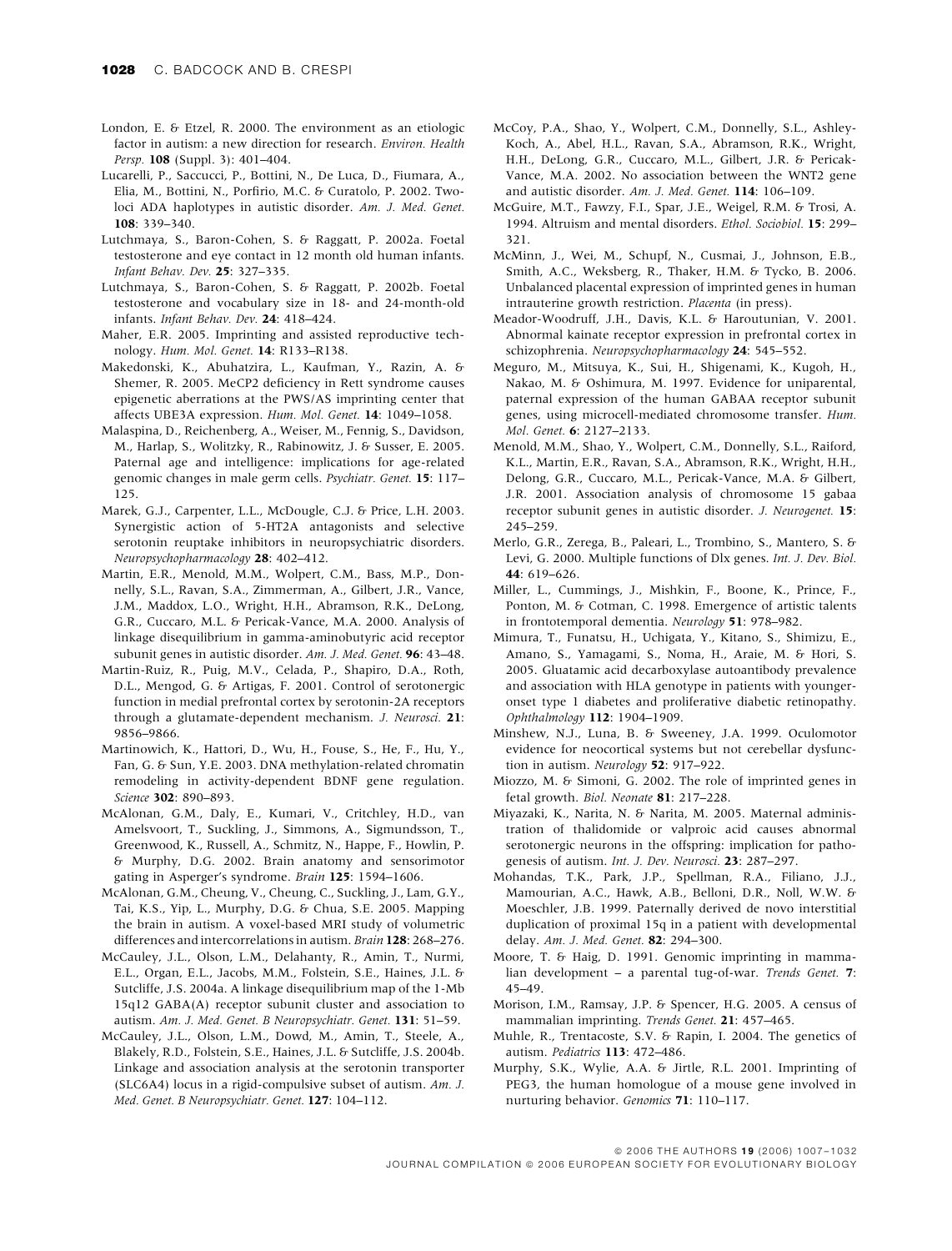London, E. & Etzel, R. 2000. The environment as an etiologic factor in autism: a new direction for research. *Environ. Health Persp.* **108** (Suppl. 3): 401–404.

Lucarelli, P., Saccucci, P., Bottini, N., De Luca, D., Fiumara, A., Elia, M., Bottini, N., Porfirio, M.C. & Curatolo, P. 2002. Two-loci ADA haplotypes in autistic disorder. *Am. J. Med. Genet.* **108**: 339–340.

Lutchmaya, S., Baron-Cohen, S. & Raggatt, P. 2002a. Foetal testosterone and eye contact in 12 month old human infants. *Infant Behav. Dev.* **25**: 327–335.

Lutchmaya, S., Baron-Cohen, S. & Raggatt, P. 2002b. Foetal testosterone and vocabulary size in 18- and 24-month-old infants. *Infant Behav. Dev.* **24**: 418–424.

Maher, E.R. 2005. Imprinting and assisted reproductive technology. *Hum. Mol. Genet.* **14**: R133–R138.

Makedonski, K., Abuhatzira, L., Kaufman, Y., Razin, A. & Shemer, R. 2005. MeCP2 deficiency in Rett syndrome causes epigenetic aberrations at the PWS/AS imprinting center that affects UBE3A expression. *Hum. Mol. Genet.* **14**: 1049–1058.

Malaspina, D., Reichenberg, A., Weiser, M., Fennig, S., Davidson, M., Harlap, S., Wolitzky, R., Rabinowitz, J. & Susser, E. 2005. Paternal age and intelligence: implications for age-related genomic changes in male germ cells. *Psychiatr. Genet.* **15**: 117–125.

Marek, G.J., Carpenter, L.L., McDougle, C.J. & Price, L.H. 2003. Synergistic action of 5-HT2A antagonists and selective serotonin reuptake inhibitors in neuropsychiatric disorders. *Neuropsychopharmacology* **28**: 402–412.

Martin, E.R., Menold, M.M., Wolpert, C.M., Bass, M.P., Donnelly, S.L., Ravan, S.A., Zimmerman, A., Gilbert, J.R., Vance, J.M., Maddox, L.O., Wright, H.H., Abramson, R.K., DeLong, G.R., Cuccaro, M.L. & Pericak-Vance, M.A. 2000. Analysis of linkage disequilibrium in gamma-aminobutyric acid receptor subunit genes in autistic disorder. *Am. J. Med. Genet.* **96**: 43–48.

Martin-Ruiz, R., Puig, M.V., Celada, P., Shapiro, D.A., Roth, D.L., Mengod, G. & Artigas, F. 2001. Control of serotonergic function in medial prefrontal cortex by serotonin-2A receptors through a glutamate-dependent mechanism. *J. Neurosci.* **21**: 9856–9866.

Martinowich, K., Hattori, D., Wu, H., Fouse, S., He, F., Hu, Y., Fan, G. & Sun, Y.E. 2003. DNA methylation-related chromatin remodeling in activity-dependent BDNF gene regulation. *Science* **302**: 890–893.

McAlonan, G.M., Daly, E., Kumari, V., Critchley, H.D., van Amelsvoort, T., Suckling, J., Simmons, A., Sigmundsson, T., Greenwood, K., Russell, A., Schmitz, N., Happe, F., Howlin, P. & Murphy, D.G. 2002. Brain anatomy and sensorimotor gating in Asperger's syndrome. *Brain* **125**: 1594–1606.

McAlonan, G.M., Cheung, V., Cheung, C., Suckling, J., Lam, G.Y., Tai, K.S., Yip, L., Murphy, D.G. & Chua, S.E. 2005. Mapping the brain in autism. A voxel-based MRI study of volumetric differences and intercorrelations in autism. *Brain* **128**: 268–276.

McCauley, J.L., Olson, L.M., Delahanty, R., Amin, T., Nurmi, E.L., Organ, E.L., Jacobs, M.M., Folstein, S.E., Haines, J.L. & Sutcliffe, J.S. 2004a. A linkage disequilibrium map of the 1-Mb 15q12 GABA(A) receptor subunit cluster and association to autism. *Am. J. Med. Genet. B Neuropsychiatr. Genet.* **131**: 51–59.

McCauley, J.L., Olson, L.M., Dowd, M., Amin, T., Steele, A., Blakely, R.D., Folstein, S.E., Haines, J.L. & Sutcliffe, J.S. 2004b. Linkage and association analysis at the serotonin transporter (SLC6A4) locus in a rigid-compulsive subset of autism. *Am. J. Med. Genet. B Neuropsychiatr. Genet.* **127**: 104–112.

McCoy, P.A., Shao, Y., Wolpert, C.M., Donnelly, S.L., Ashley-Koch, A., Abel, H.L., Ravan, S.A., Abramson, R.K., Wright, H.H., DeLong, G.R., Cuccaro, M.L., Gilbert, J.R. & Pericak-Vance, M.A. 2002. No association between the WNT2 gene and autistic disorder. *Am. J. Med. Genet.* **114**: 106–109.

McGuire, M.T., Fawzy, F.I., Spar, J.E., Weigel, R.M. & Trosi, A. 1994. Altruism and mental disorders. *Ethol. Sociobiol.* **15**: 299–321.

McMinn, J., Wei, M., Schupf, N., Cusmai, J., Johnson, E.B., Smith, A.C., Weksberg, R., Thaker, H.M. & Tycko, B. 2006. Unbalanced placental expression of imprinted genes in human intrauterine growth restriction. *Placenta* (in press).

Meador-Woodruff, J.H., Davis, K.L. & Haroutunian, V. 2001. Abnormal kainate receptor expression in prefrontal cortex in schizophrenia. *Neuropsychopharmacology* **24**: 545–552.

Meguro, M., Mitsuya, K., Sui, H., Shigenami, K., Kugoh, H., Nakao, M. & Oshimura, M. 1997. Evidence for uniparental, paternal expression of the human GABAA receptor subunit genes, using microcell-mediated chromosome transfer. *Hum. Mol. Genet.* **6**: 2127–2133.

Menold, M.M., Shao, Y., Wolpert, C.M., Donnelly, S.L., Raiford, K.L., Martin, E.R., Ravan, S.A., Abramson, R.K., Wright, H.H., Delong, G.R., Cuccaro, M.L., Pericak-Vance, M.A. & Gilbert, J.R. 2001. Association analysis of chromosome 15 gabaa receptor subunit genes in autistic disorder. *J. Neurogenet.* **15**: 245–259.

Merlo, G.R., Zerega, B., Paleari, L., Trombino, S., Mantero, S. & Levi, G. 2000. Multiple functions of Dlx genes. *Int. J. Dev. Biol.* **44**: 619–626.

Miller, L., Cummings, J., Mishkin, F., Boone, K., Prince, F., Ponton, M. & Cotman, C. 1998. Emergence of artistic talents in frontotemporal dementia. *Neurology* **51**: 978–982.

Mimura, T., Funatsu, H., Uchigata, Y., Kitano, S., Shimizu, E., Amano, S., Yamagami, S., Noma, H., Araie, M. & Hori, S. 2005. Gluatamic acid decarboxylase autoantibody prevalence and association with HLA genotype in patients with younger-onset type 1 diabetes and proliferative diabetic retinopathy. *Ophthalmology* **112**: 1904–1909.

Minshew, N.J., Luna, B. & Sweeney, J.A. 1999. Oculomotor evidence for neocortical systems but not cerebellar dysfunction in autism. *Neurology* **52**: 917–922.

Miozzo, M. & Simoni, G. 2002. The role of imprinted genes in fetal growth. *Biol. Neonate* **81**: 217–228.

Miyazaki, K., Narita, N. & Narita, M. 2005. Maternal administration of thalidomide or valproic acid causes abnormal serotonergic neurons in the offspring: implication for pathogenesis of autism. *Int. J. Dev. Neurosci.* **23**: 287–297.

Mohandas, T.K., Park, J.P., Spellman, R.A., Filiano, J.J., Mamourian, A.C., Hawk, A.B., Belloni, D.R., Noll, W.W. & Moeschler, J.B. 1999. Paternally derived de novo interstitial duplication of proximal 15q in a patient with developmental delay. *Am. J. Med. Genet.* **82**: 294–300.

Moore, T. & Haig, D. 1991. Genomic imprinting in mammalian development – a parental tug-of-war. *Trends Genet.* **7**: 45–49.

Morison, I.M., Ramsay, J.P. & Spencer, H.G. 2005. A census of mammalian imprinting. *Trends Genet.* **21**: 457–465.

Muhle, R., Trentacoste, S.V. & Rapin, I. 2004. The genetics of autism. *Pediatrics* **113**: 472–486.

Murphy, S.K., Wylie, A.A. & Jirtle, R.L. 2001. Imprinting of PEG3, the human homologue of a mouse gene involved in nurturing behavior. *Genomics* **71**: 110–117.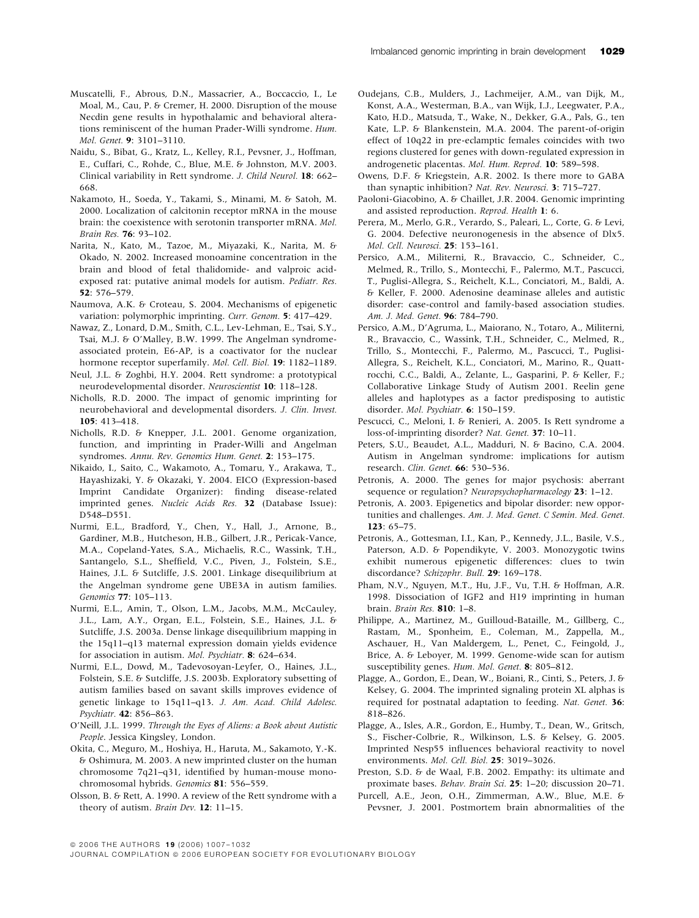Muscatelli, F., Abrous, D.N., Massacrier, A., Boccaccio, I., Le Moal, M., Cau, P. & Cremer, H. 2000. Disruption of the mouse Necdin gene results in hypothalamic and behavioral alterations reminiscent of the human Prader-Willi syndrome. *Hum. Mol. Genet.* **9**: 3101–3110.

Naidu, S., Bibat, G., Kratz, L., Kelley, R.I., Pevsner, J., Hoffman, E., Cuffari, C., Rohde, C., Blue, M.E. & Johnston, M.V. 2003. Clinical variability in Rett syndrome. *J. Child Neurol.* **18**: 662–668.

Nakamoto, H., Soeda, Y., Takami, S., Minami, M. & Satoh, M. 2000. Localization of calcitonin receptor mRNA in the mouse brain: the coexistence with serotonin transporter mRNA. *Mol. Brain Res.* **76**: 93–102.

Narita, N., Kato, M., Tazoe, M., Miyazaki, K., Narita, M. & Okado, N. 2002. Increased monoamine concentration in the brain and blood of fetal thalidomide- and valproic acid-exposed rat: putative animal models for autism. *Pediatr. Res.* **52**: 576–579.

Naumova, A.K. & Croteau, S. 2004. Mechanisms of epigenetic variation: polymorphic imprinting. *Curr. Genom.* **5**: 417–429.

Nawaz, Z., Lonard, D.M., Smith, C.L., Lev-Lehman, E., Tsai, S.Y., Tsai, M.J. & O'Malley, B.W. 1999. The Angelman syndrome-associated protein, E6-AP, is a coactivator for the nuclear hormone receptor superfamily. *Mol. Cell. Biol.* **19**: 1182–1189.

Neul, J.L. & Zoghbi, H.Y. 2004. Rett syndrome: a prototypical neurodevelopmental disorder. *Neuroscientist* **10**: 118–128.

Nicholls, R.D. 2000. The impact of genomic imprinting for neurobehavioral and developmental disorders. *J. Clin. Invest.* **105**: 413–418.

Nicholls, R.D. & Knepper, J.L. 2001. Genome organization, function, and imprinting in Prader-Willi and Angelman syndromes. *Annu. Rev. Genomics Hum. Genet.* **2**: 153–175.

Nikaido, I., Saito, C., Wakamoto, A., Tomaru, Y., Arakawa, T., Hayashizaki, Y. & Okazaki, Y. 2004. EICO (Expression-based Imprint Candidate Organizer): finding disease-related imprinted genes. *Nucleic Acids Res.* **32** (Database Issue): D548–D551.

Nurmi, E.L., Bradford, Y., Chen, Y., Hall, J., Arnone, B., Gardiner, M.B., Hutcheson, H.B., Gilbert, J.R., Pericak-Vance, M.A., Copeland-Yates, S.A., Michaelis, R.C., Wassink, T.H., Santangelo, S.L., Sheffield, V.C., Piven, J., Folstein, S.E., Haines, J.L. & Sutcliffe, J.S. 2001. Linkage disequilibrium at the Angelman syndrome gene UBE3A in autism families. *Genomics* **77**: 105–113.

Nurmi, E.L., Amin, T., Olson, L.M., Jacobs, M.M., McCauley, J.L., Lam, A.Y., Organ, E.L., Folstein, S.E., Haines, J.L. & Sutcliffe, J.S. 2003a. Dense linkage disequilibrium mapping in the 15q11–q13 maternal expression domain yields evidence for association in autism. *Mol. Psychiatr.* **8**: 624–634.

Nurmi, E.L., Dowd, M., Tadevosoyan-Leyfer, O., Haines, J.L., Folstein, S.E. & Sutcliffe, J.S. 2003b. Exploratory subsetting of autism families based on savant skills improves evidence of genetic linkage to 15q11–q13. *J. Am. Acad. Child Adolesc. Psychiatr.* **42**: 856–863.

O'Neill, J.L. 1999. *Through the Eyes of Aliens: a Book about Autistic People*. Jessica Kingsley, London.

Okita, C., Meguro, M., Hoshiya, H., Haruta, M., Sakamoto, Y.-K. & Oshimura, M. 2003. A new imprinted cluster on the human chromosome 7q21–q31, identified by human-mouse monochromosomal hybrids. *Genomics* **81**: 556–559.

Olsson, B. & Rett, A. 1990. A review of the Rett syndrome with a theory of autism. *Brain Dev.* **12**: 11–15.

Oudejans, C.B., Mulders, J., Lachmeijer, A.M., van Dijk, M., Konst, A.A., Westerman, B.A., van Wijk, I.J., Leegwater, P.A., Kato, H.D., Matsuda, T., Wake, N., Dekker, G.A., Pals, G., ten Kate, L.P. & Blankenstein, M.A. 2004. The parent-of-origin effect of 10q22 in pre-eclamptic females coincides with two regions clustered for genes with down-regulated expression in androgenetic placentas. *Mol. Hum. Reprod.* **10**: 589–598.

Owens, D.F. & Kriegstein, A.R. 2002. Is there more to GABA than synaptic inhibition? *Nat. Rev. Neurosci.* **3**: 715–727.

Paoloni-Giacobino, A. & Chaillet, J.R. 2004. Genomic imprinting and assisted reproduction. *Reprod. Health* **1**: 6.

Perera, M., Merlo, G.R., Verardo, S., Paleari, L., Corte, G. & Levi, G. 2004. Defective neuronogenesis in the absence of Dlx5. *Mol. Cell. Neurosci.* **25**: 153–161.

Persico, A.M., Militerni, R., Bravaccio, C., Schneider, C., Melmed, R., Trillo, S., Montecchi, F., Palermo, M.T., Pascucci, T., Puglisi-Allegra, S., Reichelt, K.L., Conciatori, M., Baldi, A. & Keller, F. 2000. Adenosine deaminase alleles and autistic disorder: case-control and family-based association studies. *Am. J. Med. Genet.* **96**: 784–790.

Persico, A.M., D'Agruma, L., Maiorano, N., Totaro, A., Militerni, R., Bravaccio, C., Wassink, T.H., Schneider, C., Melmed, R., Trillo, S., Montecchi, F., Palermo, M., Pascucci, T., Puglisi-Allegra, S., Reichelt, K.L., Conciatori, M., Marino, R., Quattrocchi, C.C., Baldi, A., Zelante, L., Gasparini, P. & Keller, F.; Collaborative Linkage Study of Autism 2001. Reelin gene alleles and haplotypes as a factor predisposing to autistic disorder. *Mol. Psychiatr.* **6**: 150–159.

Pescucci, C., Meloni, I. & Renieri, A. 2005. Is Rett syndrome a loss-of-imprinting disorder? *Nat. Genet.* **37**: 10–11.

Peters, S.U., Beaudet, A.L., Madduri, N. & Bacino, C.A. 2004. Autism in Angelman syndrome: implications for autism research. *Clin. Genet.* **66**: 530–536.

Petronis, A. 2000. The genes for major psychosis: aberrant sequence or regulation? *Neuropsychopharmacology* **23**: 1–12.

Petronis, A. 2003. Epigenetics and bipolar disorder: new opportunities and challenges. *Am. J. Med. Genet. C Semin. Med. Genet.* **123**: 65–75.

Petronis, A., Gottesman, I.I., Kan, P., Kennedy, J.L., Basile, V.S., Paterson, A.D. & Popendikyte, V. 2003. Monozygotic twins exhibit numerous epigenetic differences: clues to twin discordance? *Schizophr. Bull.* **29**: 169–178.

Pham, N.V., Nguyen, M.T., Hu, J.F., Vu, T.H. & Hoffman, A.R. 1998. Dissociation of IGF2 and H19 imprinting in human brain. *Brain Res.* **810**: 1–8.

Philippe, A., Martinez, M., Guilloud-Bataille, M., Gillberg, C., Rastam, M., Sponheim, E., Coleman, M., Zappella, M., Aschauer, H., Van Maldergem, L., Penet, C., Feingold, J., Brice, A. & Leboyer, M. 1999. Genome-wide scan for autism susceptibility genes. *Hum. Mol. Genet.* **8**: 805–812.

Plagge, A., Gordon, E., Dean, W., Boiani, R., Cinti, S., Peters, J. & Kelsey, G. 2004. The imprinted signaling protein XL alphas is required for postnatal adaptation to feeding. *Nat. Genet.* **36**: 818–826.

Plagge, A., Isles, A.R., Gordon, E., Humby, T., Dean, W., Gritsch, S., Fischer-Colbrie, R., Wilkinson, L.S. & Kelsey, G. 2005. Imprinted Nesp55 influences behavioral reactivity to novel environments. *Mol. Cell. Biol.* **25**: 3019–3026.

Preston, S.D. & de Waal, F.B. 2002. Empathy: its ultimate and proximate bases. *Behav. Brain Sci.* **25**: 1–20; discussion 20–71.

Purcell, A.E., Jeon, O.H., Zimmerman, A.W., Blue, M.E. & Pevsner, J. 2001. Postmortem brain abnormalities of the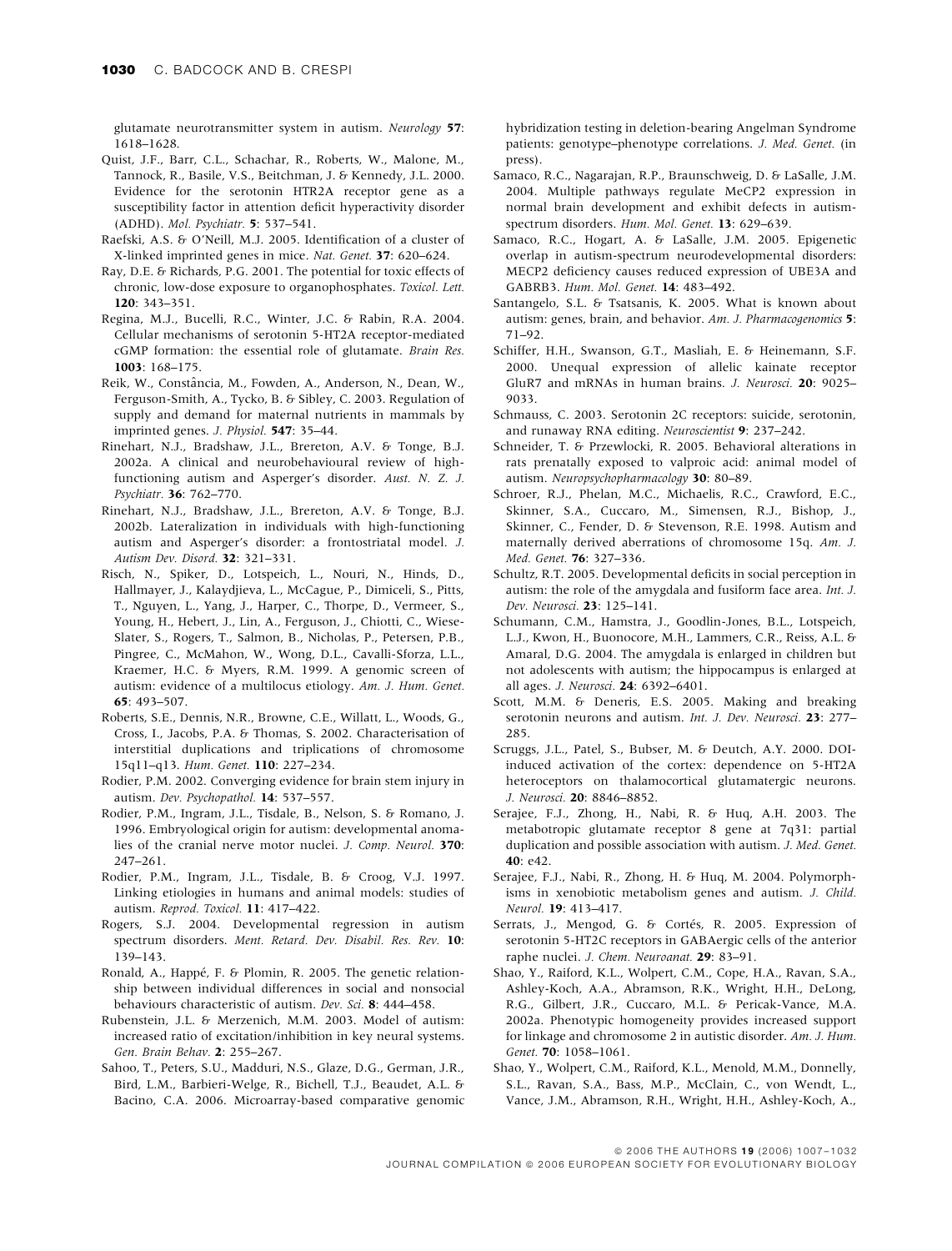glutamate neurotransmitter system in autism. *Neurology* **57**: 1618–1628.

Quist, J.F., Barr, C.L., Schachar, R., Roberts, W., Malone, M., Tannock, R., Basile, V.S., Beitchman, J. & Kennedy, J.L. 2000. Evidence for the serotonin HTR2A receptor gene as a susceptibility factor in attention deficit hyperactivity disorder (ADHD). *Mol. Psychiatr.* **5**: 537–541.

Raefski, A.S. & O'Neill, M.J. 2005. Identification of a cluster of X-linked imprinted genes in mice. *Nat. Genet.* **37**: 620–624.

Ray, D.E. & Richards, P.G. 2001. The potential for toxic effects of chronic, low-dose exposure to organophosphates. *Toxicol. Lett.* **120**: 343–351.

Regina, M.J., Bucelli, R.C., Winter, J.C. & Rabin, R.A. 2004. Cellular mechanisms of serotonin 5-HT2A receptor-mediated cGMP formation: the essential role of glutamate. *Brain Res.* **1003**: 168–175.

Reik, W., Constância, M., Fowden, A., Anderson, N., Dean, W., Ferguson-Smith, A., Tycko, B. & Sibley, C. 2003. Regulation of supply and demand for maternal nutrients in mammals by imprinted genes. *J. Physiol.* **547**: 35–44.

Rinehart, N.J., Bradshaw, J.L., Brereton, A.V. & Tonge, B.J. 2002a. A clinical and neurobehavioural review of high-functioning autism and Asperger's disorder. *Aust. N. Z. J. Psychiatr.* **36**: 762–770.

Rinehart, N.J., Bradshaw, J.L., Brereton, A.V. & Tonge, B.J. 2002b. Lateralization in individuals with high-functioning autism and Asperger's disorder: a frontostriatal model. *J. Autism Dev. Disord.* **32**: 321–331.

Risch, N., Spiker, D., Lotspeich, L., Nouri, N., Hinds, D., Hallmayer, J., Kalaydjieva, L., McCague, P., Dimiceli, S., Pitts, T., Nguyen, L., Yang, J., Harper, C., Thorpe, D., Vermeer, S., Young, H., Hebert, J., Lin, A., Ferguson, J., Chiotti, C., Wiese-Slater, S., Rogers, T., Salmon, B., Nicholas, P., Petersen, P.B., Pingree, C., McMahon, W., Wong, D.L., Cavalli-Sforza, L.L., Kraemer, H.C. & Myers, R.M. 1999. A genomic screen of autism: evidence of a multilocus etiology. *Am. J. Hum. Genet.* **65**: 493–507.

Roberts, S.E., Dennis, N.R., Browne, C.E., Willatt, L., Woods, G., Cross, I., Jacobs, P.A. & Thomas, S. 2002. Characterisation of interstitial duplications and triplications of chromosome 15q11–q13. *Hum. Genet.* **110**: 227–234.

Rodier, P.M. 2002. Converging evidence for brain stem injury in autism. *Dev. Psychopathol.* **14**: 537–557.

Rodier, P.M., Ingram, J.L., Tisdale, B., Nelson, S. & Romano, J. 1996. Embryological origin for autism: developmental anomalies of the cranial nerve motor nuclei. *J. Comp. Neurol.* **370**: 247–261.

Rodier, P.M., Ingram, J.L., Tisdale, B. & Croog, V.J. 1997. Linking etiologies in humans and animal models: studies of autism. *Reprod. Toxicol.* **11**: 417–422.

Rogers, S.J. 2004. Developmental regression in autism spectrum disorders. *Ment. Retard. Dev. Disabil. Res. Rev.* **10**: 139–143.

Ronald, A., Happé, F. & Plomin, R. 2005. The genetic relationship between individual differences in social and nonsocial behaviours characteristic of autism. *Dev. Sci.* **8**: 444–458.

Rubenstein, J.L. & Merzenich, M.M. 2003. Model of autism: increased ratio of excitation/inhibition in key neural systems. *Gen. Brain Behav.* **2**: 255–267.

Sahoo, T., Peters, S.U., Madduri, N.S., Glaze, D.G., German, J.R., Bird, L.M., Barbieri-Welge, R., Bichell, T.J., Beaudet, A.L. & Bacino, C.A. 2006. Microarray-based comparative genomic hybridization testing in deletion-bearing Angelman Syndrome patients: genotype–phenotype correlations. *J. Med. Genet.* (in press).

Samaco, R.C., Nagarajan, R.P., Braunschweig, D. & LaSalle, J.M. 2004. Multiple pathways regulate MeCP2 expression in normal brain development and exhibit defects in autism-spectrum disorders. *Hum. Mol. Genet.* **13**: 629–639.

Samaco, R.C., Hogart, A. & LaSalle, J.M. 2005. Epigenetic overlap in autism-spectrum neurodevelopmental disorders: MECP2 deficiency causes reduced expression of UBE3A and GABRB3. *Hum. Mol. Genet.* **14**: 483–492.

Santangelo, S.L. & Tsatsanis, K. 2005. What is known about autism: genes, brain, and behavior. *Am. J. Pharmacogenomics* **5**: 71–92.

Schiffer, H.H., Swanson, G.T., Masliah, E. & Heinemann, S.F. 2000. Unequal expression of allelic kainate receptor GluR7 and mRNAs in human brains. *J. Neurosci.* **20**: 9025–9033.

Schmauss, C. 2003. Serotonin 2C receptors: suicide, serotonin, and runaway RNA editing. *Neuroscientist* **9**: 237–242.

Schneider, T. & Przewlocki, R. 2005. Behavioral alterations in rats prenatally exposed to valproic acid: animal model of autism. *Neuropsychopharmacology* **30**: 80–89.

Schroer, R.J., Phelan, M.C., Michaelis, R.C., Crawford, E.C., Skinner, S.A., Cuccaro, M., Simensen, R.J., Bishop, J., Skinner, C., Fender, D. & Stevenson, R.E. 1998. Autism and maternally derived aberrations of chromosome 15q. *Am. J. Med. Genet.* **76**: 327–336.

Schultz, R.T. 2005. Developmental deficits in social perception in autism: the role of the amygdala and fusiform face area. *Int. J. Dev. Neurosci.* **23**: 125–141.

Schumann, C.M., Hamstra, J., Goodlin-Jones, B.L., Lotspeich, L.J., Kwon, H., Buonocore, M.H., Lammers, C.R., Reiss, A.L. & Amaral, D.G. 2004. The amygdala is enlarged in children but not adolescents with autism; the hippocampus is enlarged at all ages. *J. Neurosci.* **24**: 6392–6401.

Scott, M.M. & Deneris, E.S. 2005. Making and breaking serotonin neurons and autism. *Int. J. Dev. Neurosci.* **23**: 277–285.

Scruggs, J.L., Patel, S., Bubser, M. & Deutch, A.Y. 2000. DOI-induced activation of the cortex: dependence on 5-HT2A heteroceptors on thalamocortical glutamatergic neurons. *J. Neurosci.* **20**: 8846–8852.

Serajee, F.J., Zhong, H., Nabi, R. & Huq, A.H. 2003. The metabotropic glutamate receptor 8 gene at 7q31: partial duplication and possible association with autism. *J. Med. Genet.* **40**: e42.

Serajee, F.J., Nabi, R., Zhong, H. & Huq, M. 2004. Polymorphisms in xenobiotic metabolism genes and autism. *J. Child. Neurol.* **19**: 413–417.

Serrats, J., Mengod, G. & Cortés, R. 2005. Expression of serotonin 5-HT2C receptors in GABAergic cells of the anterior raphe nuclei. *J. Chem. Neuroanat.* **29**: 83–91.

Shao, Y., Raiford, K.L., Wolpert, C.M., Cope, H.A., Ravan, S.A., Ashley-Koch, A.A., Abramson, R.K., Wright, H.H., DeLong, R.G., Gilbert, J.R., Cuccaro, M.L. & Pericak-Vance, M.A. 2002a. Phenotypic homogeneity provides increased support for linkage and chromosome 2 in autistic disorder. *Am. J. Hum. Genet.* **70**: 1058–1061.

Shao, Y., Wolpert, C.M., Raiford, K.L., Menold, M.M., Donnelly, S.L., Ravan, S.A., Bass, M.P., McClain, C., von Wendt, L., Vance, J.M., Abramson, R.H., Wright, H.H., Ashley-Koch, A.,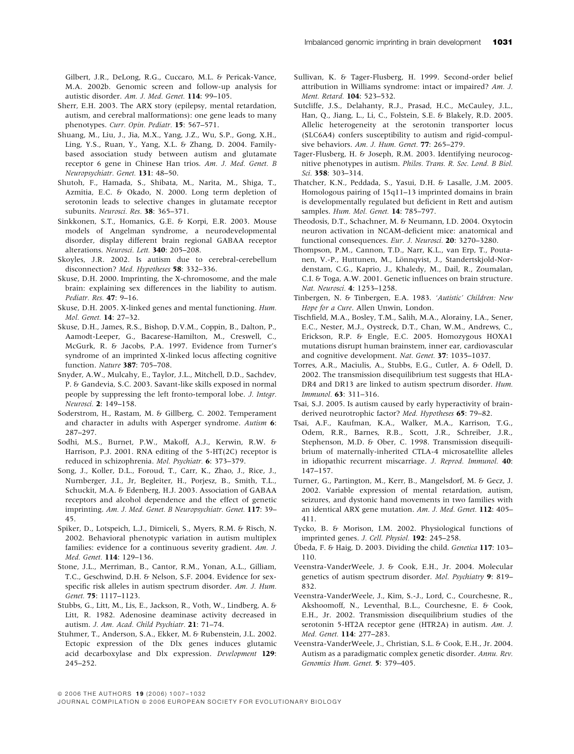Gilbert, J.R., DeLong, R.G., Cuccaro, M.L. & Pericak-Vance, M.A. 2002b. Genomic screen and follow-up analysis for autistic disorder. *Am. J. Med. Genet.* **114**: 99–105.

Sherr, E.H. 2003. The ARX story (epilepsy, mental retardation, autism, and cerebral malformations): one gene leads to many phenotypes. *Curr. Opin. Pediatr.* **15**: 567–571.

Shuang, M., Liu, J., Jia, M.X., Yang, J.Z., Wu, S.P., Gong, X.H., Ling, Y.S., Ruan, Y., Yang, X.L. & Zhang, D. 2004. Family-based association study between autism and glutamate receptor 6 gene in Chinese Han trios. *Am. J. Med. Genet. B Neuropsychiatr. Genet.* **131**: 48–50.

Shutoh, F., Hamada, S., Shibata, M., Narita, M., Shiga, T., Azmitia, E.C. & Okado, N. 2000. Long term depletion of serotonin leads to selective changes in glutamate receptor subunits. *Neurosci. Res.* **38**: 365–371.

Sinkkonen, S.T., Homanics, G.E. & Korpi, E.R. 2003. Mouse models of Angelman syndrome, a neurodevelopmental disorder, display different brain regional GABAA receptor alterations. *Neurosci. Lett.* **340**: 205–208.

Skoyles, J.R. 2002. Is autism due to cerebral-cerebellum disconnection? *Med. Hypotheses* **58**: 332–336.

Skuse, D.H. 2000. Imprinting, the X-chromosome, and the male brain: explaining sex differences in the liability to autism. *Pediatr. Res.* **47**: 9–16.

Skuse, D.H. 2005. X-linked genes and mental functioning. *Hum. Mol. Genet.* **14**: 27–32.

Skuse, D.H., James, R.S., Bishop, D.V.M., Coppin, B., Dalton, P., Aamodt-Leeper, G., Bacarese-Hamilton, M., Creswell, C., McGurk, R. & Jacobs, P.A. 1997. Evidence from Turner's syndrome of an imprinted X-linked locus affecting cognitive function. *Nature* **387**: 705–708.

Snyder, A.W., Mulcahy, E., Taylor, J.L., Mitchell, D.D., Sachdev, P. & Gandevia, S.C. 2003. Savant-like skills exposed in normal people by suppressing the left fronto-temporal lobe. *J. Integr. Neurosci.* **2**: 149–158.

Soderstrom, H., Rastam, M. & Gillberg, C. 2002. Temperament and character in adults with Asperger syndrome. *Autism* **6**: 287–297.

Sodhi, M.S., Burnet, P.W., Makoff, A.J., Kerwin, R.W. & Harrison, P.J. 2001. RNA editing of the 5-HT(2C) receptor is reduced in schizophrenia. *Mol. Psychiatr.* **6**: 373–379.

Song, J., Koller, D.L., Foroud, T., Carr, K., Zhao, J., Rice, J., Nurnberger, J.I., Jr, Begleiter, H., Porjesz, B., Smith, T.L., Schuckit, M.A. & Edenberg, H.J. 2003. Association of GABAA receptors and alcohol dependence and the effect of genetic imprinting. *Am. J. Med. Genet. B Neuropsychiatr. Genet.* **117**: 39–45.

Spiker, D., Lotspeich, L.J., Dimiceli, S., Myers, R.M. & Risch, N. 2002. Behavioral phenotypic variation in autism multiplex families: evidence for a continuous severity gradient. *Am. J. Med. Genet.* **114**: 129–136.

Stone, J.L., Merriman, B., Cantor, R.M., Yonan, A.L., Gilliam, T.C., Geschwind, D.H. & Nelson, S.F. 2004. Evidence for sex-specific risk alleles in autism spectrum disorder. *Am. J. Hum. Genet.* **75**: 1117–1123.

Stubbs, G., Litt, M., Lis, E., Jackson, R., Voth, W., Lindberg, A. & Litt, R. 1982. Adenosine deaminase activity decreased in autism. *J. Am. Acad. Child Psychiatr.* **21**: 71–74.

Stuhmer, T., Anderson, S.A., Ekker, M. & Rubenstein, J.L. 2002. Ectopic expression of the Dlx genes induces glutamic acid decarboxylase and Dlx expression. *Development* **129**: 245–252.

Sullivan, K. & Tager-Flusberg, H. 1999. Second-order belief attribution in Williams syndrome: intact or impaired? *Am. J. Ment. Retard.* **104**: 523–532.

Sutcliffe, J.S., Delahanty, R.J., Prasad, H.C., McCauley, J.L., Han, Q., Jiang, L., Li, C., Folstein, S.E. & Blakely, R.D. 2005. Allelic heterogeneity at the serotonin transporter locus (SLC6A4) confers susceptibility to autism and rigid-compulsive behaviors. *Am. J. Hum. Genet.* **77**: 265–279.

Tager-Flusberg, H. & Joseph, R.M. 2003. Identifying neurocognitive phenotypes in autism. *Philos. Trans. R. Soc. Lond. B Biol. Sci.* **358**: 303–314.

Thatcher, K.N., Peddada, S., Yasui, D.H. & Lasalle, J.M. 2005. Homologous pairing of 15q11–13 imprinted domains in brain is developmentally regulated but deficient in Rett and autism samples. *Hum. Mol. Genet.* **14**: 785–797.

Theodosis, D.T., Schachner, M. & Neumann, I.D. 2004. Oxytocin neuron activation in NCAM-deficient mice: anatomical and functional consequences. *Eur. J. Neurosci.* **20**: 3270–3280.

Thompson, P.M., Cannon, T.D., Narr, K.L., van Erp, T., Poutanen, V.-P., Huttunen, M., Lönnqvist, J., Standertskjold-Nordenstam, C.G., Kaprio, J., Khaledy, M., Dail, R., Zoumalan, C.I. & Toga, A.W. 2001. Genetic influences on brain structure. *Nat. Neurosci.* **4**: 1253–1258.

Tinbergen, N. & Tinbergen, E.A. 1983. *'Autistic' Children: New Hope for a Cure*. Allen Unwin, London.

Tischfield, M.A., Bosley, T.M., Salih, M.A., Alorainy, I.A., Sener, E.C., Nester, M.J., Oystreck, D.T., Chan, W.M., Andrews, C., Erickson, R.P. & Engle, E.C. 2005. Homozygous HOXA1 mutations disrupt human brainstem, inner ear, cardiovascular and cognitive development. *Nat. Genet.* **37**: 1035–1037.

Torres, A.R., Maciulis, A., Stubbs, E.G., Cutler, A. & Odell, D. 2002. The transmission disequilibrium test suggests that HLA-DR4 and DR13 are linked to autism spectrum disorder. *Hum. Immunol.* **63**: 311–316.

Tsai, S.J. 2005. Is autism caused by early hyperactivity of brain-derived neurotrophic factor? *Med. Hypotheses* **65**: 79–82.

Tsai, A.F., Kaufman, K.A., Walker, M.A., Karrison, T.G., Odem, R.R., Barnes, R.B., Scott, J.R., Schreiber, J.R., Stephenson, M.D. & Ober, C. 1998. Transmission disequilibrium of maternally-inherited CTLA-4 microsatellite alleles in idiopathic recurrent miscarriage. *J. Reprod. Immunol.* **40**: 147–157.

Turner, G., Partington, M., Kerr, B., Mangelsdorf, M. & Gecz, J. 2002. Variable expression of mental retardation, autism, seizures, and dystonic hand movements in two families with an identical ARX gene mutation. *Am. J. Med. Genet.* **112**: 405–411.

Tycko, B. & Morison, I.M. 2002. Physiological functions of imprinted genes. *J. Cell. Physiol.* **192**: 245–258.

Úbeda, F. & Haig, D. 2003. Dividing the child. *Genetica* **117**: 103–110.

Veenstra-VanderWeele, J. & Cook, E.H., Jr. 2004. Molecular genetics of autism spectrum disorder. *Mol. Psychiatry* **9**: 819–832.

Veenstra-VanderWeele, J., Kim, S.-J., Lord, C., Courchesne, R., Akshoomoff, N., Leventhal, B.L., Courchesne, E. & Cook, E.H., Jr. 2002. Transmission disequilibrium studies of the serotonin 5-HT2A receptor gene (HTR2A) in autism. *Am. J. Med. Genet.* **114**: 277–283.

Veenstra-VanderWeele, J., Christian, S.L. & Cook, E.H., Jr. 2004. Autism as a paradigmatic complex genetic disorder. *Annu. Rev. Genomics Hum. Genet.* **5**: 379–405.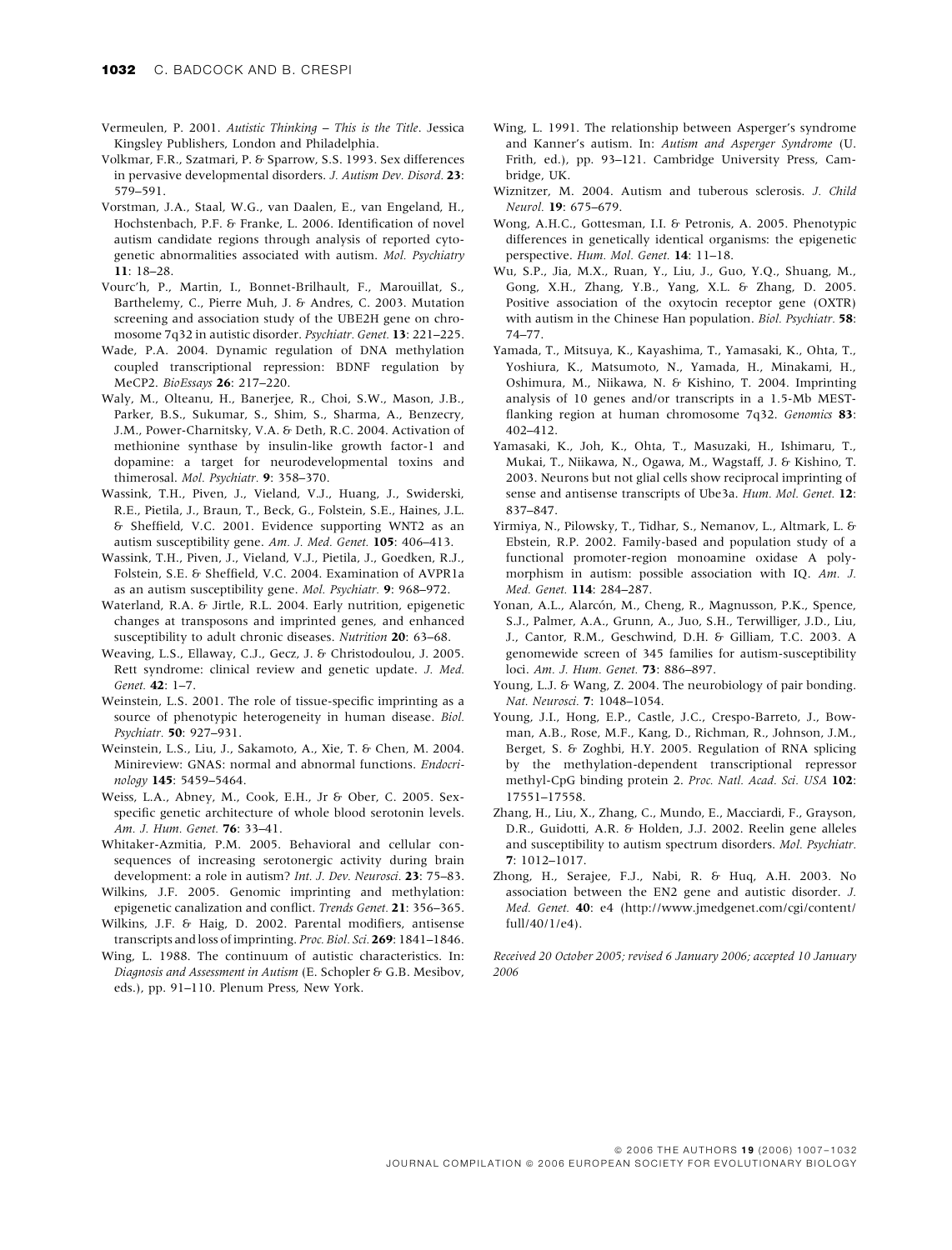Vermeulen, P. 2001. *Autistic Thinking – This is the Title*. Jessica Kingsley Publishers, London and Philadelphia.

Volkmar, F.R., Szatmari, P. & Sparrow, S.S. 1993. Sex differences in pervasive developmental disorders. *J. Autism Dev. Disord.* **23**: 579–591.

Vorstman, J.A., Staal, W.G., van Daalen, E., van Engeland, H., Hochstenbach, P.F. & Franke, L. 2006. Identification of novel autism candidate regions through analysis of reported cytogenetic abnormalities associated with autism. *Mol. Psychiatry* **11**: 18–28.

Vourc'h, P., Martin, I., Bonnet-Brilhault, F., Marouillat, S., Barthelemy, C., Pierre Muh, J. & Andres, C. 2003. Mutation screening and association study of the UBE2H gene on chromosome 7q32 in autistic disorder. *Psychiatr. Genet.* **13**: 221–225.

Wade, P.A. 2004. Dynamic regulation of DNA methylation coupled transcriptional repression: BDNF regulation by MeCP2. *BioEssays* **26**: 217–220.

Waly, M., Olteanu, H., Banerjee, R., Choi, S.W., Mason, J.B., Parker, B.S., Sukumar, S., Shim, S., Sharma, A., Benzecry, J.M., Power-Charnitsky, V.A. & Deth, R.C. 2004. Activation of methionine synthase by insulin-like growth factor-1 and dopamine: a target for neurodevelopmental toxins and thimerosal. *Mol. Psychiatr.* **9**: 358–370.

Wassink, T.H., Piven, J., Vieland, V.J., Huang, J., Swiderski, R.E., Pietila, J., Braun, T., Beck, G., Folstein, S.E., Haines, J.L. & Sheffield, V.C. 2001. Evidence supporting WNT2 as an autism susceptibility gene. *Am. J. Med. Genet.* **105**: 406–413.

Wassink, T.H., Piven, J., Vieland, V.J., Pietila, J., Goedken, R.J., Folstein, S.E. & Sheffield, V.C. 2004. Examination of AVPR1a as an autism susceptibility gene. *Mol. Psychiatr.* **9**: 968–972.

Waterland, R.A. & Jirtle, R.L. 2004. Early nutrition, epigenetic changes at transposons and imprinted genes, and enhanced susceptibility to adult chronic diseases. *Nutrition* **20**: 63–68.

Weaving, L.S., Ellaway, C.J., Gecz, J. & Christodoulou, J. 2005. Rett syndrome: clinical review and genetic update. *J. Med. Genet.* **42**: 1–7.

Weinstein, L.S. 2001. The role of tissue-specific imprinting as a source of phenotypic heterogeneity in human disease. *Biol. Psychiatr.* **50**: 927–931.

Weinstein, L.S., Liu, J., Sakamoto, A., Xie, T. & Chen, M. 2004. Minireview: GNAS: normal and abnormal functions. *Endocrinology* **145**: 5459–5464.

Weiss, L.A., Abney, M., Cook, E.H., Jr & Ober, C. 2005. Sex-specific genetic architecture of whole blood serotonin levels. *Am. J. Hum. Genet.* **76**: 33–41.

Whitaker-Azmitia, P.M. 2005. Behavioral and cellular consequences of increasing serotonergic activity during brain development: a role in autism? *Int. J. Dev. Neurosci.* **23**: 75–83.

Wilkins, J.F. 2005. Genomic imprinting and methylation: epigenetic canalization and conflict. *Trends Genet.* **21**: 356–365.

Wilkins, J.F. & Haig, D. 2002. Parental modifiers, antisense transcripts and loss of imprinting. *Proc. Biol. Sci.* **269**: 1841–1846.

Wing, L. 1988. The continuum of autistic characteristics. In: *Diagnosis and Assessment in Autism* (E. Schopler & G.B. Mesibov, eds.), pp. 91–110. Plenum Press, New York.

Wing, L. 1991. The relationship between Asperger's syndrome and Kanner's autism. In: *Autism and Asperger Syndrome* (U. Frith, ed.), pp. 93–121. Cambridge University Press, Cambridge, UK.

Wiznitzer, M. 2004. Autism and tuberous sclerosis. *J. Child Neurol.* **19**: 675–679.

Wong, A.H.C., Gottesman, I.I. & Petronis, A. 2005. Phenotypic differences in genetically identical organisms: the epigenetic perspective. *Hum. Mol. Genet.* **14**: 11–18.

Wu, S.P., Jia, M.X., Ruan, Y., Liu, J., Guo, Y.Q., Shuang, M., Gong, X.H., Zhang, Y.B., Yang, X.L. & Zhang, D. 2005. Positive association of the oxytocin receptor gene (OXTR) with autism in the Chinese Han population. *Biol. Psychiatr.* **58**: 74–77.

Yamada, T., Mitsuya, K., Kayashima, T., Yamasaki, K., Ohta, T., Yoshiura, K., Matsumoto, N., Yamada, H., Minakami, H., Oshimura, M., Niikawa, N. & Kishino, T. 2004. Imprinting analysis of 10 genes and/or transcripts in a 1.5-Mb MEST-flanking region at human chromosome 7q32. *Genomics* **83**: 402–412.

Yamasaki, K., Joh, K., Ohta, T., Masuzaki, H., Ishimaru, T., Mukai, T., Niikawa, N., Ogawa, M., Wagstaff, J. & Kishino, T. 2003. Neurons but not glial cells show reciprocal imprinting of sense and antisense transcripts of Ube3a. *Hum. Mol. Genet.* **12**: 837–847.

Yirmiya, N., Pilowsky, T., Tidhar, S., Nemanov, L., Altmark, L. & Ebstein, R.P. 2002. Family-based and population study of a functional promoter-region monoamine oxidase A polymorphism in autism: possible association with IQ. *Am. J. Med. Genet.* **114**: 284–287.

Yonan, A.L., Alarcón, M., Cheng, R., Magnusson, P.K., Spence, S.J., Palmer, A.A., Grunn, A., Juo, S.H., Terwilliger, J.D., Liu, J., Cantor, R.M., Geschwind, D.H. & Gilliam, T.C. 2003. A genomewide screen of 345 families for autism-susceptibility loci. *Am. J. Hum. Genet.* **73**: 886–897.

Young, L.J. & Wang, Z. 2004. The neurobiology of pair bonding. *Nat. Neurosci.* **7**: 1048–1054.

Young, J.I., Hong, E.P., Castle, J.C., Crespo-Barreto, J., Bowman, A.B., Rose, M.F., Kang, D., Richman, R., Johnson, J.M., Berget, S. & Zoghbi, H.Y. 2005. Regulation of RNA splicing by the methylation-dependent transcriptional repressor methyl-CpG binding protein 2. *Proc. Natl. Acad. Sci. USA* **102**: 17551–17558.

Zhang, H., Liu, X., Zhang, C., Mundo, E., Macciardi, F., Grayson, D.R., Guidotti, A.R. & Holden, J.J. 2002. Reelin gene alleles and susceptibility to autism spectrum disorders. *Mol. Psychiatr.* **7**: 1012–1017.

Zhong, H., Serajee, F.J., Nabi, R. & Huq, A.H. 2003. No association between the EN2 gene and autistic disorder. *J. Med. Genet.* **40**: e4 (http://www.jmedgenet.com/cgi/content/full/40/1/e4).

*Received 20 October 2005; revised 6 January 2006; accepted 10 January 2006*